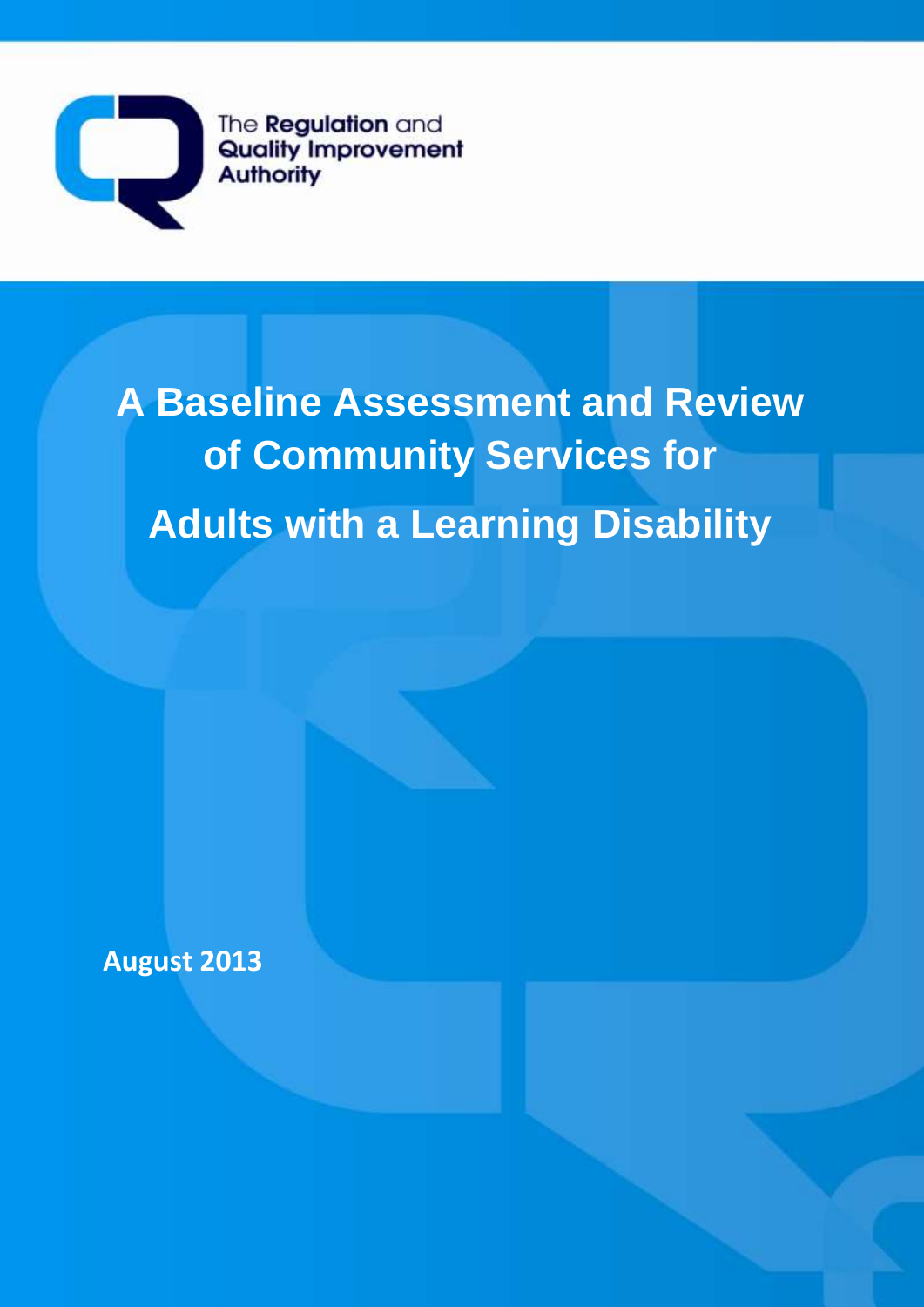The Regulation and Quality Improvement Authority

# A Baseline Assessment and Review of Community Services for Adults with a Learning Disability

**August 2013**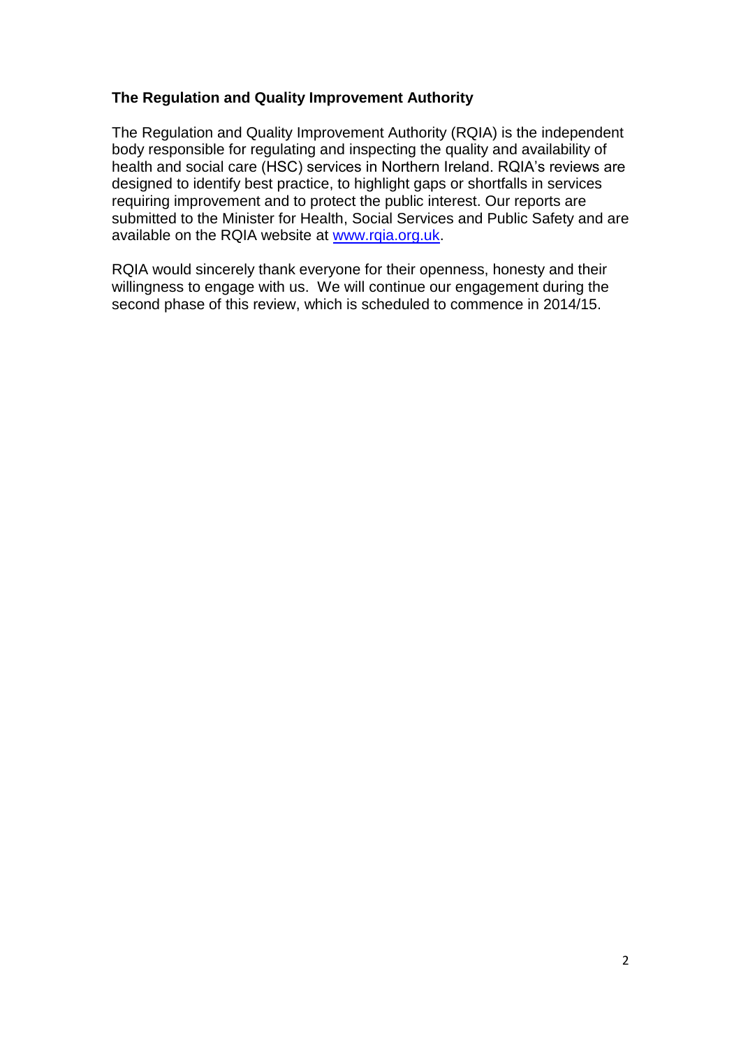## The Regulation and Quality Improvement Authority

The Regulation and Quality Improvement Authority (RQIA) is the independent body responsible for regulating and inspecting the quality and availability of health and social care (HSC) services in Northern Ireland. RQIA's reviews are designed to identify best practice, to highlight gaps or shortfalls in services requiring improvement and to protect the public interest. Our reports are submitted to the Minister for Health, Social Services and Public Safety and are available on the RQIA website at [www.rqia.org.uk](http://www.rqia.org.uk).

RQIA would sincerely thank everyone for their openness, honesty and their willingness to engage with us. We will continue our engagement during the second phase of this review, which is scheduled to commence in 2014/15.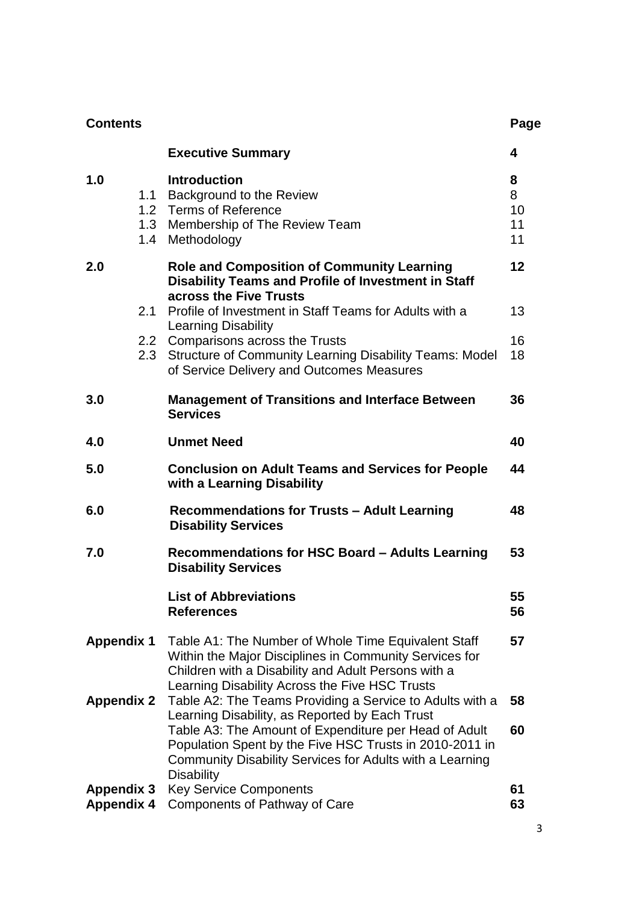# Contents

| | | | Page |
|---|---|---|---|
| | | **Executive Summary** | **4** |
| **1.0** | | **Introduction** | **8** |
| | 1.1 | Background to the Review | 8 |
| | 1.2 | Terms of Reference | 10 |
| | 1.3 | Membership of The Review Team | 11 |
| | 1.4 | Methodology | 11 |
| **2.0** | | **Role and Composition of Community Learning Disability Teams and Profile of Investment in Staff across the Five Trusts** | **12** |
| | 2.1 | Profile of Investment in Staff Teams for Adults with a Learning Disability | 13 |
| | 2.2 | Comparisons across the Trusts | 16 |
| | 2.3 | Structure of Community Learning Disability Teams: Model of Service Delivery and Outcomes Measures | 18 |
| **3.0** | | **Management of Transitions and Interface Between Services** | **36** |
| **4.0** | | **Unmet Need** | **40** |
| **5.0** | | **Conclusion on Adult Teams and Services for People with a Learning Disability** | **44** |
| **6.0** | | **Recommendations for Trusts – Adult Learning Disability Services** | **48** |
| **7.0** | | **Recommendations for HSC Board – Adults Learning Disability Services** | **53** |
| | | **List of Abbreviations** | **55** |
| | | **References** | **56** |
| **Appendix 1** | | Table A1: The Number of Whole Time Equivalent Staff Within the Major Disciplines in Community Services for Children with a Disability and Adult Persons with a Learning Disability Across the Five HSC Trusts | **57** |
| **Appendix 2** | | Table A2: The Teams Providing a Service to Adults with a Learning Disability, as Reported by Each Trust | **58** |
| | | Table A3: The Amount of Expenditure per Head of Adult Population Spent by the Five HSC Trusts in 2010-2011 in Community Disability Services for Adults with a Learning Disability | **60** |
| **Appendix 3** | | Key Service Components | **61** |
| **Appendix 4** | | Components of Pathway of Care | **63** |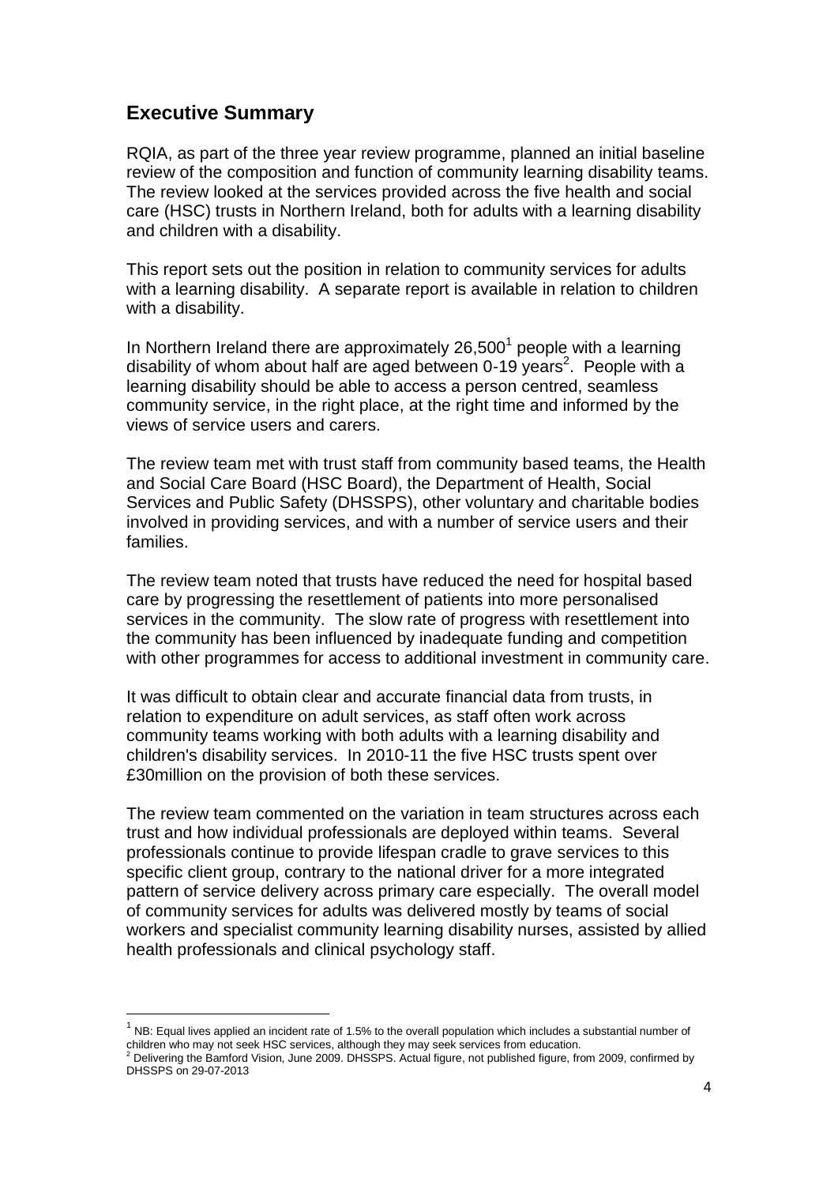## Executive Summary

RQIA, as part of the three year review programme, planned an initial baseline review of the composition and function of community learning disability teams. The review looked at the services provided across the five health and social care (HSC) trusts in Northern Ireland, both for adults with a learning disability and children with a disability.

This report sets out the position in relation to community services for adults with a learning disability. A separate report is available in relation to children with a disability.

In Northern Ireland there are approximately 26,500[1] people with a learning disability of whom about half are aged between 0-19 years[2]. People with a learning disability should be able to access a person centred, seamless community service, in the right place, at the right time and informed by the views of service users and carers.

The review team met with trust staff from community based teams, the Health and Social Care Board (HSC Board), the Department of Health, Social Services and Public Safety (DHSSPS), other voluntary and charitable bodies involved in providing services, and with a number of service users and their families.

The review team noted that trusts have reduced the need for hospital based care by progressing the resettlement of patients into more personalised services in the community. The slow rate of progress with resettlement into the community has been influenced by inadequate funding and competition with other programmes for access to additional investment in community care.

It was difficult to obtain clear and accurate financial data from trusts, in relation to expenditure on adult services, as staff often work across community teams working with both adults with a learning disability and children's disability services. In 2010-11 the five HSC trusts spent over £30million on the provision of both these services.

The review team commented on the variation in team structures across each trust and how individual professionals are deployed within teams. Several professionals continue to provide lifespan cradle to grave services to this specific client group, contrary to the national driver for a more integrated pattern of service delivery across primary care especially. The overall model of community services for adults was delivered mostly by teams of social workers and specialist community learning disability nurses, assisted by allied health professionals and clinical psychology staff.

---

[1] NB: Equal lives applied an incident rate of 1.5% to the overall population which includes a substantial number of children who may not seek HSC services, although they may seek services from education.

[2] Delivering the Bamford Vision, June 2009. DHSSPS. Actual figure, not published figure, from 2009, confirmed by DHSSPS on 29-07-2013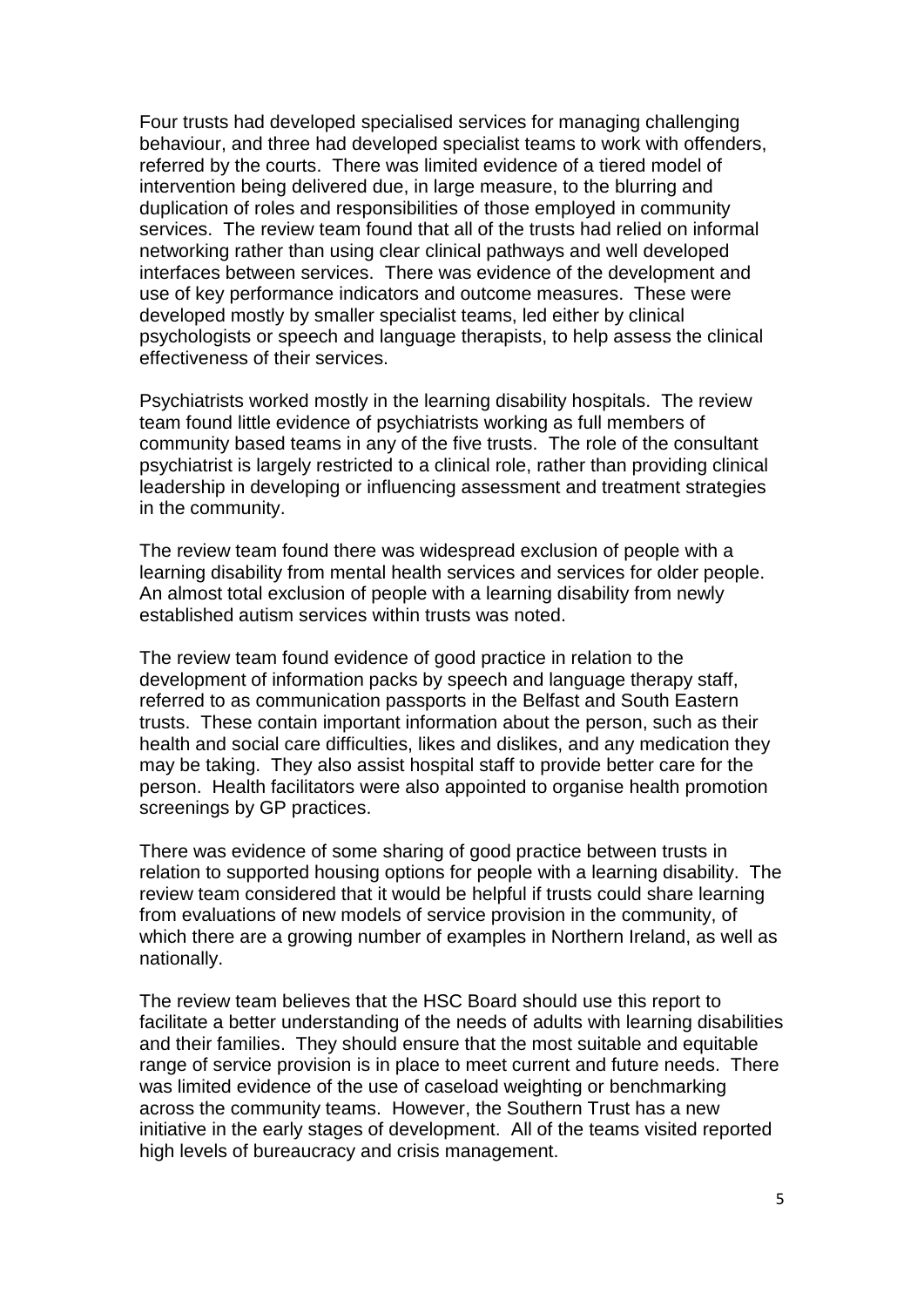Four trusts had developed specialised services for managing challenging behaviour, and three had developed specialist teams to work with offenders, referred by the courts. There was limited evidence of a tiered model of intervention being delivered due, in large measure, to the blurring and duplication of roles and responsibilities of those employed in community services. The review team found that all of the trusts had relied on informal networking rather than using clear clinical pathways and well developed interfaces between services. There was evidence of the development and use of key performance indicators and outcome measures. These were developed mostly by smaller specialist teams, led either by clinical psychologists or speech and language therapists, to help assess the clinical effectiveness of their services.

Psychiatrists worked mostly in the learning disability hospitals. The review team found little evidence of psychiatrists working as full members of community based teams in any of the five trusts. The role of the consultant psychiatrist is largely restricted to a clinical role, rather than providing clinical leadership in developing or influencing assessment and treatment strategies in the community.

The review team found there was widespread exclusion of people with a learning disability from mental health services and services for older people. An almost total exclusion of people with a learning disability from newly established autism services within trusts was noted.

The review team found evidence of good practice in relation to the development of information packs by speech and language therapy staff, referred to as communication passports in the Belfast and South Eastern trusts. These contain important information about the person, such as their health and social care difficulties, likes and dislikes, and any medication they may be taking. They also assist hospital staff to provide better care for the person. Health facilitators were also appointed to organise health promotion screenings by GP practices.

There was evidence of some sharing of good practice between trusts in relation to supported housing options for people with a learning disability. The review team considered that it would be helpful if trusts could share learning from evaluations of new models of service provision in the community, of which there are a growing number of examples in Northern Ireland, as well as nationally.

The review team believes that the HSC Board should use this report to facilitate a better understanding of the needs of adults with learning disabilities and their families. They should ensure that the most suitable and equitable range of service provision is in place to meet current and future needs. There was limited evidence of the use of caseload weighting or benchmarking across the community teams. However, the Southern Trust has a new initiative in the early stages of development. All of the teams visited reported high levels of bureaucracy and crisis management.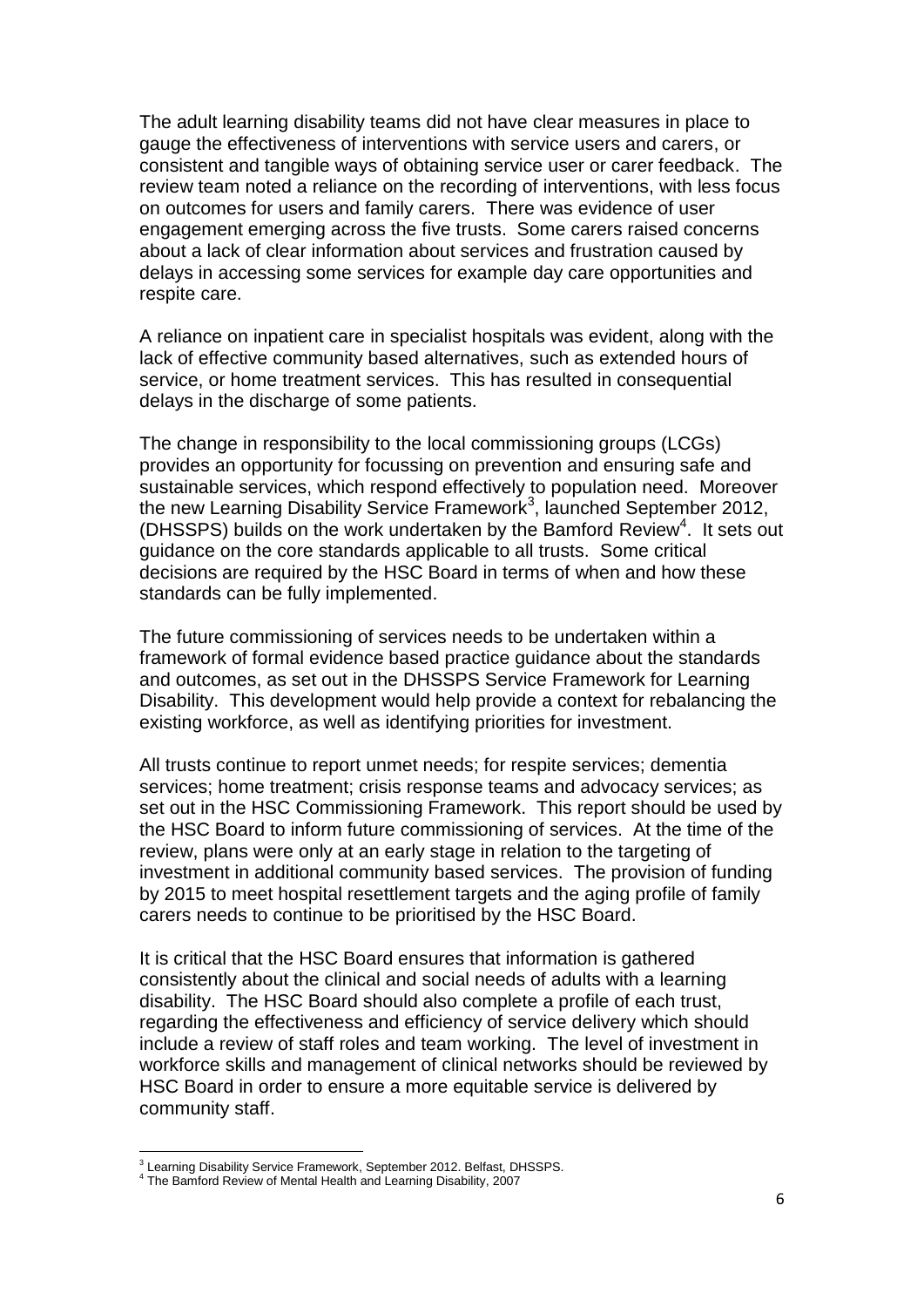The adult learning disability teams did not have clear measures in place to gauge the effectiveness of interventions with service users and carers, or consistent and tangible ways of obtaining service user or carer feedback. The review team noted a reliance on the recording of interventions, with less focus on outcomes for users and family carers. There was evidence of user engagement emerging across the five trusts. Some carers raised concerns about a lack of clear information about services and frustration caused by delays in accessing some services for example day care opportunities and respite care.

A reliance on inpatient care in specialist hospitals was evident, along with the lack of effective community based alternatives, such as extended hours of service, or home treatment services. This has resulted in consequential delays in the discharge of some patients.

The change in responsibility to the local commissioning groups (LCGs) provides an opportunity for focussing on prevention and ensuring safe and sustainable services, which respond effectively to population need. Moreover the new Learning Disability Service Framework[3], launched September 2012, (DHSSPS) builds on the work undertaken by the Bamford Review[4]. It sets out guidance on the core standards applicable to all trusts. Some critical decisions are required by the HSC Board in terms of when and how these standards can be fully implemented.

The future commissioning of services needs to be undertaken within a framework of formal evidence based practice guidance about the standards and outcomes, as set out in the DHSSPS Service Framework for Learning Disability. This development would help provide a context for rebalancing the existing workforce, as well as identifying priorities for investment.

All trusts continue to report unmet needs; for respite services; dementia services; home treatment; crisis response teams and advocacy services; as set out in the HSC Commissioning Framework. This report should be used by the HSC Board to inform future commissioning of services. At the time of the review, plans were only at an early stage in relation to the targeting of investment in additional community based services. The provision of funding by 2015 to meet hospital resettlement targets and the aging profile of family carers needs to continue to be prioritised by the HSC Board.

It is critical that the HSC Board ensures that information is gathered consistently about the clinical and social needs of adults with a learning disability. The HSC Board should also complete a profile of each trust, regarding the effectiveness and efficiency of service delivery which should include a review of staff roles and team working. The level of investment in workforce skills and management of clinical networks should be reviewed by HSC Board in order to ensure a more equitable service is delivered by community staff.

---

[3] Learning Disability Service Framework, September 2012. Belfast, DHSSPS.

[4] The Bamford Review of Mental Health and Learning Disability, 2007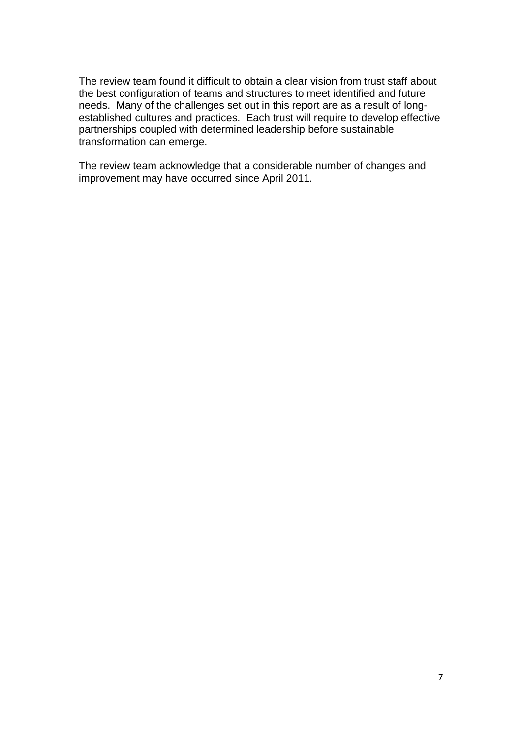The review team found it difficult to obtain a clear vision from trust staff about the best configuration of teams and structures to meet identified and future needs. Many of the challenges set out in this report are as a result of long-established cultures and practices. Each trust will require to develop effective partnerships coupled with determined leadership before sustainable transformation can emerge.

The review team acknowledge that a considerable number of changes and improvement may have occurred since April 2011.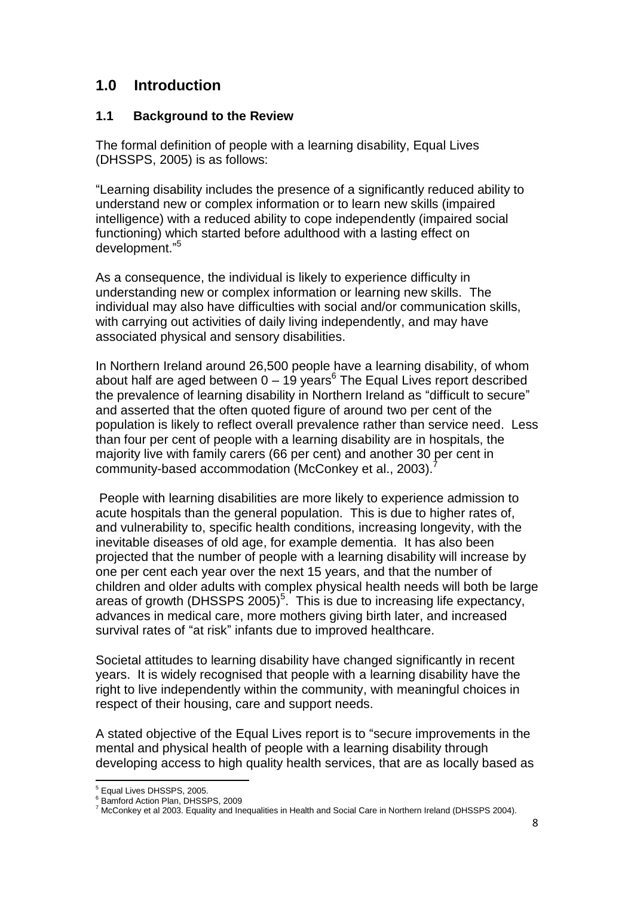# 1.0 Introduction

## 1.1 Background to the Review

The formal definition of people with a learning disability, Equal Lives (DHSSPS, 2005) is as follows:

"Learning disability includes the presence of a significantly reduced ability to understand new or complex information or to learn new skills (impaired intelligence) with a reduced ability to cope independently (impaired social functioning) which started before adulthood with a lasting effect on development."[5]

As a consequence, the individual is likely to experience difficulty in understanding new or complex information or learning new skills. The individual may also have difficulties with social and/or communication skills, with carrying out activities of daily living independently, and may have associated physical and sensory disabilities.

In Northern Ireland around 26,500 people have a learning disability, of whom about half are aged between 0 – 19 years[6] The Equal Lives report described the prevalence of learning disability in Northern Ireland as "difficult to secure" and asserted that the often quoted figure of around two per cent of the population is likely to reflect overall prevalence rather than service need. Less than four per cent of people with a learning disability are in hospitals, the majority live with family carers (66 per cent) and another 30 per cent in community-based accommodation (McConkey et al., 2003).[7]

People with learning disabilities are more likely to experience admission to acute hospitals than the general population. This is due to higher rates of, and vulnerability to, specific health conditions, increasing longevity, with the inevitable diseases of old age, for example dementia. It has also been projected that the number of people with a learning disability will increase by one per cent each year over the next 15 years, and that the number of children and older adults with complex physical health needs will both be large areas of growth (DHSSPS 2005)[5]. This is due to increasing life expectancy, advances in medical care, more mothers giving birth later, and increased survival rates of "at risk" infants due to improved healthcare.

Societal attitudes to learning disability have changed significantly in recent years. It is widely recognised that people with a learning disability have the right to live independently within the community, with meaningful choices in respect of their housing, care and support needs.

A stated objective of the Equal Lives report is to "secure improvements in the mental and physical health of people with a learning disability through developing access to high quality health services, that are as locally based as

---

[5] Equal Lives DHSSPS, 2005.

[6] Bamford Action Plan, DHSSPS, 2009

[7] McConkey et al 2003. Equality and Inequalities in Health and Social Care in Northern Ireland (DHSSPS 2004).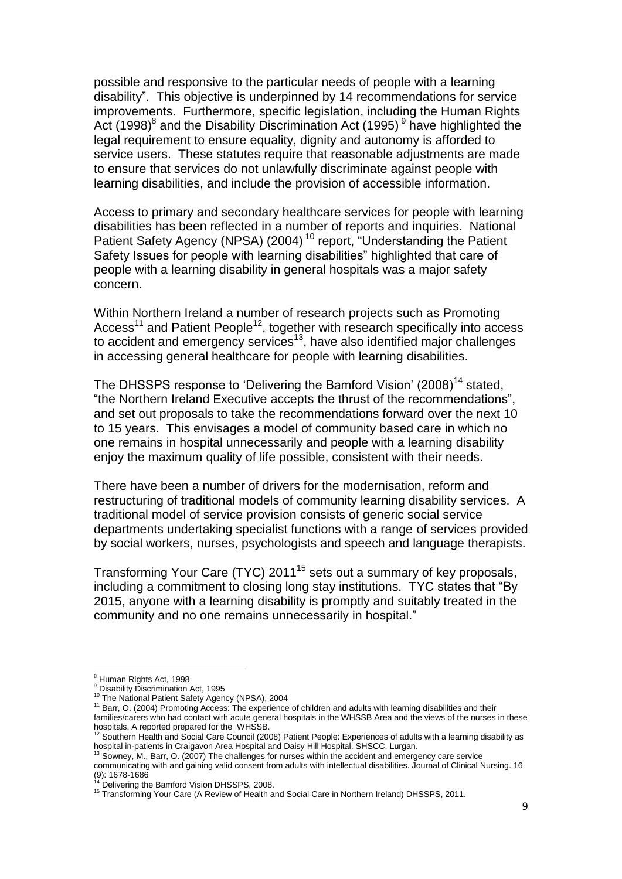possible and responsive to the particular needs of people with a learning disability". This objective is underpinned by 14 recommendations for service improvements. Furthermore, specific legislation, including the Human Rights Act (1998)[8] and the Disability Discrimination Act (1995)[9] have highlighted the legal requirement to ensure equality, dignity and autonomy is afforded to service users. These statutes require that reasonable adjustments are made to ensure that services do not unlawfully discriminate against people with learning disabilities, and include the provision of accessible information.

Access to primary and secondary healthcare services for people with learning disabilities has been reflected in a number of reports and inquiries. National Patient Safety Agency (NPSA) (2004)[10] report, "Understanding the Patient Safety Issues for people with learning disabilities" highlighted that care of people with a learning disability in general hospitals was a major safety concern.

Within Northern Ireland a number of research projects such as Promoting Access[11] and Patient People[12], together with research specifically into access to accident and emergency services[13], have also identified major challenges in accessing general healthcare for people with learning disabilities.

The DHSSPS response to 'Delivering the Bamford Vision' (2008)[14] stated, "the Northern Ireland Executive accepts the thrust of the recommendations", and set out proposals to take the recommendations forward over the next 10 to 15 years. This envisages a model of community based care in which no one remains in hospital unnecessarily and people with a learning disability enjoy the maximum quality of life possible, consistent with their needs.

There have been a number of drivers for the modernisation, reform and restructuring of traditional models of community learning disability services. A traditional model of service provision consists of generic social service departments undertaking specialist functions with a range of services provided by social workers, nurses, psychologists and speech and language therapists.

Transforming Your Care (TYC) 2011[15] sets out a summary of key proposals, including a commitment to closing long stay institutions. TYC states that "By 2015, anyone with a learning disability is promptly and suitably treated in the community and no one remains unnecessarily in hospital."

---

[8] Human Rights Act, 1998
[9] Disability Discrimination Act, 1995
[10] The National Patient Safety Agency (NPSA), 2004
[11] Barr, O. (2004) Promoting Access: The experience of children and adults with learning disabilities and their families/carers who had contact with acute general hospitals in the WHSSB Area and the views of the nurses in these hospitals. A reported prepared for the WHSSB.
[12] Southern Health and Social Care Council (2008) Patient People: Experiences of adults with a learning disability as hospital in-patients in Craigavon Area Hospital and Daisy Hill Hospital. SHSCC, Lurgan.
[13] Sowney, M., Barr, O. (2007) The challenges for nurses within the accident and emergency care service communicating with and gaining valid consent from adults with intellectual disabilities. Journal of Clinical Nursing. 16 (9): 1678-1686
[14] Delivering the Bamford Vision DHSSPS, 2008.
[15] Transforming Your Care (A Review of Health and Social Care in Northern Ireland) DHSSPS, 2011.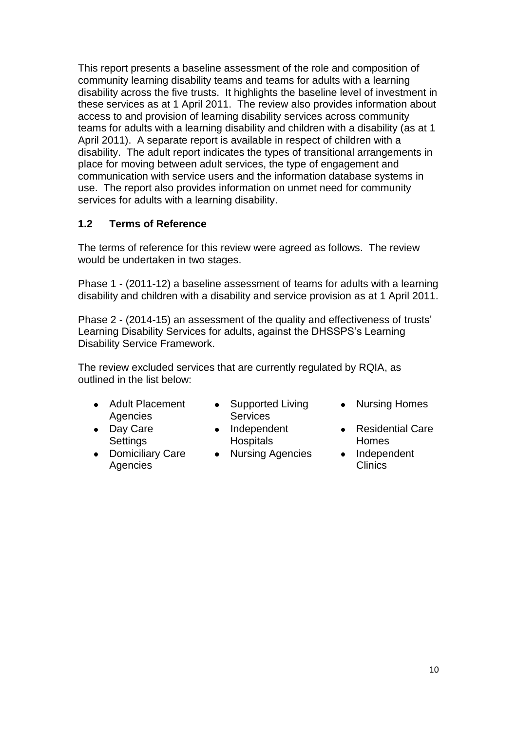This report presents a baseline assessment of the role and composition of community learning disability teams and teams for adults with a learning disability across the five trusts. It highlights the baseline level of investment in these services as at 1 April 2011. The review also provides information about access to and provision of learning disability services across community teams for adults with a learning disability and children with a disability (as at 1 April 2011). A separate report is available in respect of children with a disability. The adult report indicates the types of transitional arrangements in place for moving between adult services, the type of engagement and communication with service users and the information database systems in use. The report also provides information on unmet need for community services for adults with a learning disability.

### 1.2 Terms of Reference

The terms of reference for this review were agreed as follows. The review would be undertaken in two stages.

Phase 1 - (2011-12) a baseline assessment of teams for adults with a learning disability and children with a disability and service provision as at 1 April 2011.

Phase 2 - (2014-15) an assessment of the quality and effectiveness of trusts' Learning Disability Services for adults, against the DHSSPS's Learning Disability Service Framework.

The review excluded services that are currently regulated by RQIA, as outlined in the list below:

- Adult Placement Agencies
- Day Care Settings
- Domiciliary Care Agencies
- Supported Living Services
- Independent Hospitals
- Nursing Agencies
- Nursing Homes
- Residential Care Homes
- Independent Clinics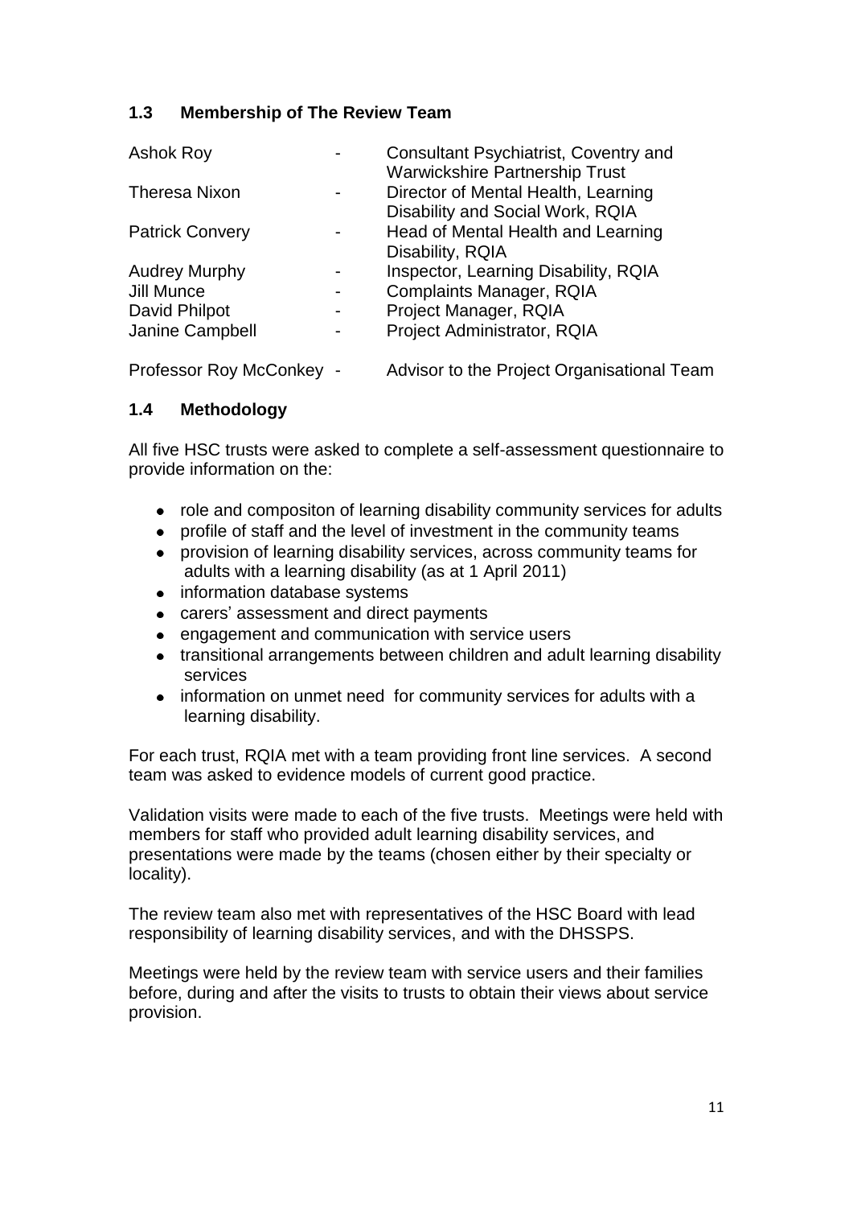### 1.3 Membership of The Review Team

| | | |
|---|---|---|
| Ashok Roy | - | Consultant Psychiatrist, Coventry and Warwickshire Partnership Trust |
| Theresa Nixon | - | Director of Mental Health, Learning Disability and Social Work, RQIA |
| Patrick Convery | - | Head of Mental Health and Learning Disability, RQIA |
| Audrey Murphy | - | Inspector, Learning Disability, RQIA |
| Jill Munce | - | Complaints Manager, RQIA |
| David Philpot | - | Project Manager, RQIA |
| Janine Campbell | - | Project Administrator, RQIA |
| Professor Roy McConkey | - | Advisor to the Project Organisational Team |

### 1.4 Methodology

All five HSC trusts were asked to complete a self-assessment questionnaire to provide information on the:

- role and compositon of learning disability community services for adults
- profile of staff and the level of investment in the community teams
- provision of learning disability services, across community teams for adults with a learning disability (as at 1 April 2011)
- information database systems
- carers' assessment and direct payments
- engagement and communication with service users
- transitional arrangements between children and adult learning disability services
- information on unmet need for community services for adults with a learning disability.

For each trust, RQIA met with a team providing front line services. A second team was asked to evidence models of current good practice.

Validation visits were made to each of the five trusts. Meetings were held with members for staff who provided adult learning disability services, and presentations were made by the teams (chosen either by their specialty or locality).

The review team also met with representatives of the HSC Board with lead responsibility of learning disability services, and with the DHSSPS.

Meetings were held by the review team with service users and their families before, during and after the visits to trusts to obtain their views about service provision.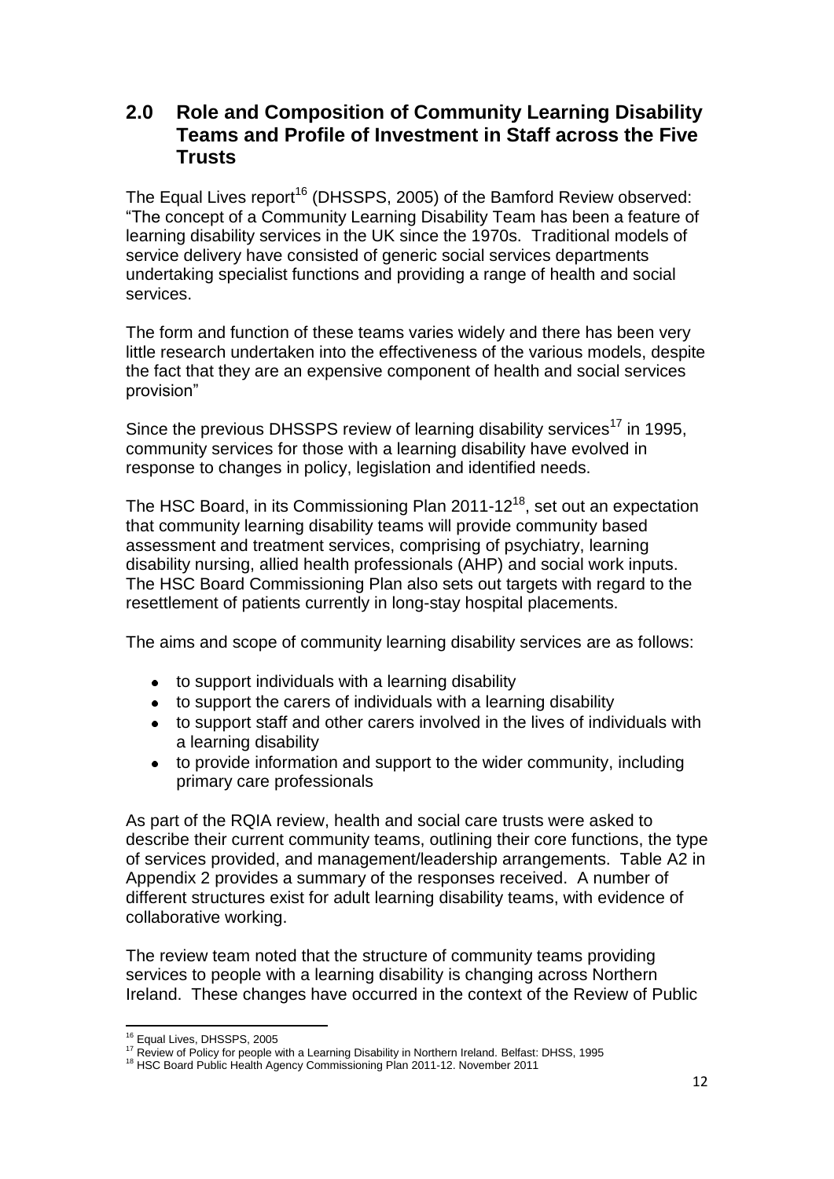## 2.0 Role and Composition of Community Learning Disability Teams and Profile of Investment in Staff across the Five Trusts

The Equal Lives report[16] (DHSSPS, 2005) of the Bamford Review observed: "The concept of a Community Learning Disability Team has been a feature of learning disability services in the UK since the 1970s. Traditional models of service delivery have consisted of generic social services departments undertaking specialist functions and providing a range of health and social services.

The form and function of these teams varies widely and there has been very little research undertaken into the effectiveness of the various models, despite the fact that they are an expensive component of health and social services provision"

Since the previous DHSSPS review of learning disability services[17] in 1995, community services for those with a learning disability have evolved in response to changes in policy, legislation and identified needs.

The HSC Board, in its Commissioning Plan 2011-12[18], set out an expectation that community learning disability teams will provide community based assessment and treatment services, comprising of psychiatry, learning disability nursing, allied health professionals (AHP) and social work inputs. The HSC Board Commissioning Plan also sets out targets with regard to the resettlement of patients currently in long-stay hospital placements.

The aims and scope of community learning disability services are as follows:

- to support individuals with a learning disability
- to support the carers of individuals with a learning disability
- to support staff and other carers involved in the lives of individuals with a learning disability
- to provide information and support to the wider community, including primary care professionals

As part of the RQIA review, health and social care trusts were asked to describe their current community teams, outlining their core functions, the type of services provided, and management/leadership arrangements. Table A2 in Appendix 2 provides a summary of the responses received. A number of different structures exist for adult learning disability teams, with evidence of collaborative working.

The review team noted that the structure of community teams providing services to people with a learning disability is changing across Northern Ireland. These changes have occurred in the context of the Review of Public

---

[16] Equal Lives, DHSSPS, 2005

[17] Review of Policy for people with a Learning Disability in Northern Ireland. Belfast: DHSS, 1995

[18] HSC Board Public Health Agency Commissioning Plan 2011-12. November 2011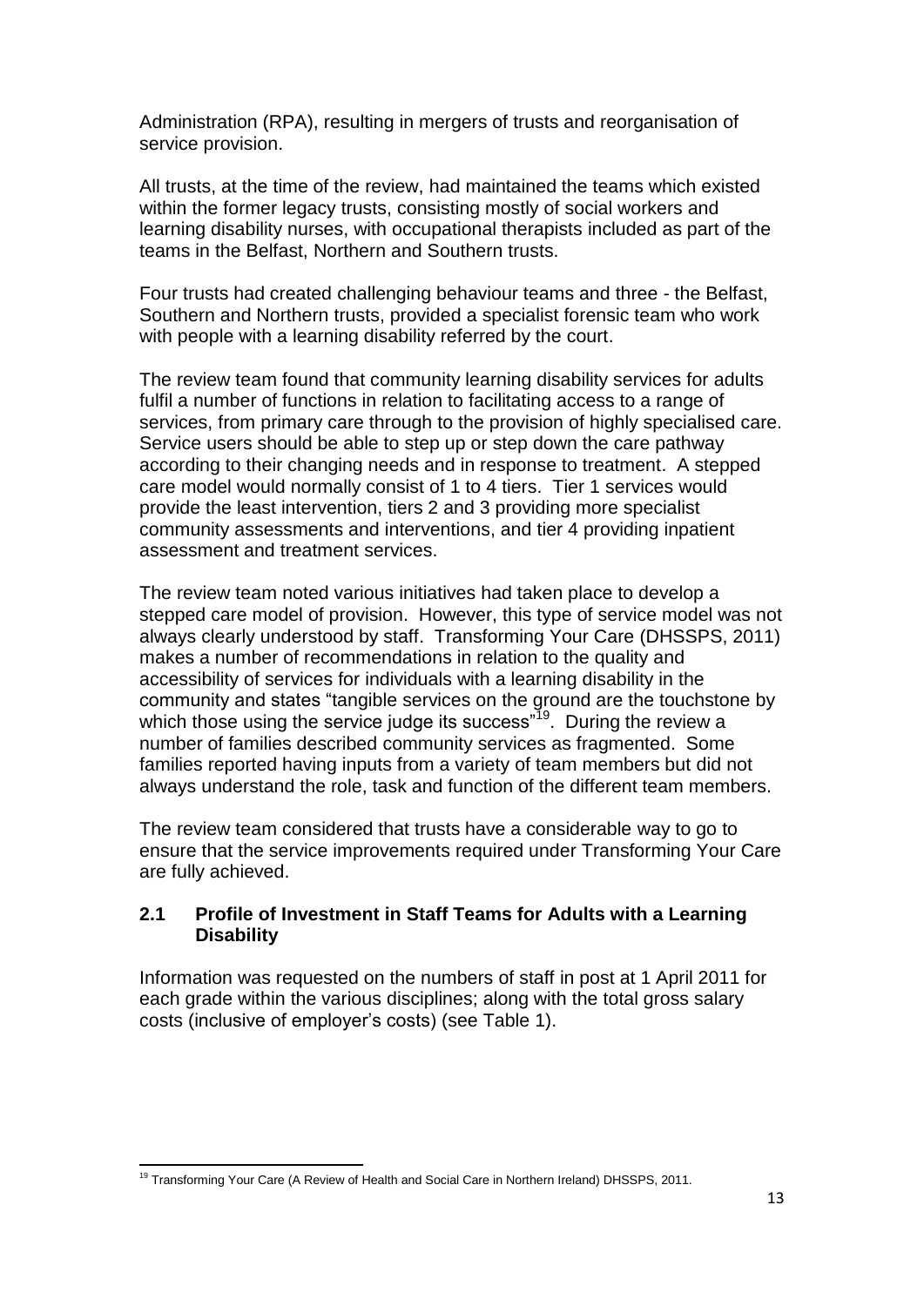Administration (RPA), resulting in mergers of trusts and reorganisation of service provision.

All trusts, at the time of the review, had maintained the teams which existed within the former legacy trusts, consisting mostly of social workers and learning disability nurses, with occupational therapists included as part of the teams in the Belfast, Northern and Southern trusts.

Four trusts had created challenging behaviour teams and three - the Belfast, Southern and Northern trusts, provided a specialist forensic team who work with people with a learning disability referred by the court.

The review team found that community learning disability services for adults fulfil a number of functions in relation to facilitating access to a range of services, from primary care through to the provision of highly specialised care. Service users should be able to step up or step down the care pathway according to their changing needs and in response to treatment. A stepped care model would normally consist of 1 to 4 tiers. Tier 1 services would provide the least intervention, tiers 2 and 3 providing more specialist community assessments and interventions, and tier 4 providing inpatient assessment and treatment services.

The review team noted various initiatives had taken place to develop a stepped care model of provision. However, this type of service model was not always clearly understood by staff. Transforming Your Care (DHSSPS, 2011) makes a number of recommendations in relation to the quality and accessibility of services for individuals with a learning disability in the community and states "tangible services on the ground are the touchstone by which those using the service judge its success"[19]. During the review a number of families described community services as fragmented. Some families reported having inputs from a variety of team members but did not always understand the role, task and function of the different team members.

The review team considered that trusts have a considerable way to go to ensure that the service improvements required under Transforming Your Care are fully achieved.

### 2.1 Profile of Investment in Staff Teams for Adults with a Learning Disability

Information was requested on the numbers of staff in post at 1 April 2011 for each grade within the various disciplines; along with the total gross salary costs (inclusive of employer's costs) (see Table 1).

[19] Transforming Your Care (A Review of Health and Social Care in Northern Ireland) DHSSPS, 2011.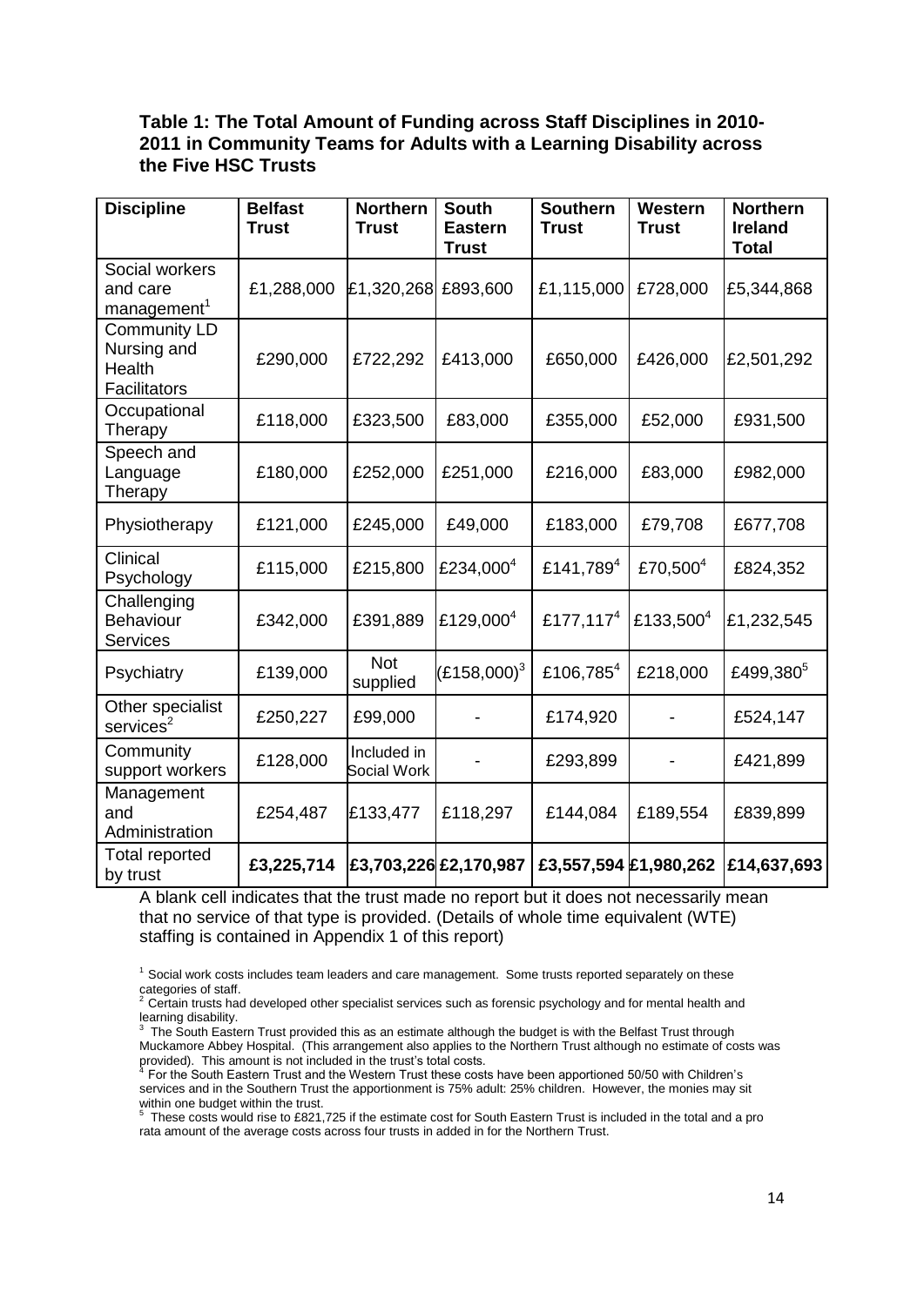**Table 1: The Total Amount of Funding across Staff Disciplines in 2010-2011 in Community Teams for Adults with a Learning Disability across the Five HSC Trusts**

| Discipline | Belfast Trust | Northern Trust | South Eastern Trust | Southern Trust | Western Trust | Northern Ireland Total |
|---|---|---|---|---|---|---|
| Social workers and care management[1] | £1,288,000 | £1,320,268 | £893,600 | £1,115,000 | £728,000 | £5,344,868 |
| Community LD Nursing and Health Facilitators | £290,000 | £722,292 | £413,000 | £650,000 | £426,000 | £2,501,292 |
| Occupational Therapy | £118,000 | £323,500 | £83,000 | £355,000 | £52,000 | £931,500 |
| Speech and Language Therapy | £180,000 | £252,000 | £251,000 | £216,000 | £83,000 | £982,000 |
| Physiotherapy | £121,000 | £245,000 | £49,000 | £183,000 | £79,708 | £677,708 |
| Clinical Psychology | £115,000 | £215,800 | £234,000[4] | £141,789[4] | £70,500[4] | £824,352 |
| Challenging Behaviour Services | £342,000 | £391,889 | £129,000[4] | £177,117[4] | £133,500[4] | £1,232,545 |
| Psychiatry | £139,000 | Not supplied | (£158,000)[3] | £106,785[4] | £218,000 | £499,380[5] |
| Other specialist services[2] | £250,227 | £99,000 | - | £174,920 | - | £524,147 |
| Community support workers | £128,000 | Included in Social Work | - | £293,899 | - | £421,899 |
| Management and Administration | £254,487 | £133,477 | £118,297 | £144,084 | £189,554 | £839,899 |
| Total reported by trust | **£3,225,714** | **£3,703,226** | **£2,170,987** | **£3,557,594** | **£1,980,262** | **£14,637,693** |

A blank cell indicates that the trust made no report but it does not necessarily mean that no service of that type is provided. (Details of whole time equivalent (WTE) staffing is contained in Appendix 1 of this report)

[1] Social work costs includes team leaders and care management. Some trusts reported separately on these categories of staff.

[2] Certain trusts had developed other specialist services such as forensic psychology and for mental health and learning disability.

[3] The South Eastern Trust provided this as an estimate although the budget is with the Belfast Trust through Muckamore Abbey Hospital. (This arrangement also applies to the Northern Trust although no estimate of costs was provided). This amount is not included in the trust's total costs.

[4] For the South Eastern Trust and the Western Trust these costs have been apportioned 50/50 with Children's services and in the Southern Trust the apportionment is 75% adult: 25% children. However, the monies may sit within one budget within the trust.

[5] These costs would rise to £821,725 if the estimate cost for South Eastern Trust is included in the total and a pro rata amount of the average costs across four trusts in added in for the Northern Trust.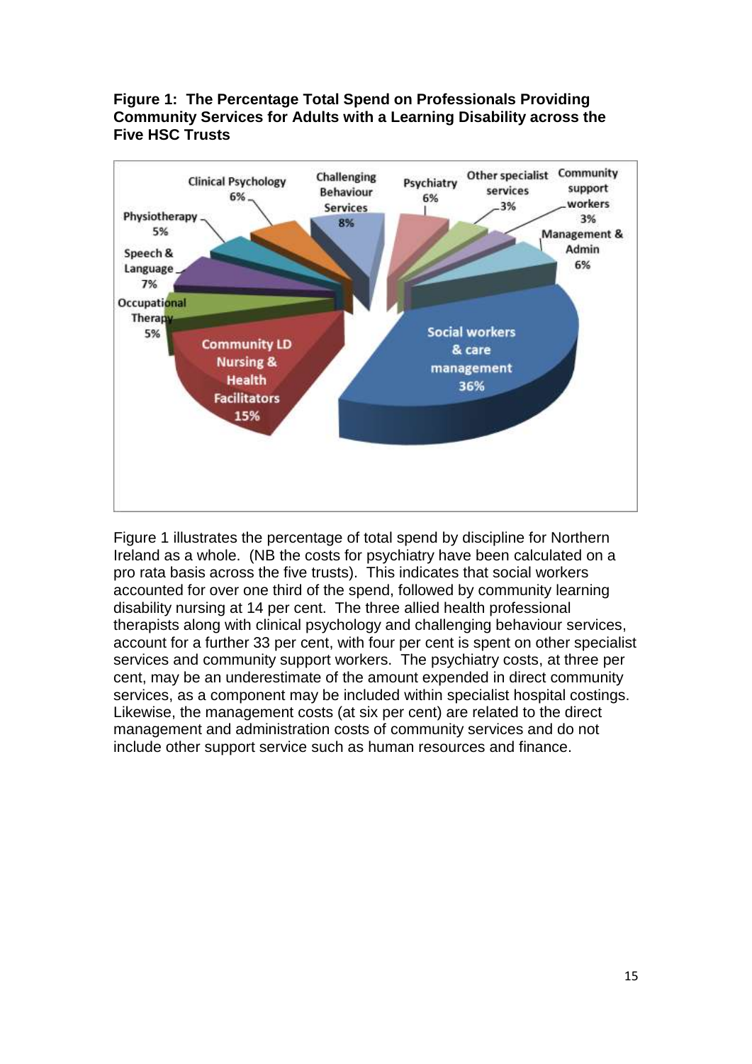**Figure 1: The Percentage Total Spend on Professionals Providing Community Services for Adults with a Learning Disability across the Five HSC Trusts**

Figure 1 illustrates the percentage of total spend by discipline for Northern Ireland as a whole. (NB the costs for psychiatry have been calculated on a pro rata basis across the five trusts). This indicates that social workers accounted for over one third of the spend, followed by community learning disability nursing at 14 per cent. The three allied health professional therapists along with clinical psychology and challenging behaviour services, account for a further 33 per cent, with four per cent is spent on other specialist services and community support workers. The psychiatry costs, at three per cent, may be an underestimate of the amount expended in direct community services, as a component may be included within specialist hospital costings. Likewise, the management costs (at six per cent) are related to the direct management and administration costs of community services and do not include other support service such as human resources and finance.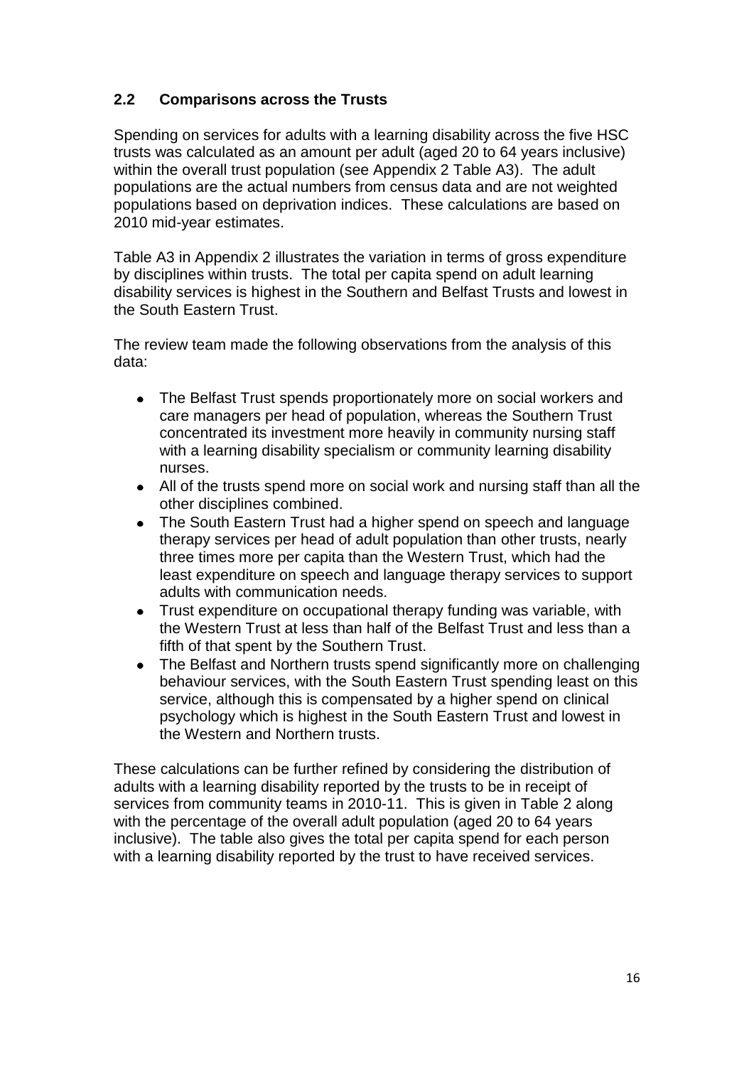## 2.2 Comparisons across the Trusts

Spending on services for adults with a learning disability across the five HSC trusts was calculated as an amount per adult (aged 20 to 64 years inclusive) within the overall trust population (see Appendix 2 Table A3). The adult populations are the actual numbers from census data and are not weighted populations based on deprivation indices. These calculations are based on 2010 mid-year estimates.

Table A3 in Appendix 2 illustrates the variation in terms of gross expenditure by disciplines within trusts. The total per capita spend on adult learning disability services is highest in the Southern and Belfast Trusts and lowest in the South Eastern Trust.

The review team made the following observations from the analysis of this data:

- The Belfast Trust spends proportionately more on social workers and care managers per head of population, whereas the Southern Trust concentrated its investment more heavily in community nursing staff with a learning disability specialism or community learning disability nurses.
- All of the trusts spend more on social work and nursing staff than all the other disciplines combined.
- The South Eastern Trust had a higher spend on speech and language therapy services per head of adult population than other trusts, nearly three times more per capita than the Western Trust, which had the least expenditure on speech and language therapy services to support adults with communication needs.
- Trust expenditure on occupational therapy funding was variable, with the Western Trust at less than half of the Belfast Trust and less than a fifth of that spent by the Southern Trust.
- The Belfast and Northern trusts spend significantly more on challenging behaviour services, with the South Eastern Trust spending least on this service, although this is compensated by a higher spend on clinical psychology which is highest in the South Eastern Trust and lowest in the Western and Northern trusts.

These calculations can be further refined by considering the distribution of adults with a learning disability reported by the trusts to be in receipt of services from community teams in 2010-11. This is given in Table 2 along with the percentage of the overall adult population (aged 20 to 64 years inclusive). The table also gives the total per capita spend for each person with a learning disability reported by the trust to have received services.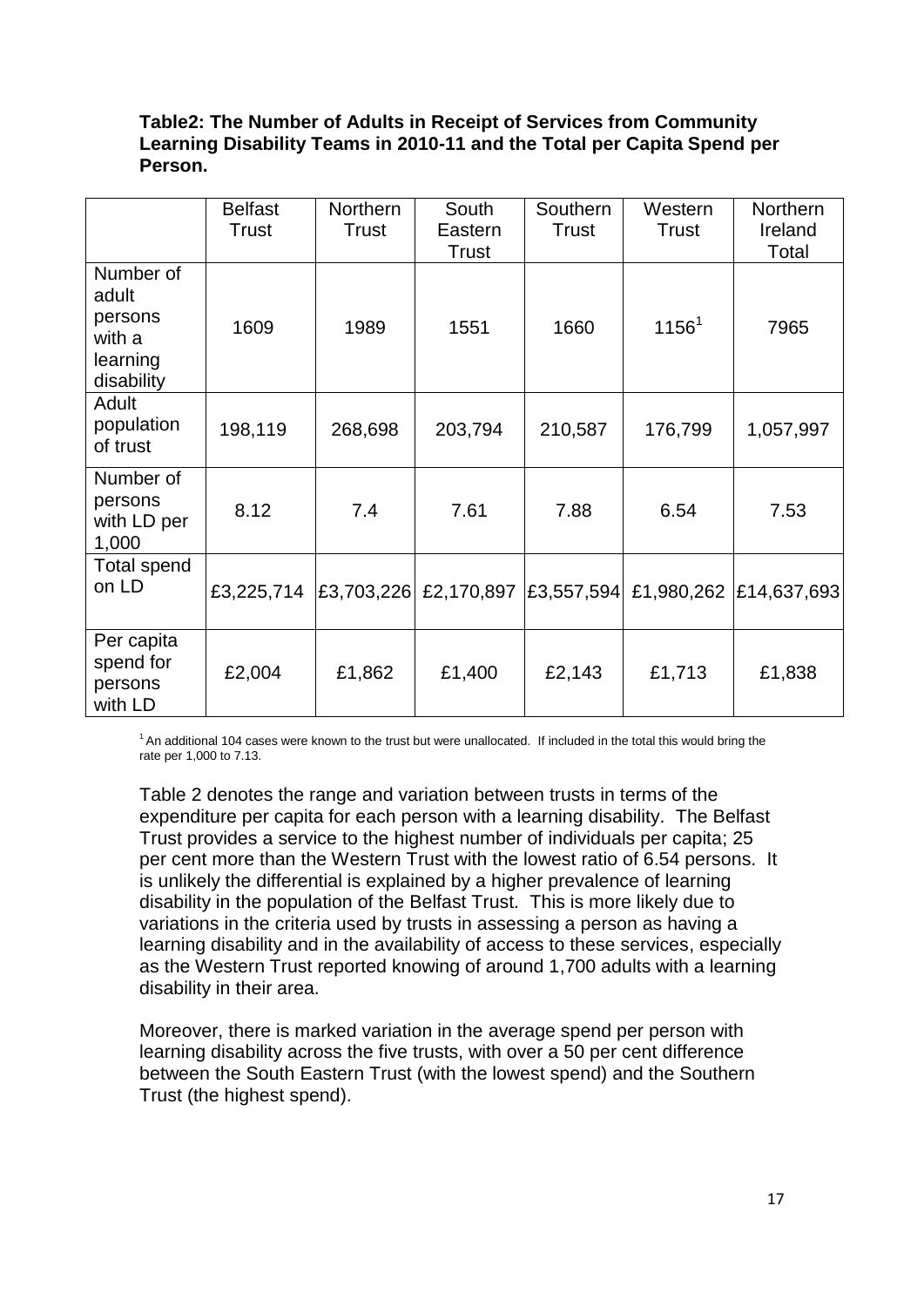**Table2: The Number of Adults in Receipt of Services from Community Learning Disability Teams in 2010-11 and the Total per Capita Spend per Person.**

| | Belfast Trust | Northern Trust | South Eastern Trust | Southern Trust | Western Trust | Northern Ireland Total |
|---|---|---|---|---|---|---|
| Number of adult persons with a learning disability | 1609 | 1989 | 1551 | 1660 | 1156[1] | 7965 |
| Adult population of trust | 198,119 | 268,698 | 203,794 | 210,587 | 176,799 | 1,057,997 |
| Number of persons with LD per 1,000 | 8.12 | 7.4 | 7.61 | 7.88 | 6.54 | 7.53 |
| Total spend on LD | £3,225,714 | £3,703,226 | £2,170,897 | £3,557,594 | £1,980,262 | £14,637,693 |
| Per capita spend for persons with LD | £2,004 | £1,862 | £1,400 | £2,143 | £1,713 | £1,838 |

[1] An additional 104 cases were known to the trust but were unallocated. If included in the total this would bring the rate per 1,000 to 7.13.

Table 2 denotes the range and variation between trusts in terms of the expenditure per capita for each person with a learning disability. The Belfast Trust provides a service to the highest number of individuals per capita; 25 per cent more than the Western Trust with the lowest ratio of 6.54 persons. It is unlikely the differential is explained by a higher prevalence of learning disability in the population of the Belfast Trust. This is more likely due to variations in the criteria used by trusts in assessing a person as having a learning disability and in the availability of access to these services, especially as the Western Trust reported knowing of around 1,700 adults with a learning disability in their area.

Moreover, there is marked variation in the average spend per person with learning disability across the five trusts, with over a 50 per cent difference between the South Eastern Trust (with the lowest spend) and the Southern Trust (the highest spend).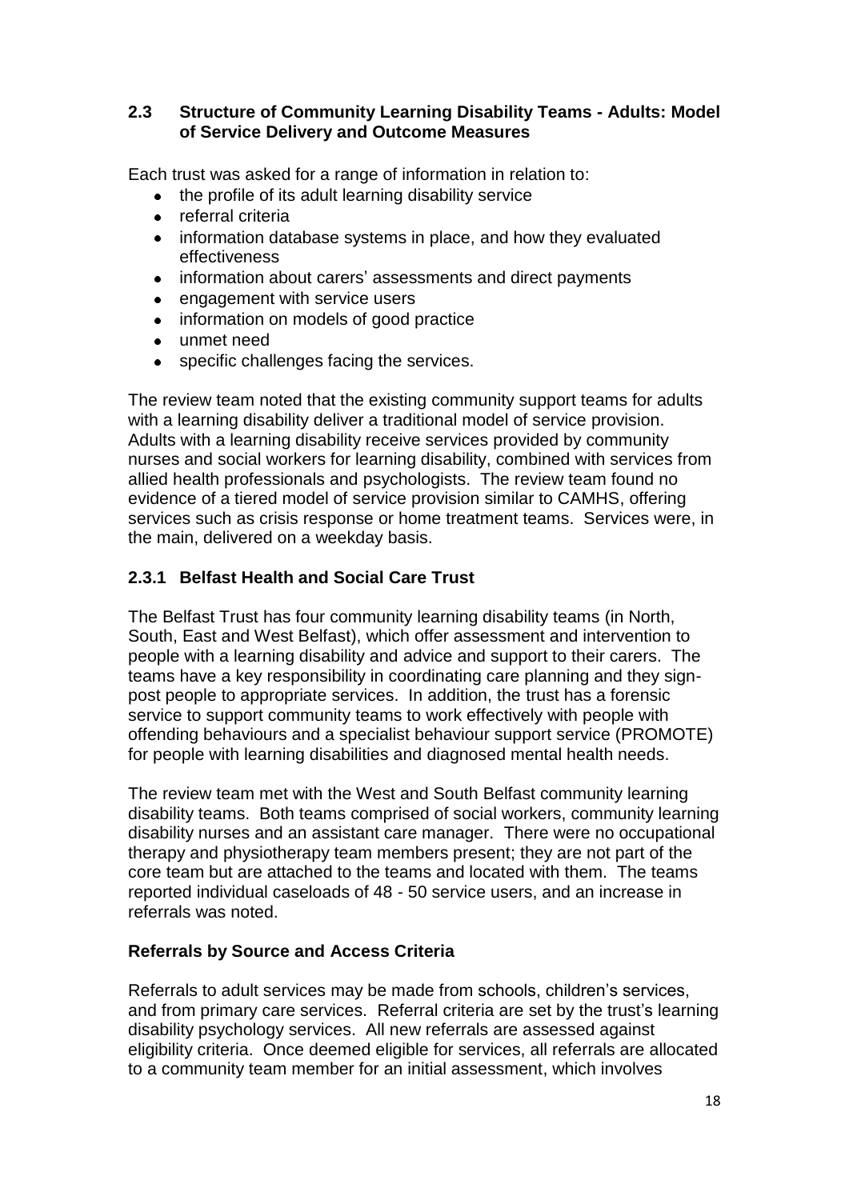## 2.3 Structure of Community Learning Disability Teams - Adults: Model of Service Delivery and Outcome Measures

Each trust was asked for a range of information in relation to:

- the profile of its adult learning disability service
- referral criteria
- information database systems in place, and how they evaluated effectiveness
- information about carers' assessments and direct payments
- engagement with service users
- information on models of good practice
- unmet need
- specific challenges facing the services.

The review team noted that the existing community support teams for adults with a learning disability deliver a traditional model of service provision. Adults with a learning disability receive services provided by community nurses and social workers for learning disability, combined with services from allied health professionals and psychologists. The review team found no evidence of a tiered model of service provision similar to CAMHS, offering services such as crisis response or home treatment teams. Services were, in the main, delivered on a weekday basis.

### 2.3.1 Belfast Health and Social Care Trust

The Belfast Trust has four community learning disability teams (in North, South, East and West Belfast), which offer assessment and intervention to people with a learning disability and advice and support to their carers. The teams have a key responsibility in coordinating care planning and they sign-post people to appropriate services. In addition, the trust has a forensic service to support community teams to work effectively with people with offending behaviours and a specialist behaviour support service (PROMOTE) for people with learning disabilities and diagnosed mental health needs.

The review team met with the West and South Belfast community learning disability teams. Both teams comprised of social workers, community learning disability nurses and an assistant care manager. There were no occupational therapy and physiotherapy team members present; they are not part of the core team but are attached to the teams and located with them. The teams reported individual caseloads of 48 - 50 service users, and an increase in referrals was noted.

#### Referrals by Source and Access Criteria

Referrals to adult services may be made from schools, children's services, and from primary care services. Referral criteria are set by the trust's learning disability psychology services. All new referrals are assessed against eligibility criteria. Once deemed eligible for services, all referrals are allocated to a community team member for an initial assessment, which involves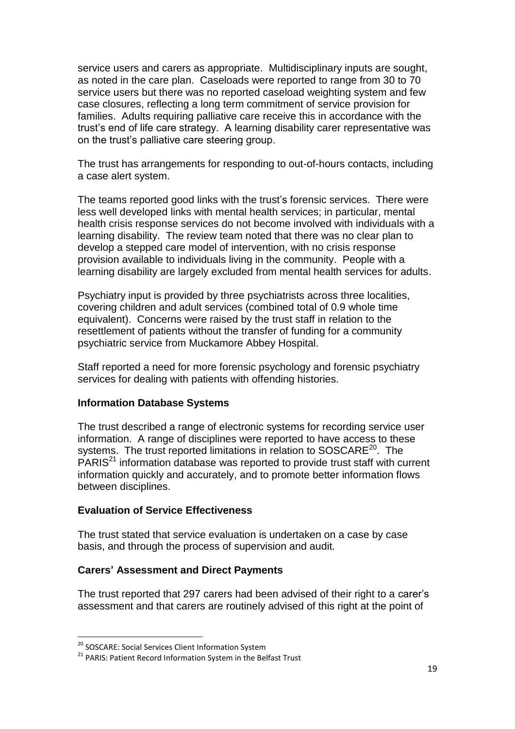service users and carers as appropriate. Multidisciplinary inputs are sought, as noted in the care plan. Caseloads were reported to range from 30 to 70 service users but there was no reported caseload weighting system and few case closures, reflecting a long term commitment of service provision for families. Adults requiring palliative care receive this in accordance with the trust's end of life care strategy. A learning disability carer representative was on the trust's palliative care steering group.

The trust has arrangements for responding to out-of-hours contacts, including a case alert system.

The teams reported good links with the trust's forensic services. There were less well developed links with mental health services; in particular, mental health crisis response services do not become involved with individuals with a learning disability. The review team noted that there was no clear plan to develop a stepped care model of intervention, with no crisis response provision available to individuals living in the community. People with a learning disability are largely excluded from mental health services for adults.

Psychiatry input is provided by three psychiatrists across three localities, covering children and adult services (combined total of 0.9 whole time equivalent). Concerns were raised by the trust staff in relation to the resettlement of patients without the transfer of funding for a community psychiatric service from Muckamore Abbey Hospital.

Staff reported a need for more forensic psychology and forensic psychiatry services for dealing with patients with offending histories.

**Information Database Systems**

The trust described a range of electronic systems for recording service user information. A range of disciplines were reported to have access to these systems. The trust reported limitations in relation to SOSCARE[20]. The PARIS[21] information database was reported to provide trust staff with current information quickly and accurately, and to promote better information flows between disciplines.

**Evaluation of Service Effectiveness**

The trust stated that service evaluation is undertaken on a case by case basis, and through the process of supervision and audit.

**Carers' Assessment and Direct Payments**

The trust reported that 297 carers had been advised of their right to a carer's assessment and that carers are routinely advised of this right at the point of

[20] SOSCARE: Social Services Client Information System

[21] PARIS: Patient Record Information System in the Belfast Trust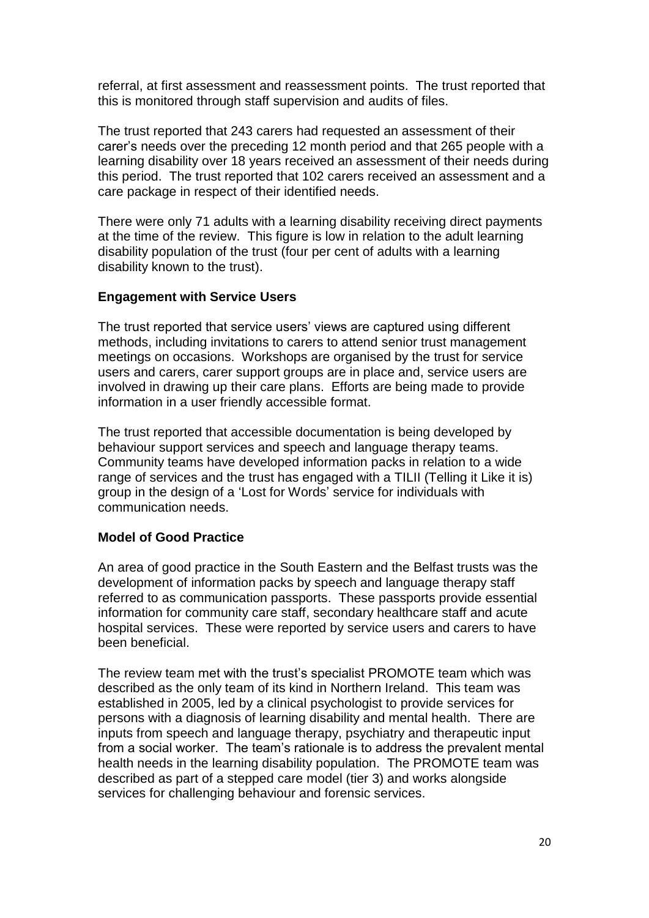referral, at first assessment and reassessment points. The trust reported that this is monitored through staff supervision and audits of files.

The trust reported that 243 carers had requested an assessment of their carer's needs over the preceding 12 month period and that 265 people with a learning disability over 18 years received an assessment of their needs during this period. The trust reported that 102 carers received an assessment and a care package in respect of their identified needs.

There were only 71 adults with a learning disability receiving direct payments at the time of the review. This figure is low in relation to the adult learning disability population of the trust (four per cent of adults with a learning disability known to the trust).

**Engagement with Service Users**

The trust reported that service users' views are captured using different methods, including invitations to carers to attend senior trust management meetings on occasions. Workshops are organised by the trust for service users and carers, carer support groups are in place and, service users are involved in drawing up their care plans. Efforts are being made to provide information in a user friendly accessible format.

The trust reported that accessible documentation is being developed by behaviour support services and speech and language therapy teams. Community teams have developed information packs in relation to a wide range of services and the trust has engaged with a TILII (Telling it Like it is) group in the design of a 'Lost for Words' service for individuals with communication needs.

**Model of Good Practice**

An area of good practice in the South Eastern and the Belfast trusts was the development of information packs by speech and language therapy staff referred to as communication passports. These passports provide essential information for community care staff, secondary healthcare staff and acute hospital services. These were reported by service users and carers to have been beneficial.

The review team met with the trust's specialist PROMOTE team which was described as the only team of its kind in Northern Ireland. This team was established in 2005, led by a clinical psychologist to provide services for persons with a diagnosis of learning disability and mental health. There are inputs from speech and language therapy, psychiatry and therapeutic input from a social worker. The team's rationale is to address the prevalent mental health needs in the learning disability population. The PROMOTE team was described as part of a stepped care model (tier 3) and works alongside services for challenging behaviour and forensic services.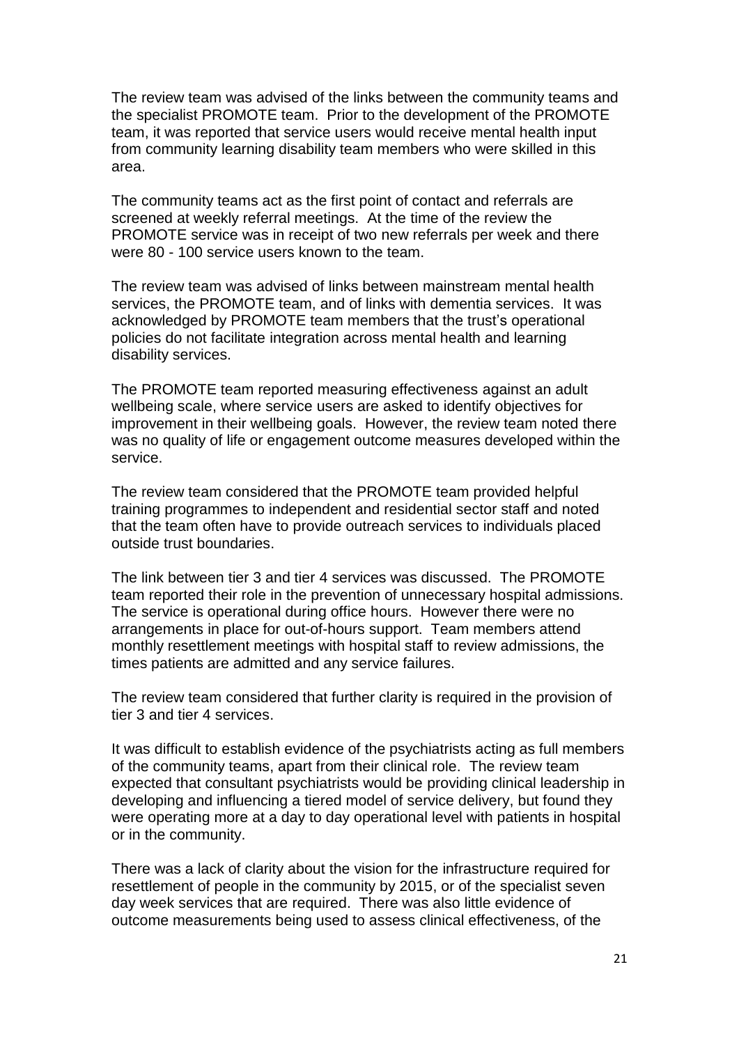The review team was advised of the links between the community teams and the specialist PROMOTE team. Prior to the development of the PROMOTE team, it was reported that service users would receive mental health input from community learning disability team members who were skilled in this area.

The community teams act as the first point of contact and referrals are screened at weekly referral meetings. At the time of the review the PROMOTE service was in receipt of two new referrals per week and there were 80 - 100 service users known to the team.

The review team was advised of links between mainstream mental health services, the PROMOTE team, and of links with dementia services. It was acknowledged by PROMOTE team members that the trust's operational policies do not facilitate integration across mental health and learning disability services.

The PROMOTE team reported measuring effectiveness against an adult wellbeing scale, where service users are asked to identify objectives for improvement in their wellbeing goals. However, the review team noted there was no quality of life or engagement outcome measures developed within the service.

The review team considered that the PROMOTE team provided helpful training programmes to independent and residential sector staff and noted that the team often have to provide outreach services to individuals placed outside trust boundaries.

The link between tier 3 and tier 4 services was discussed. The PROMOTE team reported their role in the prevention of unnecessary hospital admissions. The service is operational during office hours. However there were no arrangements in place for out-of-hours support. Team members attend monthly resettlement meetings with hospital staff to review admissions, the times patients are admitted and any service failures.

The review team considered that further clarity is required in the provision of tier 3 and tier 4 services.

It was difficult to establish evidence of the psychiatrists acting as full members of the community teams, apart from their clinical role. The review team expected that consultant psychiatrists would be providing clinical leadership in developing and influencing a tiered model of service delivery, but found they were operating more at a day to day operational level with patients in hospital or in the community.

There was a lack of clarity about the vision for the infrastructure required for resettlement of people in the community by 2015, or of the specialist seven day week services that are required. There was also little evidence of outcome measurements being used to assess clinical effectiveness, of the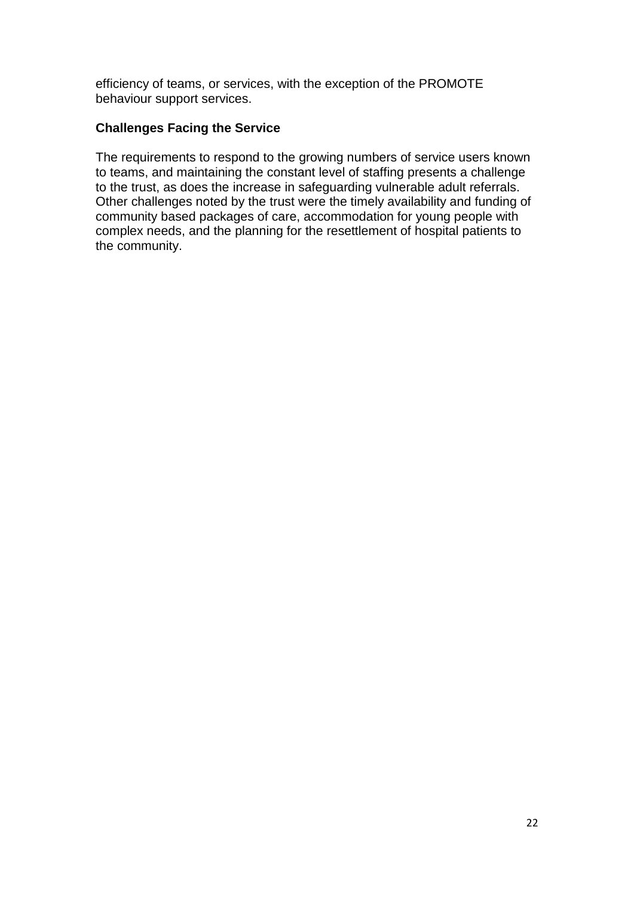efficiency of teams, or services, with the exception of the PROMOTE behaviour support services.

**Challenges Facing the Service**

The requirements to respond to the growing numbers of service users known to teams, and maintaining the constant level of staffing presents a challenge to the trust, as does the increase in safeguarding vulnerable adult referrals. Other challenges noted by the trust were the timely availability and funding of community based packages of care, accommodation for young people with complex needs, and the planning for the resettlement of hospital patients to the community.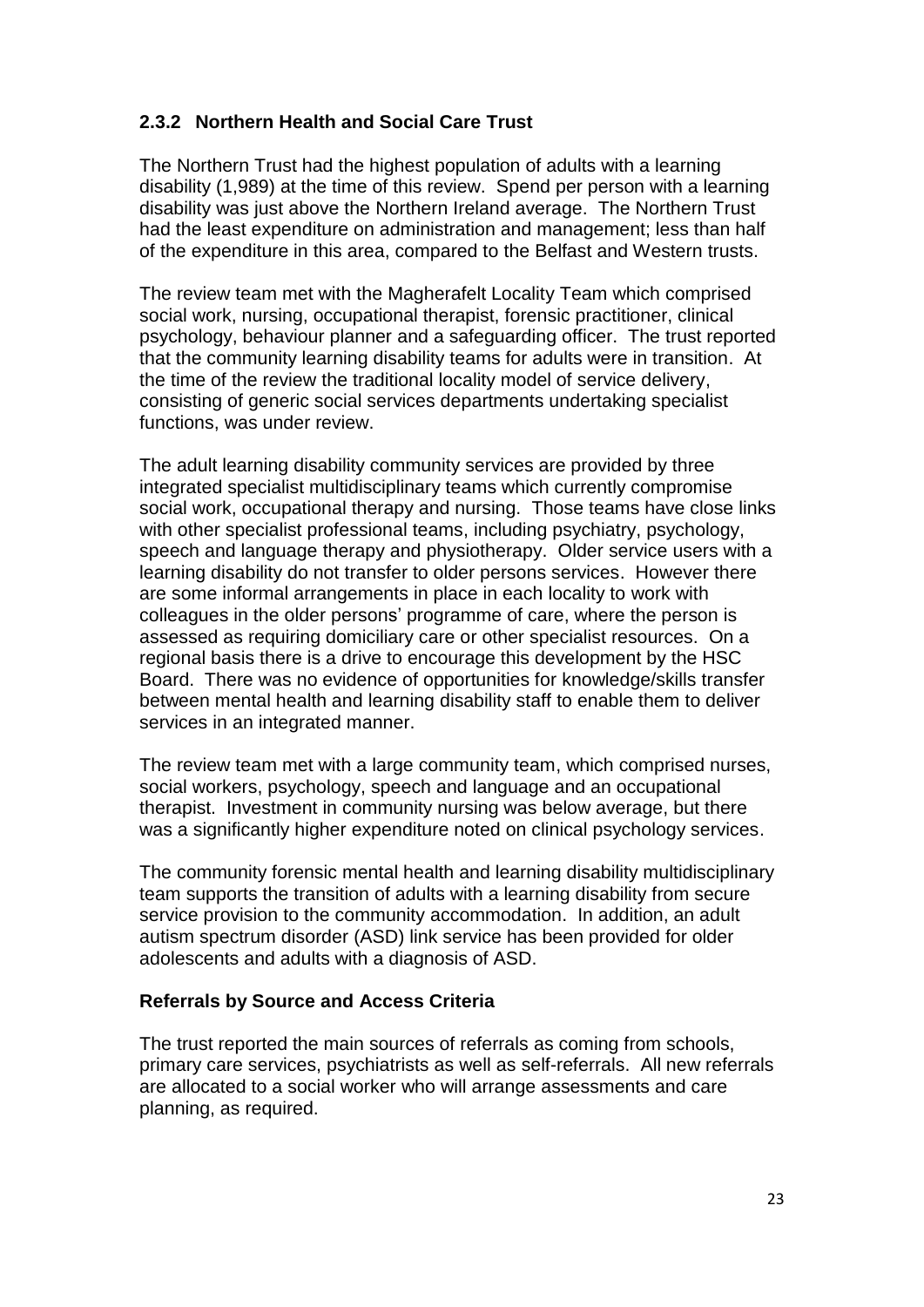### 2.3.2 Northern Health and Social Care Trust

The Northern Trust had the highest population of adults with a learning disability (1,989) at the time of this review. Spend per person with a learning disability was just above the Northern Ireland average. The Northern Trust had the least expenditure on administration and management; less than half of the expenditure in this area, compared to the Belfast and Western trusts.

The review team met with the Magherafelt Locality Team which comprised social work, nursing, occupational therapist, forensic practitioner, clinical psychology, behaviour planner and a safeguarding officer. The trust reported that the community learning disability teams for adults were in transition. At the time of the review the traditional locality model of service delivery, consisting of generic social services departments undertaking specialist functions, was under review.

The adult learning disability community services are provided by three integrated specialist multidisciplinary teams which currently compromise social work, occupational therapy and nursing. Those teams have close links with other specialist professional teams, including psychiatry, psychology, speech and language therapy and physiotherapy. Older service users with a learning disability do not transfer to older persons services. However there are some informal arrangements in place in each locality to work with colleagues in the older persons' programme of care, where the person is assessed as requiring domiciliary care or other specialist resources. On a regional basis there is a drive to encourage this development by the HSC Board. There was no evidence of opportunities for knowledge/skills transfer between mental health and learning disability staff to enable them to deliver services in an integrated manner.

The review team met with a large community team, which comprised nurses, social workers, psychology, speech and language and an occupational therapist. Investment in community nursing was below average, but there was a significantly higher expenditure noted on clinical psychology services.

The community forensic mental health and learning disability multidisciplinary team supports the transition of adults with a learning disability from secure service provision to the community accommodation. In addition, an adult autism spectrum disorder (ASD) link service has been provided for older adolescents and adults with a diagnosis of ASD.

**Referrals by Source and Access Criteria**

The trust reported the main sources of referrals as coming from schools, primary care services, psychiatrists as well as self-referrals. All new referrals are allocated to a social worker who will arrange assessments and care planning, as required.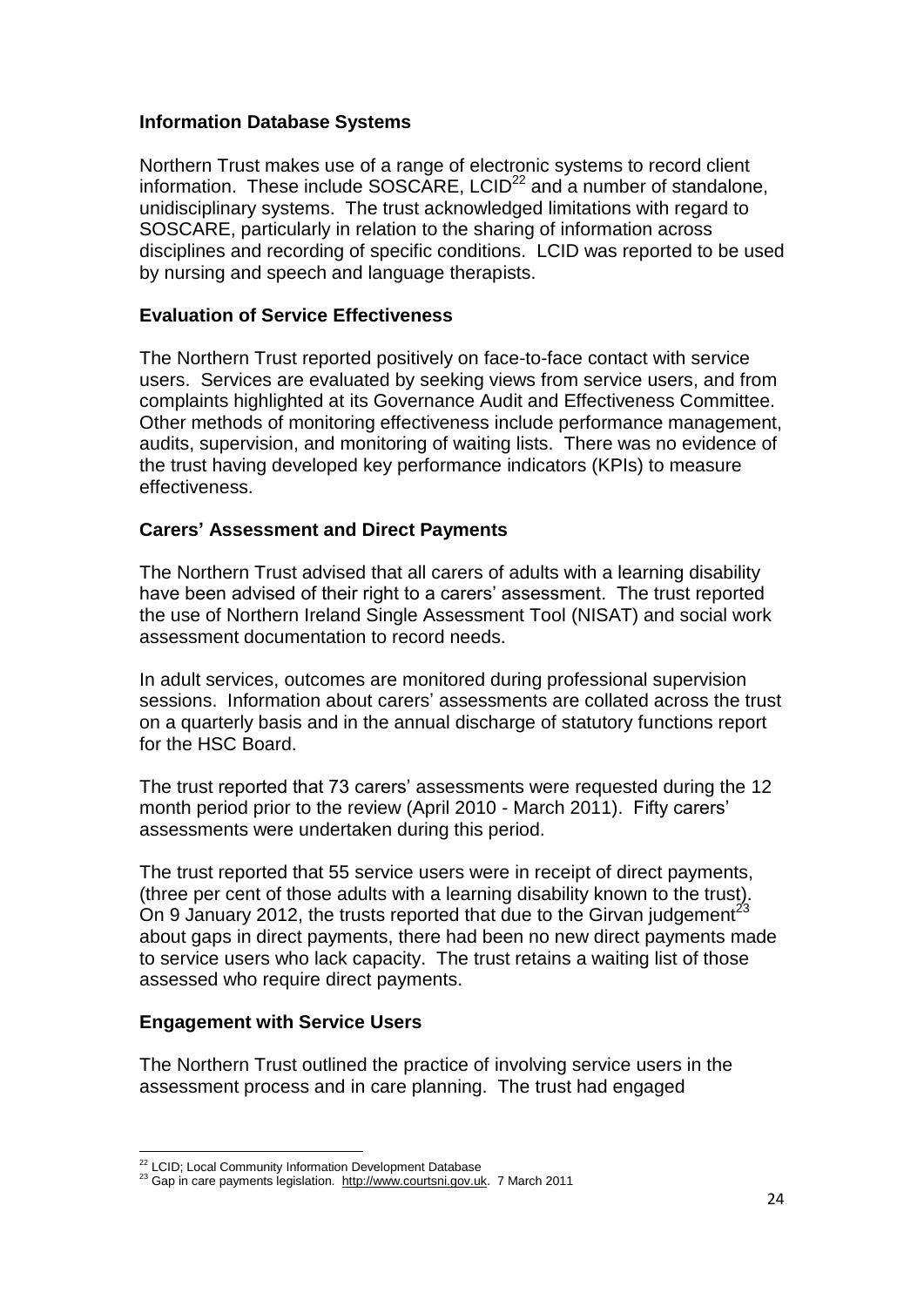## Information Database Systems

Northern Trust makes use of a range of electronic systems to record client information. These include SOSCARE, LCID[22] and a number of standalone, unidisciplinary systems. The trust acknowledged limitations with regard to SOSCARE, particularly in relation to the sharing of information across disciplines and recording of specific conditions. LCID was reported to be used by nursing and speech and language therapists.

## Evaluation of Service Effectiveness

The Northern Trust reported positively on face-to-face contact with service users. Services are evaluated by seeking views from service users, and from complaints highlighted at its Governance Audit and Effectiveness Committee. Other methods of monitoring effectiveness include performance management, audits, supervision, and monitoring of waiting lists. There was no evidence of the trust having developed key performance indicators (KPIs) to measure effectiveness.

## Carers' Assessment and Direct Payments

The Northern Trust advised that all carers of adults with a learning disability have been advised of their right to a carers' assessment. The trust reported the use of Northern Ireland Single Assessment Tool (NISAT) and social work assessment documentation to record needs.

In adult services, outcomes are monitored during professional supervision sessions. Information about carers' assessments are collated across the trust on a quarterly basis and in the annual discharge of statutory functions report for the HSC Board.

The trust reported that 73 carers' assessments were requested during the 12 month period prior to the review (April 2010 - March 2011). Fifty carers' assessments were undertaken during this period.

The trust reported that 55 service users were in receipt of direct payments, (three per cent of those adults with a learning disability known to the trust). On 9 January 2012, the trusts reported that due to the Girvan judgement[23] about gaps in direct payments, there had been no new direct payments made to service users who lack capacity. The trust retains a waiting list of those assessed who require direct payments.

## Engagement with Service Users

The Northern Trust outlined the practice of involving service users in the assessment process and in care planning. The trust had engaged

---

[22] LCID; Local Community Information Development Database

[23] Gap in care payments legislation. http://www.courtsni.gov.uk. 7 March 2011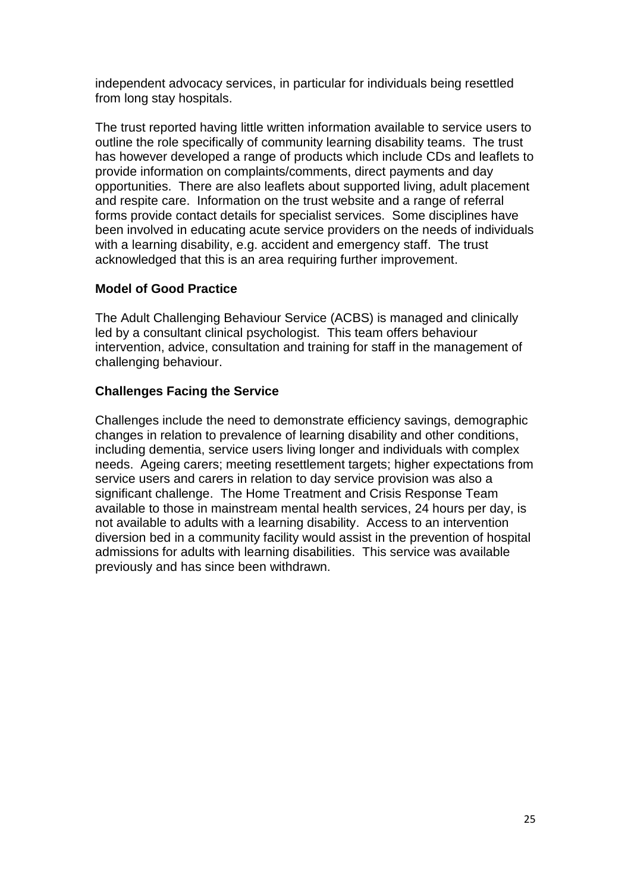independent advocacy services, in particular for individuals being resettled from long stay hospitals.

The trust reported having little written information available to service users to outline the role specifically of community learning disability teams. The trust has however developed a range of products which include CDs and leaflets to provide information on complaints/comments, direct payments and day opportunities. There are also leaflets about supported living, adult placement and respite care. Information on the trust website and a range of referral forms provide contact details for specialist services. Some disciplines have been involved in educating acute service providers on the needs of individuals with a learning disability, e.g. accident and emergency staff. The trust acknowledged that this is an area requiring further improvement.

**Model of Good Practice**

The Adult Challenging Behaviour Service (ACBS) is managed and clinically led by a consultant clinical psychologist. This team offers behaviour intervention, advice, consultation and training for staff in the management of challenging behaviour.

**Challenges Facing the Service**

Challenges include the need to demonstrate efficiency savings, demographic changes in relation to prevalence of learning disability and other conditions, including dementia, service users living longer and individuals with complex needs. Ageing carers; meeting resettlement targets; higher expectations from service users and carers in relation to day service provision was also a significant challenge. The Home Treatment and Crisis Response Team available to those in mainstream mental health services, 24 hours per day, is not available to adults with a learning disability. Access to an intervention diversion bed in a community facility would assist in the prevention of hospital admissions for adults with learning disabilities. This service was available previously and has since been withdrawn.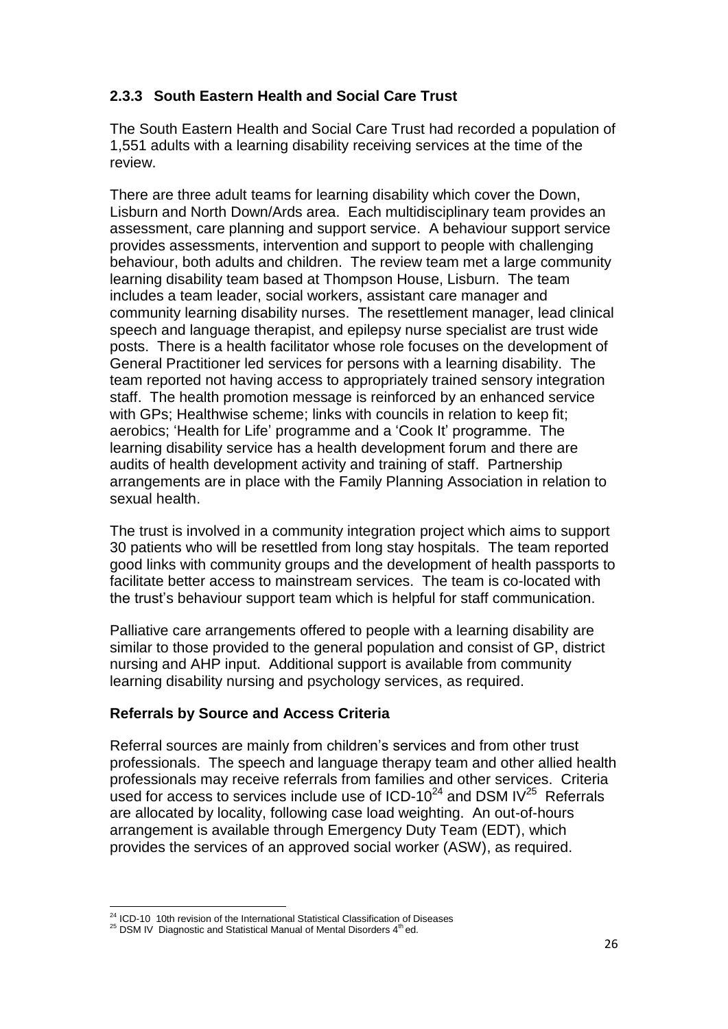### 2.3.3 South Eastern Health and Social Care Trust

The South Eastern Health and Social Care Trust had recorded a population of 1,551 adults with a learning disability receiving services at the time of the review.

There are three adult teams for learning disability which cover the Down, Lisburn and North Down/Ards area. Each multidisciplinary team provides an assessment, care planning and support service. A behaviour support service provides assessments, intervention and support to people with challenging behaviour, both adults and children. The review team met a large community learning disability team based at Thompson House, Lisburn. The team includes a team leader, social workers, assistant care manager and community learning disability nurses. The resettlement manager, lead clinical speech and language therapist, and epilepsy nurse specialist are trust wide posts. There is a health facilitator whose role focuses on the development of General Practitioner led services for persons with a learning disability. The team reported not having access to appropriately trained sensory integration staff. The health promotion message is reinforced by an enhanced service with GPs; Healthwise scheme; links with councils in relation to keep fit; aerobics; 'Health for Life' programme and a 'Cook It' programme. The learning disability service has a health development forum and there are audits of health development activity and training of staff. Partnership arrangements are in place with the Family Planning Association in relation to sexual health.

The trust is involved in a community integration project which aims to support 30 patients who will be resettled from long stay hospitals. The team reported good links with community groups and the development of health passports to facilitate better access to mainstream services. The team is co-located with the trust's behaviour support team which is helpful for staff communication.

Palliative care arrangements offered to people with a learning disability are similar to those provided to the general population and consist of GP, district nursing and AHP input. Additional support is available from community learning disability nursing and psychology services, as required.

**Referrals by Source and Access Criteria**

Referral sources are mainly from children's services and from other trust professionals. The speech and language therapy team and other allied health professionals may receive referrals from families and other services. Criteria used for access to services include use of ICD-10[24] and DSM IV[25] Referrals are allocated by locality, following case load weighting. An out-of-hours arrangement is available through Emergency Duty Team (EDT), which provides the services of an approved social worker (ASW), as required.

[24] ICD-10 10th revision of the International Statistical Classification of Diseases

[25] DSM IV Diagnostic and Statistical Manual of Mental Disorders 4th ed.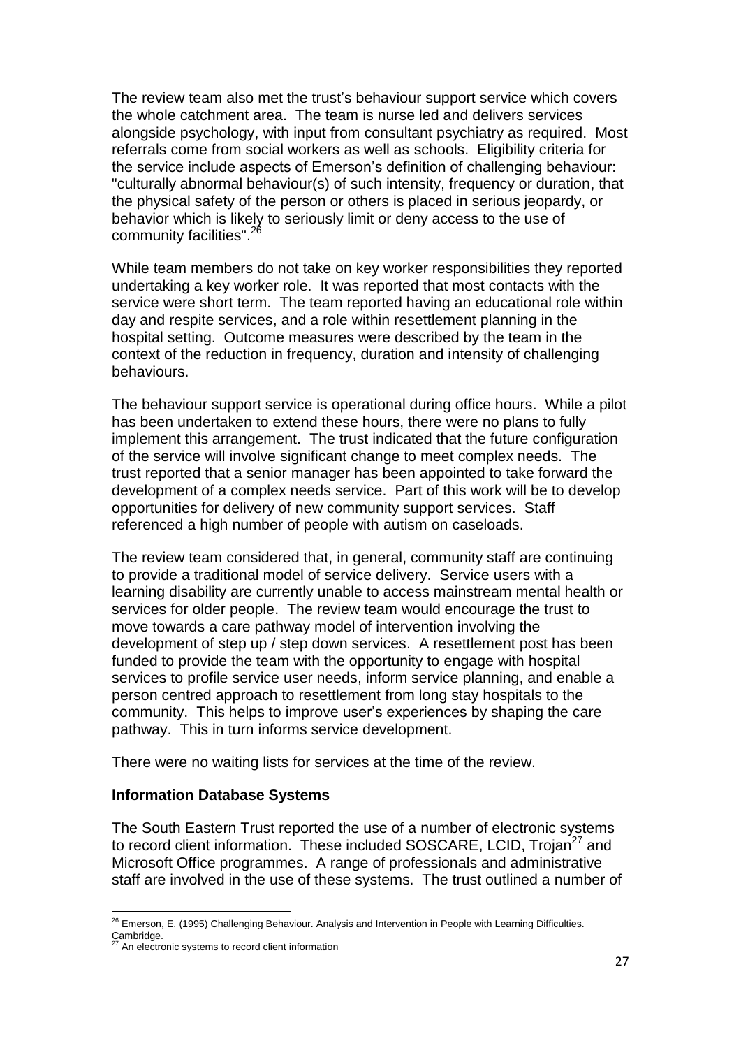The review team also met the trust's behaviour support service which covers the whole catchment area. The team is nurse led and delivers services alongside psychology, with input from consultant psychiatry as required. Most referrals come from social workers as well as schools. Eligibility criteria for the service include aspects of Emerson's definition of challenging behaviour: "culturally abnormal behaviour(s) of such intensity, frequency or duration, that the physical safety of the person or others is placed in serious jeopardy, or behavior which is likely to seriously limit or deny access to the use of community facilities".[26]

While team members do not take on key worker responsibilities they reported undertaking a key worker role. It was reported that most contacts with the service were short term. The team reported having an educational role within day and respite services, and a role within resettlement planning in the hospital setting. Outcome measures were described by the team in the context of the reduction in frequency, duration and intensity of challenging behaviours.

The behaviour support service is operational during office hours. While a pilot has been undertaken to extend these hours, there were no plans to fully implement this arrangement. The trust indicated that the future configuration of the service will involve significant change to meet complex needs. The trust reported that a senior manager has been appointed to take forward the development of a complex needs service. Part of this work will be to develop opportunities for delivery of new community support services. Staff referenced a high number of people with autism on caseloads.

The review team considered that, in general, community staff are continuing to provide a traditional model of service delivery. Service users with a learning disability are currently unable to access mainstream mental health or services for older people. The review team would encourage the trust to move towards a care pathway model of intervention involving the development of step up / step down services. A resettlement post has been funded to provide the team with the opportunity to engage with hospital services to profile service user needs, inform service planning, and enable a person centred approach to resettlement from long stay hospitals to the community. This helps to improve user's experiences by shaping the care pathway. This in turn informs service development.

There were no waiting lists for services at the time of the review.

**Information Database Systems**

The South Eastern Trust reported the use of a number of electronic systems to record client information. These included SOSCARE, LCID, Trojan[27] and Microsoft Office programmes. A range of professionals and administrative staff are involved in the use of these systems. The trust outlined a number of

---

[26] Emerson, E. (1995) Challenging Behaviour. Analysis and Intervention in People with Learning Difficulties. Cambridge.

[27] An electronic systems to record client information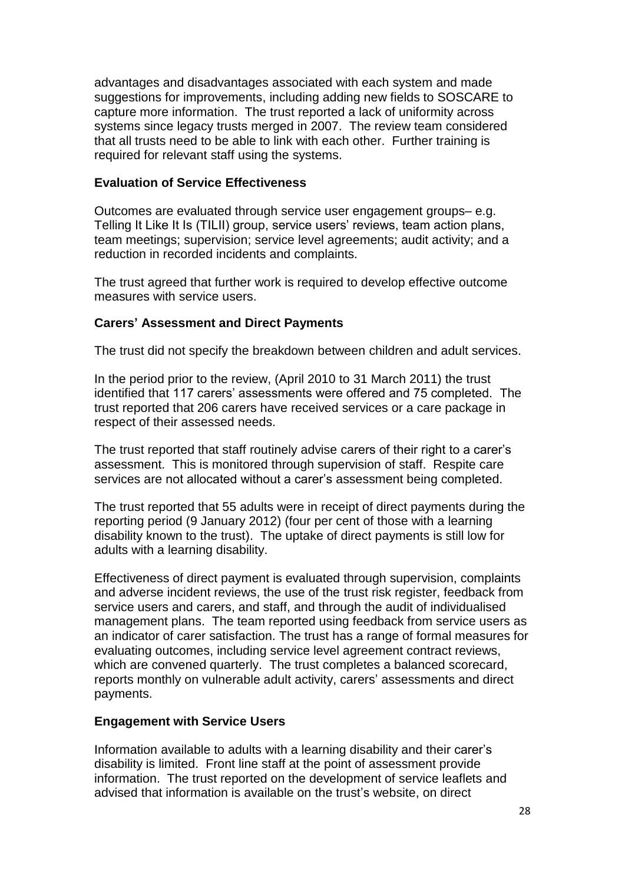advantages and disadvantages associated with each system and made suggestions for improvements, including adding new fields to SOSCARE to capture more information. The trust reported a lack of uniformity across systems since legacy trusts merged in 2007. The review team considered that all trusts need to be able to link with each other. Further training is required for relevant staff using the systems.

**Evaluation of Service Effectiveness**

Outcomes are evaluated through service user engagement groups– e.g. Telling It Like It Is (TILII) group, service users' reviews, team action plans, team meetings; supervision; service level agreements; audit activity; and a reduction in recorded incidents and complaints.

The trust agreed that further work is required to develop effective outcome measures with service users.

**Carers' Assessment and Direct Payments**

The trust did not specify the breakdown between children and adult services.

In the period prior to the review, (April 2010 to 31 March 2011) the trust identified that 117 carers' assessments were offered and 75 completed. The trust reported that 206 carers have received services or a care package in respect of their assessed needs.

The trust reported that staff routinely advise carers of their right to a carer's assessment. This is monitored through supervision of staff. Respite care services are not allocated without a carer's assessment being completed.

The trust reported that 55 adults were in receipt of direct payments during the reporting period (9 January 2012) (four per cent of those with a learning disability known to the trust). The uptake of direct payments is still low for adults with a learning disability.

Effectiveness of direct payment is evaluated through supervision, complaints and adverse incident reviews, the use of the trust risk register, feedback from service users and carers, and staff, and through the audit of individualised management plans. The team reported using feedback from service users as an indicator of carer satisfaction. The trust has a range of formal measures for evaluating outcomes, including service level agreement contract reviews, which are convened quarterly. The trust completes a balanced scorecard, reports monthly on vulnerable adult activity, carers' assessments and direct payments.

**Engagement with Service Users**

Information available to adults with a learning disability and their carer's disability is limited. Front line staff at the point of assessment provide information. The trust reported on the development of service leaflets and advised that information is available on the trust's website, on direct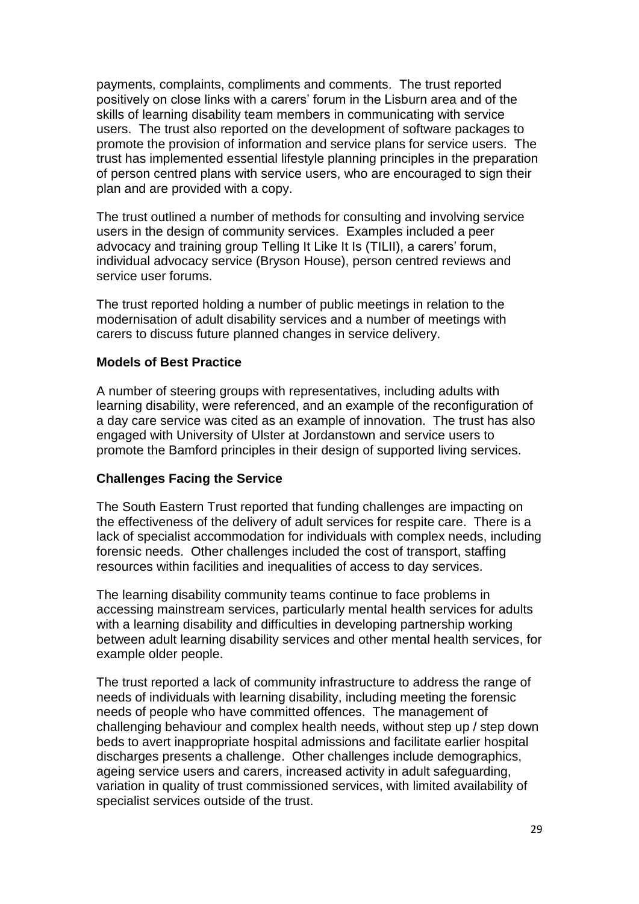payments, complaints, compliments and comments. The trust reported positively on close links with a carers' forum in the Lisburn area and of the skills of learning disability team members in communicating with service users. The trust also reported on the development of software packages to promote the provision of information and service plans for service users. The trust has implemented essential lifestyle planning principles in the preparation of person centred plans with service users, who are encouraged to sign their plan and are provided with a copy.

The trust outlined a number of methods for consulting and involving service users in the design of community services. Examples included a peer advocacy and training group Telling It Like It Is (TILII), a carers' forum, individual advocacy service (Bryson House), person centred reviews and service user forums.

The trust reported holding a number of public meetings in relation to the modernisation of adult disability services and a number of meetings with carers to discuss future planned changes in service delivery.

**Models of Best Practice**

A number of steering groups with representatives, including adults with learning disability, were referenced, and an example of the reconfiguration of a day care service was cited as an example of innovation. The trust has also engaged with University of Ulster at Jordanstown and service users to promote the Bamford principles in their design of supported living services.

**Challenges Facing the Service**

The South Eastern Trust reported that funding challenges are impacting on the effectiveness of the delivery of adult services for respite care. There is a lack of specialist accommodation for individuals with complex needs, including forensic needs. Other challenges included the cost of transport, staffing resources within facilities and inequalities of access to day services.

The learning disability community teams continue to face problems in accessing mainstream services, particularly mental health services for adults with a learning disability and difficulties in developing partnership working between adult learning disability services and other mental health services, for example older people.

The trust reported a lack of community infrastructure to address the range of needs of individuals with learning disability, including meeting the forensic needs of people who have committed offences. The management of challenging behaviour and complex health needs, without step up / step down beds to avert inappropriate hospital admissions and facilitate earlier hospital discharges presents a challenge. Other challenges include demographics, ageing service users and carers, increased activity in adult safeguarding, variation in quality of trust commissioned services, with limited availability of specialist services outside of the trust.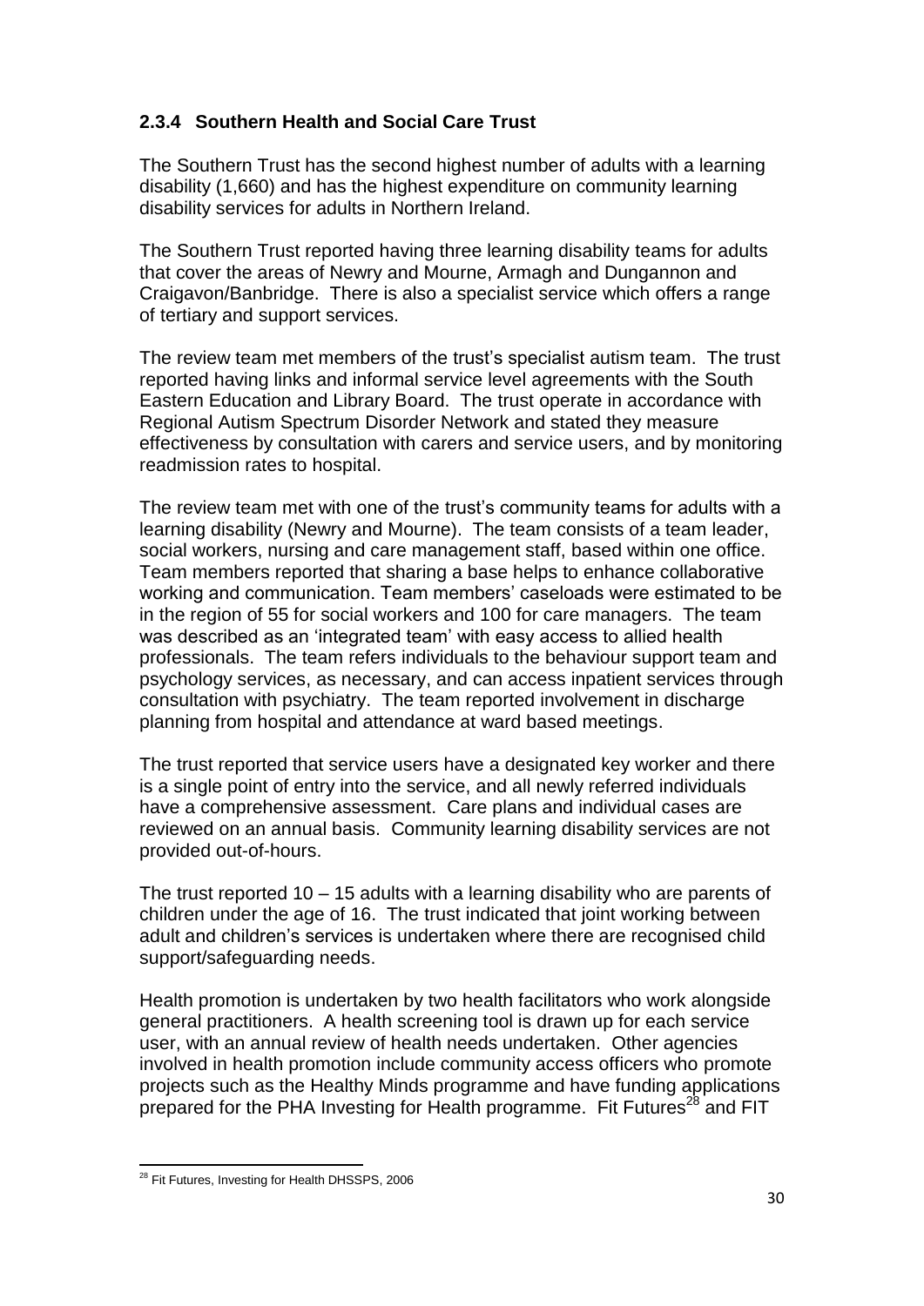### 2.3.4 Southern Health and Social Care Trust

The Southern Trust has the second highest number of adults with a learning disability (1,660) and has the highest expenditure on community learning disability services for adults in Northern Ireland.

The Southern Trust reported having three learning disability teams for adults that cover the areas of Newry and Mourne, Armagh and Dungannon and Craigavon/Banbridge. There is also a specialist service which offers a range of tertiary and support services.

The review team met members of the trust's specialist autism team. The trust reported having links and informal service level agreements with the South Eastern Education and Library Board. The trust operate in accordance with Regional Autism Spectrum Disorder Network and stated they measure effectiveness by consultation with carers and service users, and by monitoring readmission rates to hospital.

The review team met with one of the trust's community teams for adults with a learning disability (Newry and Mourne). The team consists of a team leader, social workers, nursing and care management staff, based within one office. Team members reported that sharing a base helps to enhance collaborative working and communication. Team members' caseloads were estimated to be in the region of 55 for social workers and 100 for care managers. The team was described as an 'integrated team' with easy access to allied health professionals. The team refers individuals to the behaviour support team and psychology services, as necessary, and can access inpatient services through consultation with psychiatry. The team reported involvement in discharge planning from hospital and attendance at ward based meetings.

The trust reported that service users have a designated key worker and there is a single point of entry into the service, and all newly referred individuals have a comprehensive assessment. Care plans and individual cases are reviewed on an annual basis. Community learning disability services are not provided out-of-hours.

The trust reported 10 – 15 adults with a learning disability who are parents of children under the age of 16. The trust indicated that joint working between adult and children's services is undertaken where there are recognised child support/safeguarding needs.

Health promotion is undertaken by two health facilitators who work alongside general practitioners. A health screening tool is drawn up for each service user, with an annual review of health needs undertaken. Other agencies involved in health promotion include community access officers who promote projects such as the Healthy Minds programme and have funding applications prepared for the PHA Investing for Health programme. Fit Futures[28] and FIT

---

[28] Fit Futures, Investing for Health DHSSPS, 2006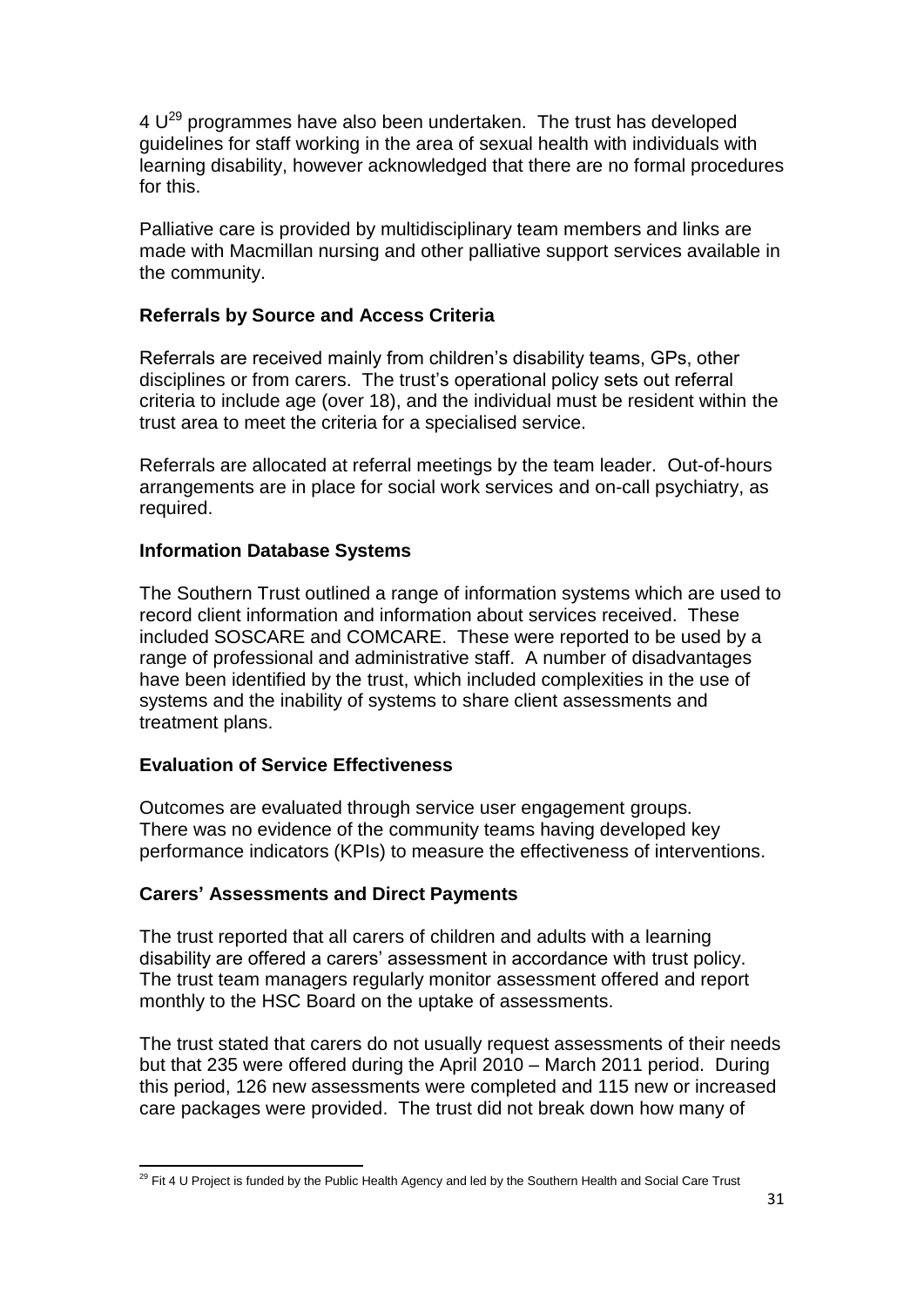4 U[29] programmes have also been undertaken. The trust has developed guidelines for staff working in the area of sexual health with individuals with learning disability, however acknowledged that there are no formal procedures for this.

Palliative care is provided by multidisciplinary team members and links are made with Macmillan nursing and other palliative support services available in the community.

**Referrals by Source and Access Criteria**

Referrals are received mainly from children's disability teams, GPs, other disciplines or from carers. The trust's operational policy sets out referral criteria to include age (over 18), and the individual must be resident within the trust area to meet the criteria for a specialised service.

Referrals are allocated at referral meetings by the team leader. Out-of-hours arrangements are in place for social work services and on-call psychiatry, as required.

**Information Database Systems**

The Southern Trust outlined a range of information systems which are used to record client information and information about services received. These included SOSCARE and COMCARE. These were reported to be used by a range of professional and administrative staff. A number of disadvantages have been identified by the trust, which included complexities in the use of systems and the inability of systems to share client assessments and treatment plans.

**Evaluation of Service Effectiveness**

Outcomes are evaluated through service user engagement groups. There was no evidence of the community teams having developed key performance indicators (KPIs) to measure the effectiveness of interventions.

**Carers' Assessments and Direct Payments**

The trust reported that all carers of children and adults with a learning disability are offered a carers' assessment in accordance with trust policy. The trust team managers regularly monitor assessment offered and report monthly to the HSC Board on the uptake of assessments.

The trust stated that carers do not usually request assessments of their needs but that 235 were offered during the April 2010 – March 2011 period. During this period, 126 new assessments were completed and 115 new or increased care packages were provided. The trust did not break down how many of

[29] Fit 4 U Project is funded by the Public Health Agency and led by the Southern Health and Social Care Trust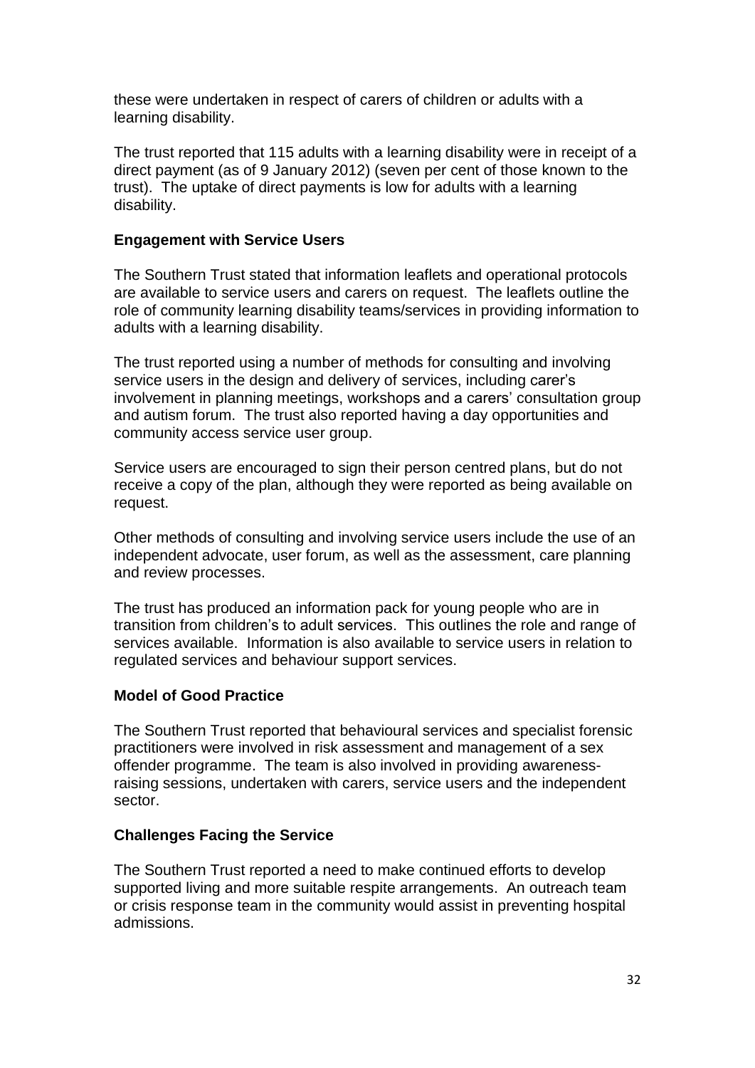these were undertaken in respect of carers of children or adults with a learning disability.

The trust reported that 115 adults with a learning disability were in receipt of a direct payment (as of 9 January 2012) (seven per cent of those known to the trust). The uptake of direct payments is low for adults with a learning disability.

### Engagement with Service Users

The Southern Trust stated that information leaflets and operational protocols are available to service users and carers on request. The leaflets outline the role of community learning disability teams/services in providing information to adults with a learning disability.

The trust reported using a number of methods for consulting and involving service users in the design and delivery of services, including carer's involvement in planning meetings, workshops and a carers' consultation group and autism forum. The trust also reported having a day opportunities and community access service user group.

Service users are encouraged to sign their person centred plans, but do not receive a copy of the plan, although they were reported as being available on request.

Other methods of consulting and involving service users include the use of an independent advocate, user forum, as well as the assessment, care planning and review processes.

The trust has produced an information pack for young people who are in transition from children's to adult services. This outlines the role and range of services available. Information is also available to service users in relation to regulated services and behaviour support services.

### Model of Good Practice

The Southern Trust reported that behavioural services and specialist forensic practitioners were involved in risk assessment and management of a sex offender programme. The team is also involved in providing awareness-raising sessions, undertaken with carers, service users and the independent sector.

### Challenges Facing the Service

The Southern Trust reported a need to make continued efforts to develop supported living and more suitable respite arrangements. An outreach team or crisis response team in the community would assist in preventing hospital admissions.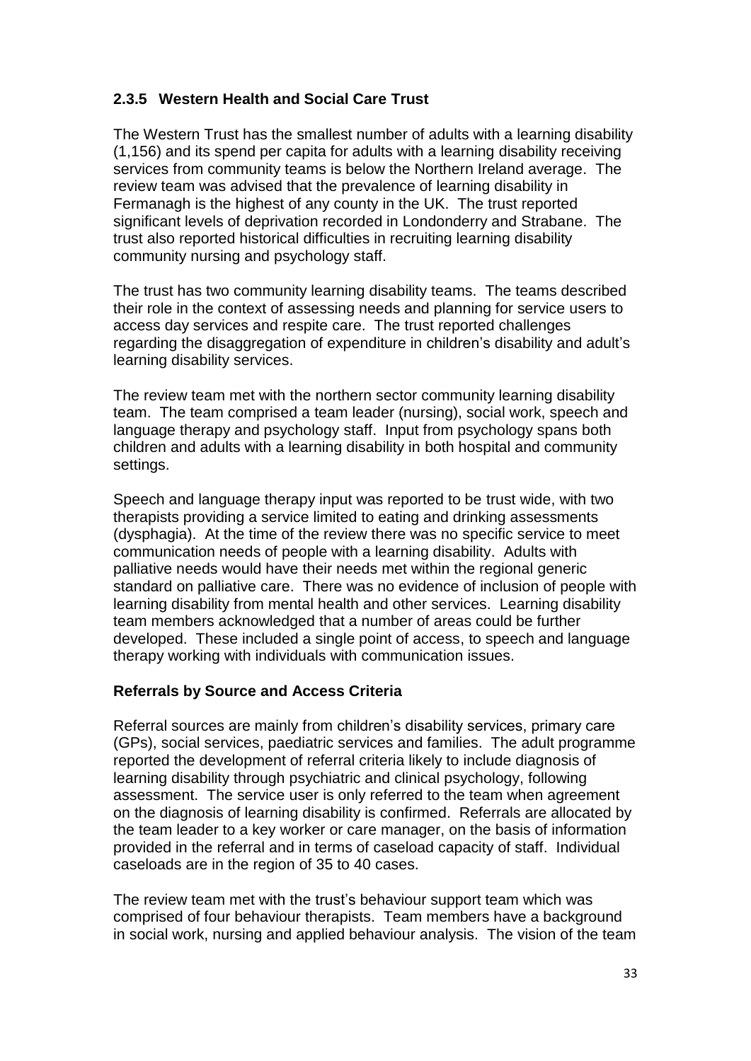### 2.3.5 Western Health and Social Care Trust

The Western Trust has the smallest number of adults with a learning disability (1,156) and its spend per capita for adults with a learning disability receiving services from community teams is below the Northern Ireland average. The review team was advised that the prevalence of learning disability in Fermanagh is the highest of any county in the UK. The trust reported significant levels of deprivation recorded in Londonderry and Strabane. The trust also reported historical difficulties in recruiting learning disability community nursing and psychology staff.

The trust has two community learning disability teams. The teams described their role in the context of assessing needs and planning for service users to access day services and respite care. The trust reported challenges regarding the disaggregation of expenditure in children's disability and adult's learning disability services.

The review team met with the northern sector community learning disability team. The team comprised a team leader (nursing), social work, speech and language therapy and psychology staff. Input from psychology spans both children and adults with a learning disability in both hospital and community settings.

Speech and language therapy input was reported to be trust wide, with two therapists providing a service limited to eating and drinking assessments (dysphagia). At the time of the review there was no specific service to meet communication needs of people with a learning disability. Adults with palliative needs would have their needs met within the regional generic standard on palliative care. There was no evidence of inclusion of people with learning disability from mental health and other services. Learning disability team members acknowledged that a number of areas could be further developed. These included a single point of access, to speech and language therapy working with individuals with communication issues.

**Referrals by Source and Access Criteria**

Referral sources are mainly from children's disability services, primary care (GPs), social services, paediatric services and families. The adult programme reported the development of referral criteria likely to include diagnosis of learning disability through psychiatric and clinical psychology, following assessment. The service user is only referred to the team when agreement on the diagnosis of learning disability is confirmed. Referrals are allocated by the team leader to a key worker or care manager, on the basis of information provided in the referral and in terms of caseload capacity of staff. Individual caseloads are in the region of 35 to 40 cases.

The review team met with the trust's behaviour support team which was comprised of four behaviour therapists. Team members have a background in social work, nursing and applied behaviour analysis. The vision of the team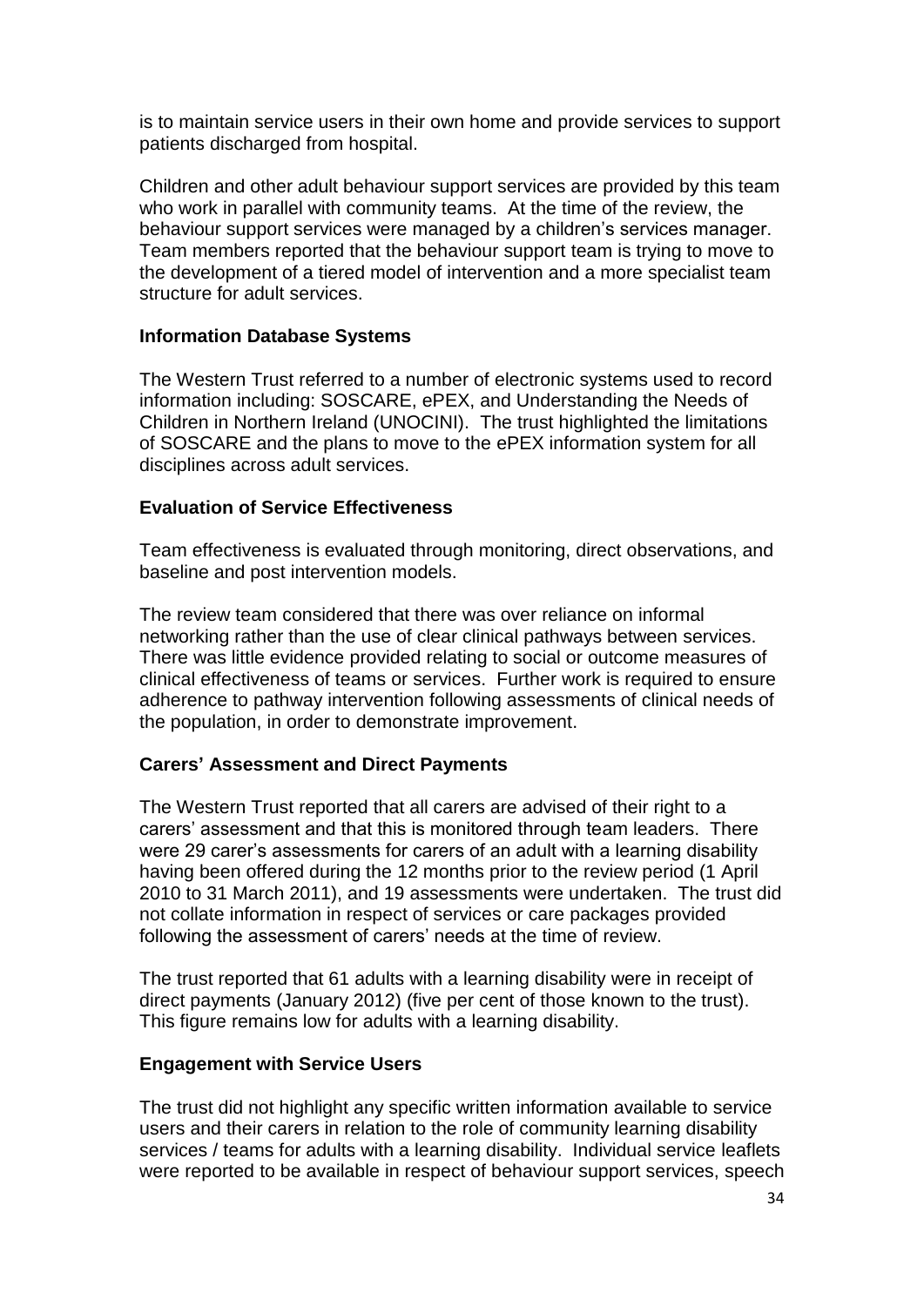is to maintain service users in their own home and provide services to support patients discharged from hospital.

Children and other adult behaviour support services are provided by this team who work in parallel with community teams. At the time of the review, the behaviour support services were managed by a children's services manager. Team members reported that the behaviour support team is trying to move to the development of a tiered model of intervention and a more specialist team structure for adult services.

**Information Database Systems**

The Western Trust referred to a number of electronic systems used to record information including: SOSCARE, ePEX, and Understanding the Needs of Children in Northern Ireland (UNOCINI). The trust highlighted the limitations of SOSCARE and the plans to move to the ePEX information system for all disciplines across adult services.

**Evaluation of Service Effectiveness**

Team effectiveness is evaluated through monitoring, direct observations, and baseline and post intervention models.

The review team considered that there was over reliance on informal networking rather than the use of clear clinical pathways between services. There was little evidence provided relating to social or outcome measures of clinical effectiveness of teams or services. Further work is required to ensure adherence to pathway intervention following assessments of clinical needs of the population, in order to demonstrate improvement.

**Carers' Assessment and Direct Payments**

The Western Trust reported that all carers are advised of their right to a carers' assessment and that this is monitored through team leaders. There were 29 carer's assessments for carers of an adult with a learning disability having been offered during the 12 months prior to the review period (1 April 2010 to 31 March 2011), and 19 assessments were undertaken. The trust did not collate information in respect of services or care packages provided following the assessment of carers' needs at the time of review.

The trust reported that 61 adults with a learning disability were in receipt of direct payments (January 2012) (five per cent of those known to the trust). This figure remains low for adults with a learning disability.

**Engagement with Service Users**

The trust did not highlight any specific written information available to service users and their carers in relation to the role of community learning disability services / teams for adults with a learning disability. Individual service leaflets were reported to be available in respect of behaviour support services, speech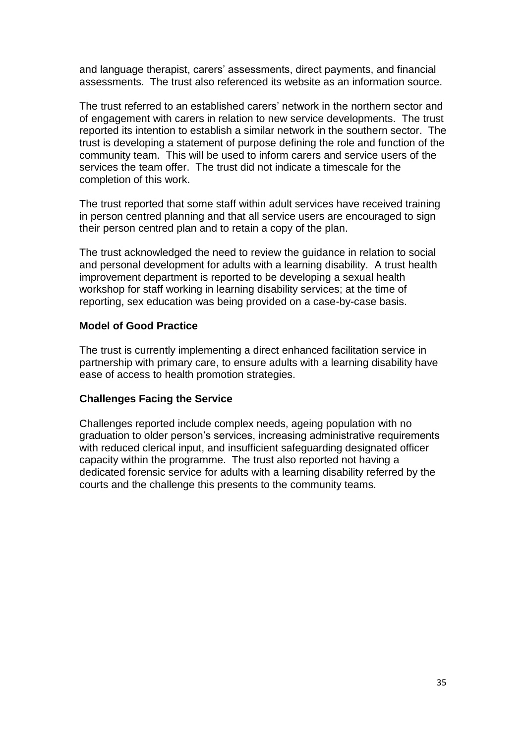and language therapist, carers' assessments, direct payments, and financial assessments. The trust also referenced its website as an information source.

The trust referred to an established carers' network in the northern sector and of engagement with carers in relation to new service developments. The trust reported its intention to establish a similar network in the southern sector. The trust is developing a statement of purpose defining the role and function of the community team. This will be used to inform carers and service users of the services the team offer. The trust did not indicate a timescale for the completion of this work.

The trust reported that some staff within adult services have received training in person centred planning and that all service users are encouraged to sign their person centred plan and to retain a copy of the plan.

The trust acknowledged the need to review the guidance in relation to social and personal development for adults with a learning disability. A trust health improvement department is reported to be developing a sexual health workshop for staff working in learning disability services; at the time of reporting, sex education was being provided on a case-by-case basis.

**Model of Good Practice**

The trust is currently implementing a direct enhanced facilitation service in partnership with primary care, to ensure adults with a learning disability have ease of access to health promotion strategies.

**Challenges Facing the Service**

Challenges reported include complex needs, ageing population with no graduation to older person's services, increasing administrative requirements with reduced clerical input, and insufficient safeguarding designated officer capacity within the programme. The trust also reported not having a dedicated forensic service for adults with a learning disability referred by the courts and the challenge this presents to the community teams.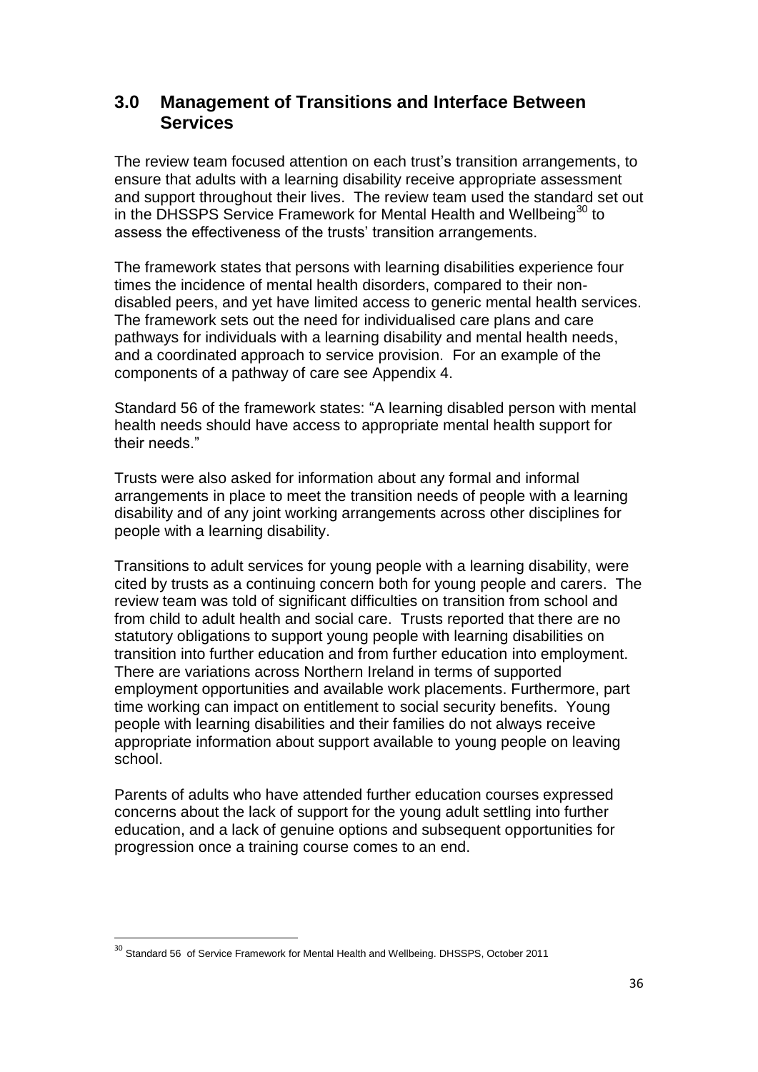## 3.0 Management of Transitions and Interface Between Services

The review team focused attention on each trust's transition arrangements, to ensure that adults with a learning disability receive appropriate assessment and support throughout their lives. The review team used the standard set out in the DHSSPS Service Framework for Mental Health and Wellbeing[30] to assess the effectiveness of the trusts' transition arrangements.

The framework states that persons with learning disabilities experience four times the incidence of mental health disorders, compared to their non-disabled peers, and yet have limited access to generic mental health services. The framework sets out the need for individualised care plans and care pathways for individuals with a learning disability and mental health needs, and a coordinated approach to service provision. For an example of the components of a pathway of care see Appendix 4.

Standard 56 of the framework states: "A learning disabled person with mental health needs should have access to appropriate mental health support for their needs."

Trusts were also asked for information about any formal and informal arrangements in place to meet the transition needs of people with a learning disability and of any joint working arrangements across other disciplines for people with a learning disability.

Transitions to adult services for young people with a learning disability, were cited by trusts as a continuing concern both for young people and carers. The review team was told of significant difficulties on transition from school and from child to adult health and social care. Trusts reported that there are no statutory obligations to support young people with learning disabilities on transition into further education and from further education into employment. There are variations across Northern Ireland in terms of supported employment opportunities and available work placements. Furthermore, part time working can impact on entitlement to social security benefits. Young people with learning disabilities and their families do not always receive appropriate information about support available to young people on leaving school.

Parents of adults who have attended further education courses expressed concerns about the lack of support for the young adult settling into further education, and a lack of genuine options and subsequent opportunities for progression once a training course comes to an end.

---

[30] Standard 56 of Service Framework for Mental Health and Wellbeing. DHSSPS, October 2011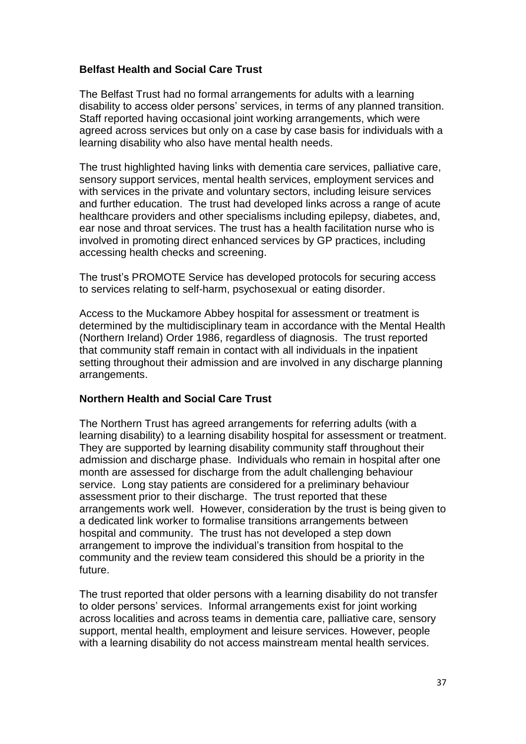**Belfast Health and Social Care Trust**

The Belfast Trust had no formal arrangements for adults with a learning disability to access older persons' services, in terms of any planned transition. Staff reported having occasional joint working arrangements, which were agreed across services but only on a case by case basis for individuals with a learning disability who also have mental health needs.

The trust highlighted having links with dementia care services, palliative care, sensory support services, mental health services, employment services and with services in the private and voluntary sectors, including leisure services and further education. The trust had developed links across a range of acute healthcare providers and other specialisms including epilepsy, diabetes, and, ear nose and throat services. The trust has a health facilitation nurse who is involved in promoting direct enhanced services by GP practices, including accessing health checks and screening.

The trust's PROMOTE Service has developed protocols for securing access to services relating to self-harm, psychosexual or eating disorder.

Access to the Muckamore Abbey hospital for assessment or treatment is determined by the multidisciplinary team in accordance with the Mental Health (Northern Ireland) Order 1986, regardless of diagnosis. The trust reported that community staff remain in contact with all individuals in the inpatient setting throughout their admission and are involved in any discharge planning arrangements.

**Northern Health and Social Care Trust**

The Northern Trust has agreed arrangements for referring adults (with a learning disability) to a learning disability hospital for assessment or treatment. They are supported by learning disability community staff throughout their admission and discharge phase. Individuals who remain in hospital after one month are assessed for discharge from the adult challenging behaviour service. Long stay patients are considered for a preliminary behaviour assessment prior to their discharge. The trust reported that these arrangements work well. However, consideration by the trust is being given to a dedicated link worker to formalise transitions arrangements between hospital and community. The trust has not developed a step down arrangement to improve the individual's transition from hospital to the community and the review team considered this should be a priority in the future.

The trust reported that older persons with a learning disability do not transfer to older persons' services. Informal arrangements exist for joint working across localities and across teams in dementia care, palliative care, sensory support, mental health, employment and leisure services. However, people with a learning disability do not access mainstream mental health services.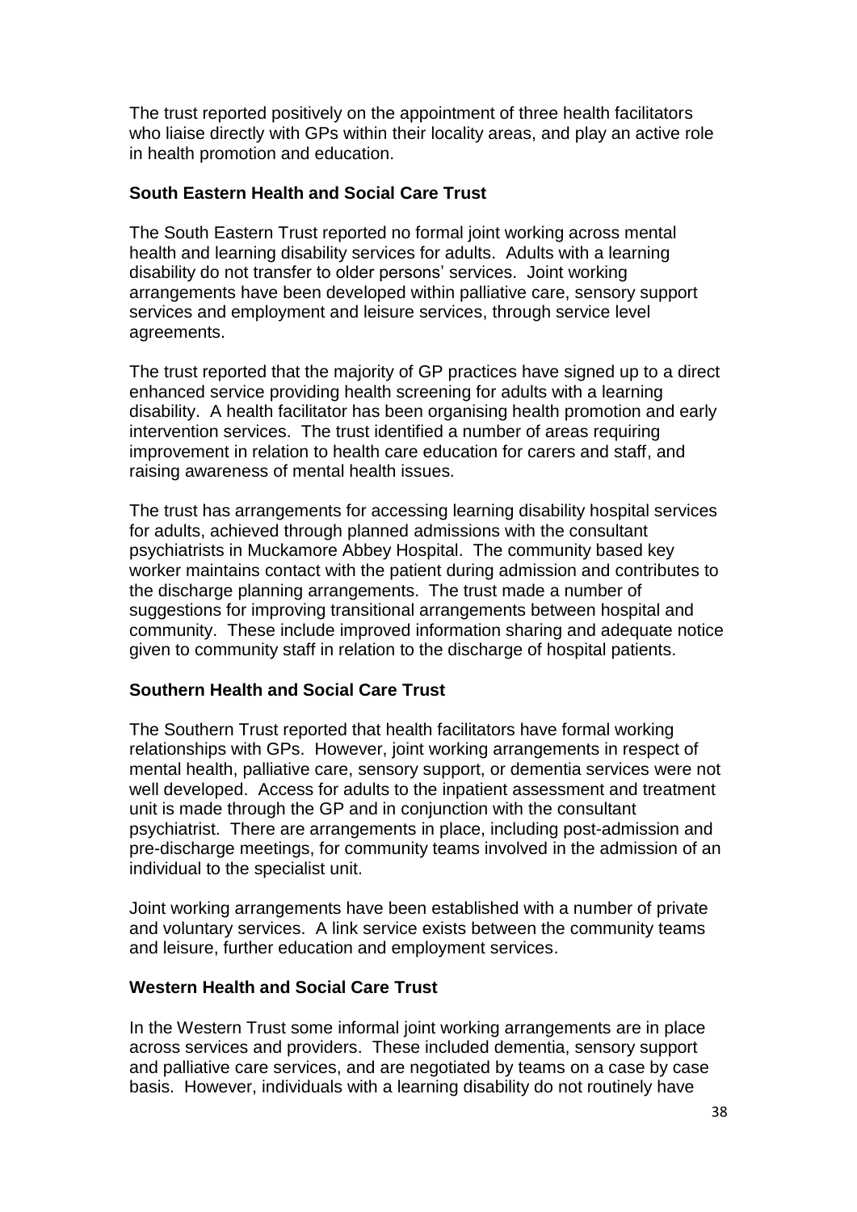The trust reported positively on the appointment of three health facilitators who liaise directly with GPs within their locality areas, and play an active role in health promotion and education.

### South Eastern Health and Social Care Trust

The South Eastern Trust reported no formal joint working across mental health and learning disability services for adults. Adults with a learning disability do not transfer to older persons' services. Joint working arrangements have been developed within palliative care, sensory support services and employment and leisure services, through service level agreements.

The trust reported that the majority of GP practices have signed up to a direct enhanced service providing health screening for adults with a learning disability. A health facilitator has been organising health promotion and early intervention services. The trust identified a number of areas requiring improvement in relation to health care education for carers and staff, and raising awareness of mental health issues.

The trust has arrangements for accessing learning disability hospital services for adults, achieved through planned admissions with the consultant psychiatrists in Muckamore Abbey Hospital. The community based key worker maintains contact with the patient during admission and contributes to the discharge planning arrangements. The trust made a number of suggestions for improving transitional arrangements between hospital and community. These include improved information sharing and adequate notice given to community staff in relation to the discharge of hospital patients.

### Southern Health and Social Care Trust

The Southern Trust reported that health facilitators have formal working relationships with GPs. However, joint working arrangements in respect of mental health, palliative care, sensory support, or dementia services were not well developed. Access for adults to the inpatient assessment and treatment unit is made through the GP and in conjunction with the consultant psychiatrist. There are arrangements in place, including post-admission and pre-discharge meetings, for community teams involved in the admission of an individual to the specialist unit.

Joint working arrangements have been established with a number of private and voluntary services. A link service exists between the community teams and leisure, further education and employment services.

### Western Health and Social Care Trust

In the Western Trust some informal joint working arrangements are in place across services and providers. These included dementia, sensory support and palliative care services, and are negotiated by teams on a case by case basis. However, individuals with a learning disability do not routinely have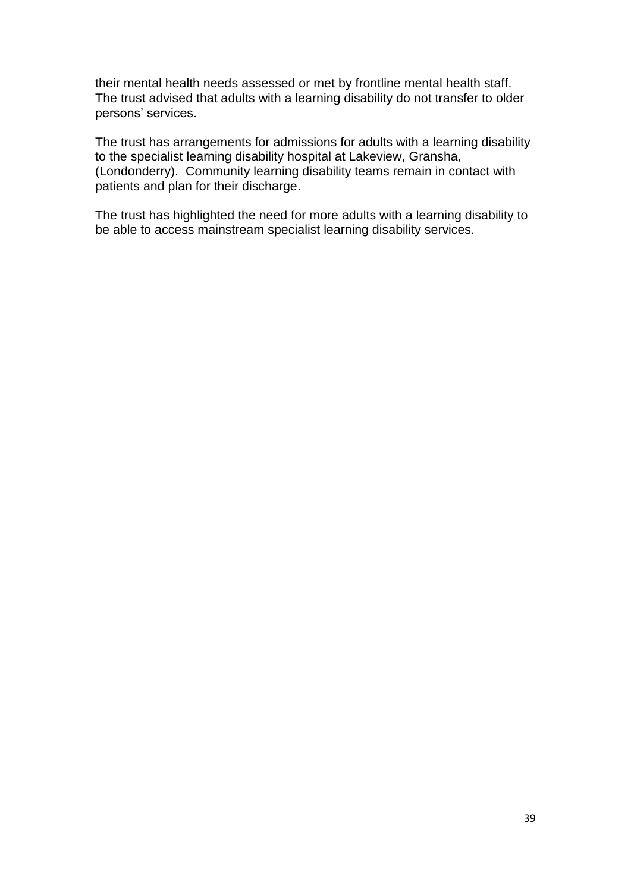their mental health needs assessed or met by frontline mental health staff. The trust advised that adults with a learning disability do not transfer to older persons' services.

The trust has arrangements for admissions for adults with a learning disability to the specialist learning disability hospital at Lakeview, Gransha, (Londonderry). Community learning disability teams remain in contact with patients and plan for their discharge.

The trust has highlighted the need for more adults with a learning disability to be able to access mainstream specialist learning disability services.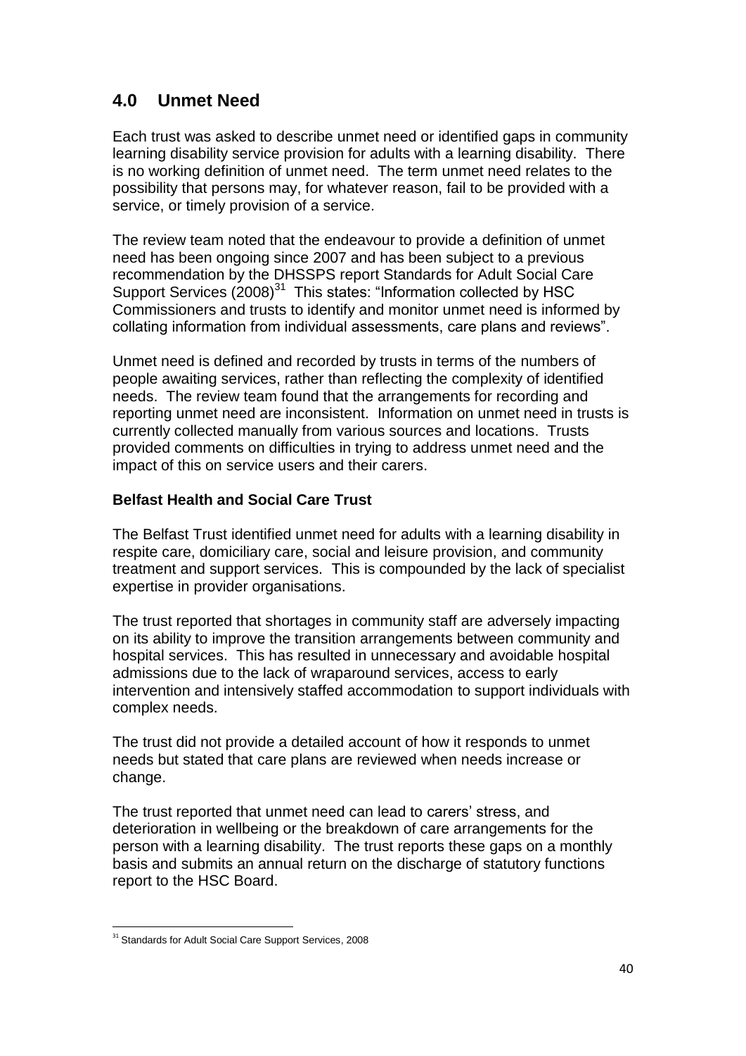## 4.0 Unmet Need

Each trust was asked to describe unmet need or identified gaps in community learning disability service provision for adults with a learning disability. There is no working definition of unmet need. The term unmet need relates to the possibility that persons may, for whatever reason, fail to be provided with a service, or timely provision of a service.

The review team noted that the endeavour to provide a definition of unmet need has been ongoing since 2007 and has been subject to a previous recommendation by the DHSSPS report Standards for Adult Social Care Support Services (2008)[31] This states: "Information collected by HSC Commissioners and trusts to identify and monitor unmet need is informed by collating information from individual assessments, care plans and reviews".

Unmet need is defined and recorded by trusts in terms of the numbers of people awaiting services, rather than reflecting the complexity of identified needs. The review team found that the arrangements for recording and reporting unmet need are inconsistent. Information on unmet need in trusts is currently collected manually from various sources and locations. Trusts provided comments on difficulties in trying to address unmet need and the impact of this on service users and their carers.

**Belfast Health and Social Care Trust**

The Belfast Trust identified unmet need for adults with a learning disability in respite care, domiciliary care, social and leisure provision, and community treatment and support services. This is compounded by the lack of specialist expertise in provider organisations.

The trust reported that shortages in community staff are adversely impacting on its ability to improve the transition arrangements between community and hospital services. This has resulted in unnecessary and avoidable hospital admissions due to the lack of wraparound services, access to early intervention and intensively staffed accommodation to support individuals with complex needs.

The trust did not provide a detailed account of how it responds to unmet needs but stated that care plans are reviewed when needs increase or change.

The trust reported that unmet need can lead to carers' stress, and deterioration in wellbeing or the breakdown of care arrangements for the person with a learning disability. The trust reports these gaps on a monthly basis and submits an annual return on the discharge of statutory functions report to the HSC Board.

[31] Standards for Adult Social Care Support Services, 2008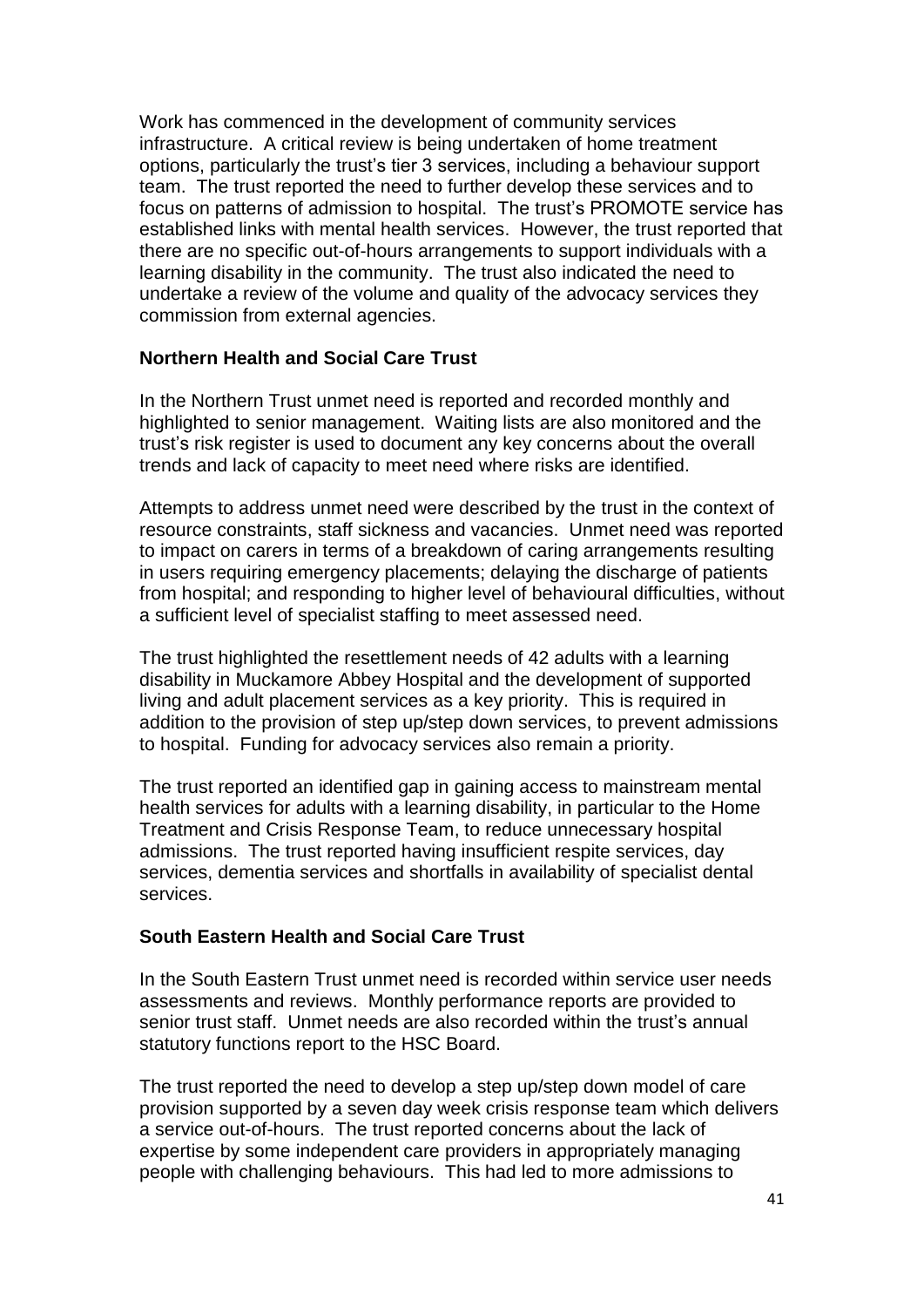Work has commenced in the development of community services infrastructure. A critical review is being undertaken of home treatment options, particularly the trust's tier 3 services, including a behaviour support team. The trust reported the need to further develop these services and to focus on patterns of admission to hospital. The trust's PROMOTE service has established links with mental health services. However, the trust reported that there are no specific out-of-hours arrangements to support individuals with a learning disability in the community. The trust also indicated the need to undertake a review of the volume and quality of the advocacy services they commission from external agencies.

**Northern Health and Social Care Trust**

In the Northern Trust unmet need is reported and recorded monthly and highlighted to senior management. Waiting lists are also monitored and the trust's risk register is used to document any key concerns about the overall trends and lack of capacity to meet need where risks are identified.

Attempts to address unmet need were described by the trust in the context of resource constraints, staff sickness and vacancies. Unmet need was reported to impact on carers in terms of a breakdown of caring arrangements resulting in users requiring emergency placements; delaying the discharge of patients from hospital; and responding to higher level of behavioural difficulties, without a sufficient level of specialist staffing to meet assessed need.

The trust highlighted the resettlement needs of 42 adults with a learning disability in Muckamore Abbey Hospital and the development of supported living and adult placement services as a key priority. This is required in addition to the provision of step up/step down services, to prevent admissions to hospital. Funding for advocacy services also remain a priority.

The trust reported an identified gap in gaining access to mainstream mental health services for adults with a learning disability, in particular to the Home Treatment and Crisis Response Team, to reduce unnecessary hospital admissions. The trust reported having insufficient respite services, day services, dementia services and shortfalls in availability of specialist dental services.

**South Eastern Health and Social Care Trust**

In the South Eastern Trust unmet need is recorded within service user needs assessments and reviews. Monthly performance reports are provided to senior trust staff. Unmet needs are also recorded within the trust's annual statutory functions report to the HSC Board.

The trust reported the need to develop a step up/step down model of care provision supported by a seven day week crisis response team which delivers a service out-of-hours. The trust reported concerns about the lack of expertise by some independent care providers in appropriately managing people with challenging behaviours. This had led to more admissions to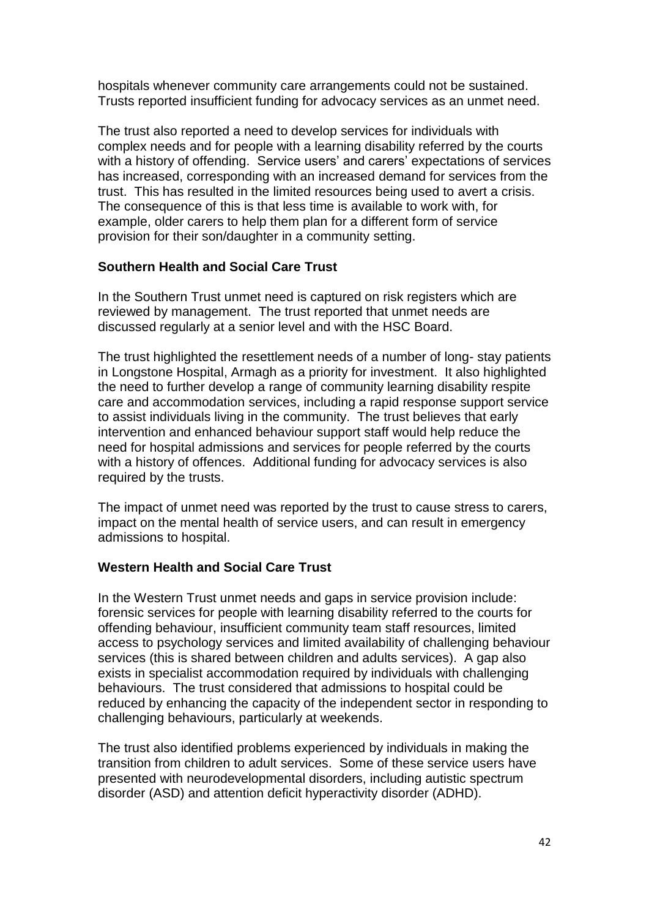hospitals whenever community care arrangements could not be sustained. Trusts reported insufficient funding for advocacy services as an unmet need.

The trust also reported a need to develop services for individuals with complex needs and for people with a learning disability referred by the courts with a history of offending. Service users' and carers' expectations of services has increased, corresponding with an increased demand for services from the trust. This has resulted in the limited resources being used to avert a crisis. The consequence of this is that less time is available to work with, for example, older carers to help them plan for a different form of service provision for their son/daughter in a community setting.

**Southern Health and Social Care Trust**

In the Southern Trust unmet need is captured on risk registers which are reviewed by management. The trust reported that unmet needs are discussed regularly at a senior level and with the HSC Board.

The trust highlighted the resettlement needs of a number of long- stay patients in Longstone Hospital, Armagh as a priority for investment. It also highlighted the need to further develop a range of community learning disability respite care and accommodation services, including a rapid response support service to assist individuals living in the community. The trust believes that early intervention and enhanced behaviour support staff would help reduce the need for hospital admissions and services for people referred by the courts with a history of offences. Additional funding for advocacy services is also required by the trusts.

The impact of unmet need was reported by the trust to cause stress to carers, impact on the mental health of service users, and can result in emergency admissions to hospital.

**Western Health and Social Care Trust**

In the Western Trust unmet needs and gaps in service provision include: forensic services for people with learning disability referred to the courts for offending behaviour, insufficient community team staff resources, limited access to psychology services and limited availability of challenging behaviour services (this is shared between children and adults services). A gap also exists in specialist accommodation required by individuals with challenging behaviours. The trust considered that admissions to hospital could be reduced by enhancing the capacity of the independent sector in responding to challenging behaviours, particularly at weekends.

The trust also identified problems experienced by individuals in making the transition from children to adult services. Some of these service users have presented with neurodevelopmental disorders, including autistic spectrum disorder (ASD) and attention deficit hyperactivity disorder (ADHD).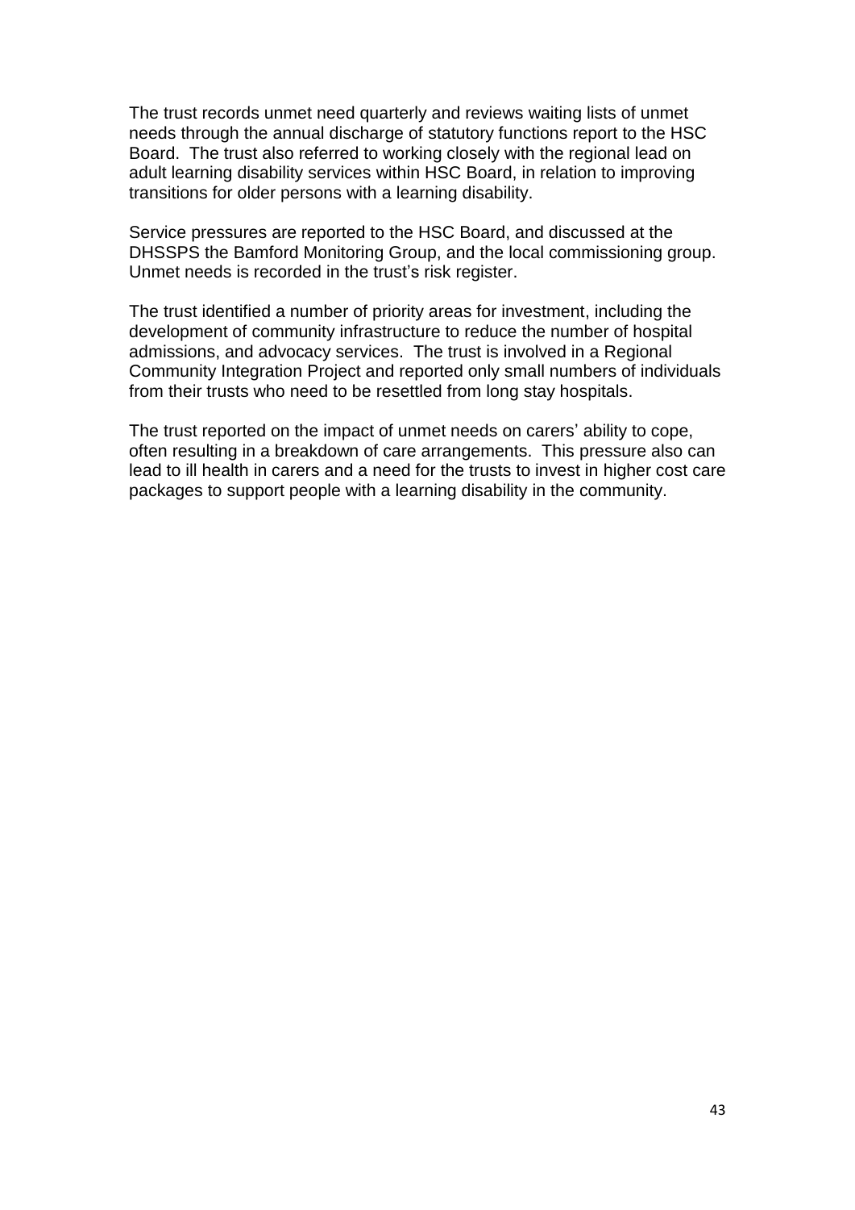The trust records unmet need quarterly and reviews waiting lists of unmet needs through the annual discharge of statutory functions report to the HSC Board. The trust also referred to working closely with the regional lead on adult learning disability services within HSC Board, in relation to improving transitions for older persons with a learning disability.

Service pressures are reported to the HSC Board, and discussed at the DHSSPS the Bamford Monitoring Group, and the local commissioning group. Unmet needs is recorded in the trust's risk register.

The trust identified a number of priority areas for investment, including the development of community infrastructure to reduce the number of hospital admissions, and advocacy services. The trust is involved in a Regional Community Integration Project and reported only small numbers of individuals from their trusts who need to be resettled from long stay hospitals.

The trust reported on the impact of unmet needs on carers' ability to cope, often resulting in a breakdown of care arrangements. This pressure also can lead to ill health in carers and a need for the trusts to invest in higher cost care packages to support people with a learning disability in the community.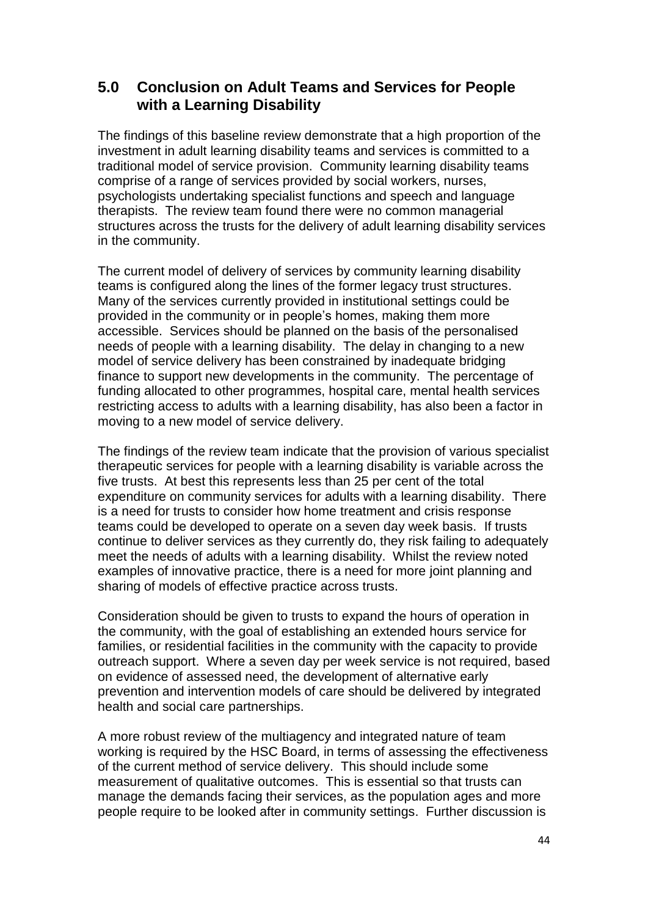## 5.0 Conclusion on Adult Teams and Services for People with a Learning Disability

The findings of this baseline review demonstrate that a high proportion of the investment in adult learning disability teams and services is committed to a traditional model of service provision. Community learning disability teams comprise of a range of services provided by social workers, nurses, psychologists undertaking specialist functions and speech and language therapists. The review team found there were no common managerial structures across the trusts for the delivery of adult learning disability services in the community.

The current model of delivery of services by community learning disability teams is configured along the lines of the former legacy trust structures. Many of the services currently provided in institutional settings could be provided in the community or in people's homes, making them more accessible. Services should be planned on the basis of the personalised needs of people with a learning disability. The delay in changing to a new model of service delivery has been constrained by inadequate bridging finance to support new developments in the community. The percentage of funding allocated to other programmes, hospital care, mental health services restricting access to adults with a learning disability, has also been a factor in moving to a new model of service delivery.

The findings of the review team indicate that the provision of various specialist therapeutic services for people with a learning disability is variable across the five trusts. At best this represents less than 25 per cent of the total expenditure on community services for adults with a learning disability. There is a need for trusts to consider how home treatment and crisis response teams could be developed to operate on a seven day week basis. If trusts continue to deliver services as they currently do, they risk failing to adequately meet the needs of adults with a learning disability. Whilst the review noted examples of innovative practice, there is a need for more joint planning and sharing of models of effective practice across trusts.

Consideration should be given to trusts to expand the hours of operation in the community, with the goal of establishing an extended hours service for families, or residential facilities in the community with the capacity to provide outreach support. Where a seven day per week service is not required, based on evidence of assessed need, the development of alternative early prevention and intervention models of care should be delivered by integrated health and social care partnerships.

A more robust review of the multiagency and integrated nature of team working is required by the HSC Board, in terms of assessing the effectiveness of the current method of service delivery. This should include some measurement of qualitative outcomes. This is essential so that trusts can manage the demands facing their services, as the population ages and more people require to be looked after in community settings. Further discussion is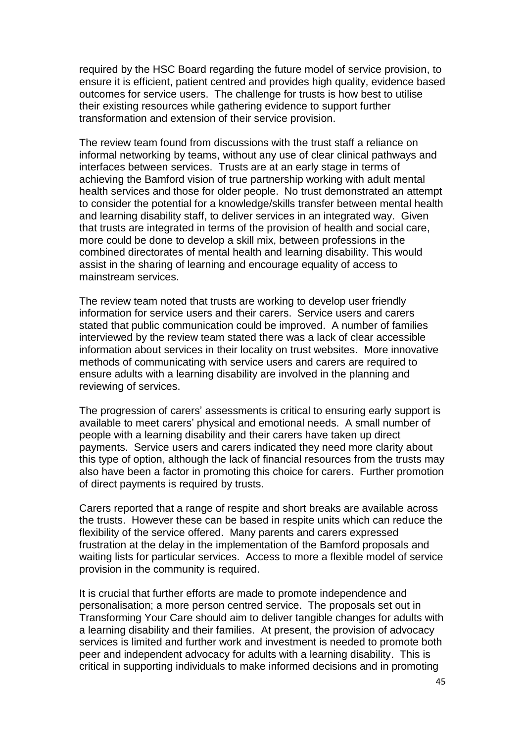required by the HSC Board regarding the future model of service provision, to ensure it is efficient, patient centred and provides high quality, evidence based outcomes for service users. The challenge for trusts is how best to utilise their existing resources while gathering evidence to support further transformation and extension of their service provision.

The review team found from discussions with the trust staff a reliance on informal networking by teams, without any use of clear clinical pathways and interfaces between services. Trusts are at an early stage in terms of achieving the Bamford vision of true partnership working with adult mental health services and those for older people. No trust demonstrated an attempt to consider the potential for a knowledge/skills transfer between mental health and learning disability staff, to deliver services in an integrated way. Given that trusts are integrated in terms of the provision of health and social care, more could be done to develop a skill mix, between professions in the combined directorates of mental health and learning disability. This would assist in the sharing of learning and encourage equality of access to mainstream services.

The review team noted that trusts are working to develop user friendly information for service users and their carers. Service users and carers stated that public communication could be improved. A number of families interviewed by the review team stated there was a lack of clear accessible information about services in their locality on trust websites. More innovative methods of communicating with service users and carers are required to ensure adults with a learning disability are involved in the planning and reviewing of services.

The progression of carers' assessments is critical to ensuring early support is available to meet carers' physical and emotional needs. A small number of people with a learning disability and their carers have taken up direct payments. Service users and carers indicated they need more clarity about this type of option, although the lack of financial resources from the trusts may also have been a factor in promoting this choice for carers. Further promotion of direct payments is required by trusts.

Carers reported that a range of respite and short breaks are available across the trusts. However these can be based in respite units which can reduce the flexibility of the service offered. Many parents and carers expressed frustration at the delay in the implementation of the Bamford proposals and waiting lists for particular services. Access to more a flexible model of service provision in the community is required.

It is crucial that further efforts are made to promote independence and personalisation; a more person centred service. The proposals set out in Transforming Your Care should aim to deliver tangible changes for adults with a learning disability and their families. At present, the provision of advocacy services is limited and further work and investment is needed to promote both peer and independent advocacy for adults with a learning disability. This is critical in supporting individuals to make informed decisions and in promoting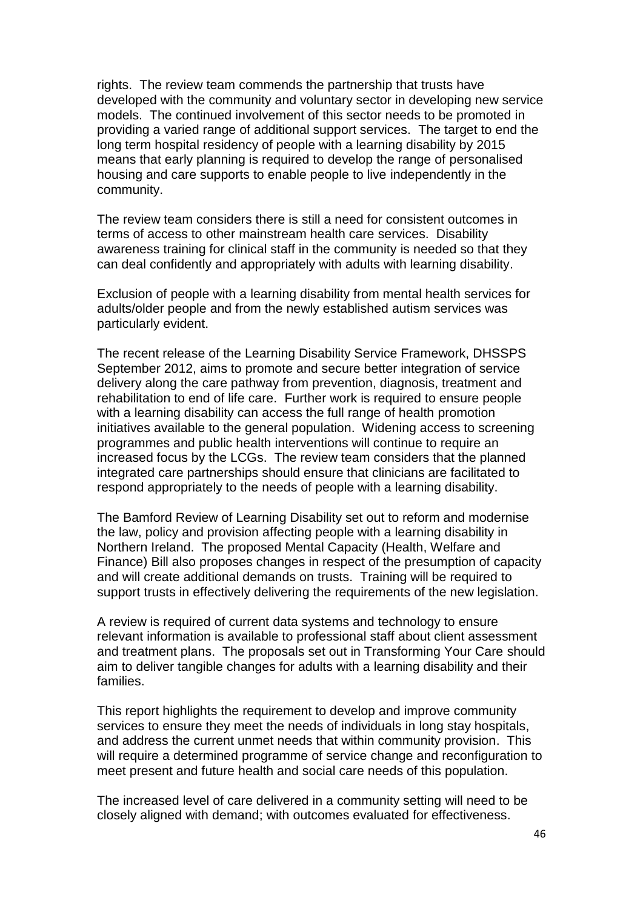rights. The review team commends the partnership that trusts have developed with the community and voluntary sector in developing new service models. The continued involvement of this sector needs to be promoted in providing a varied range of additional support services. The target to end the long term hospital residency of people with a learning disability by 2015 means that early planning is required to develop the range of personalised housing and care supports to enable people to live independently in the community.

The review team considers there is still a need for consistent outcomes in terms of access to other mainstream health care services. Disability awareness training for clinical staff in the community is needed so that they can deal confidently and appropriately with adults with learning disability.

Exclusion of people with a learning disability from mental health services for adults/older people and from the newly established autism services was particularly evident.

The recent release of the Learning Disability Service Framework, DHSSPS September 2012, aims to promote and secure better integration of service delivery along the care pathway from prevention, diagnosis, treatment and rehabilitation to end of life care. Further work is required to ensure people with a learning disability can access the full range of health promotion initiatives available to the general population. Widening access to screening programmes and public health interventions will continue to require an increased focus by the LCGs. The review team considers that the planned integrated care partnerships should ensure that clinicians are facilitated to respond appropriately to the needs of people with a learning disability.

The Bamford Review of Learning Disability set out to reform and modernise the law, policy and provision affecting people with a learning disability in Northern Ireland. The proposed Mental Capacity (Health, Welfare and Finance) Bill also proposes changes in respect of the presumption of capacity and will create additional demands on trusts. Training will be required to support trusts in effectively delivering the requirements of the new legislation.

A review is required of current data systems and technology to ensure relevant information is available to professional staff about client assessment and treatment plans. The proposals set out in Transforming Your Care should aim to deliver tangible changes for adults with a learning disability and their families.

This report highlights the requirement to develop and improve community services to ensure they meet the needs of individuals in long stay hospitals, and address the current unmet needs that within community provision. This will require a determined programme of service change and reconfiguration to meet present and future health and social care needs of this population.

The increased level of care delivered in a community setting will need to be closely aligned with demand; with outcomes evaluated for effectiveness.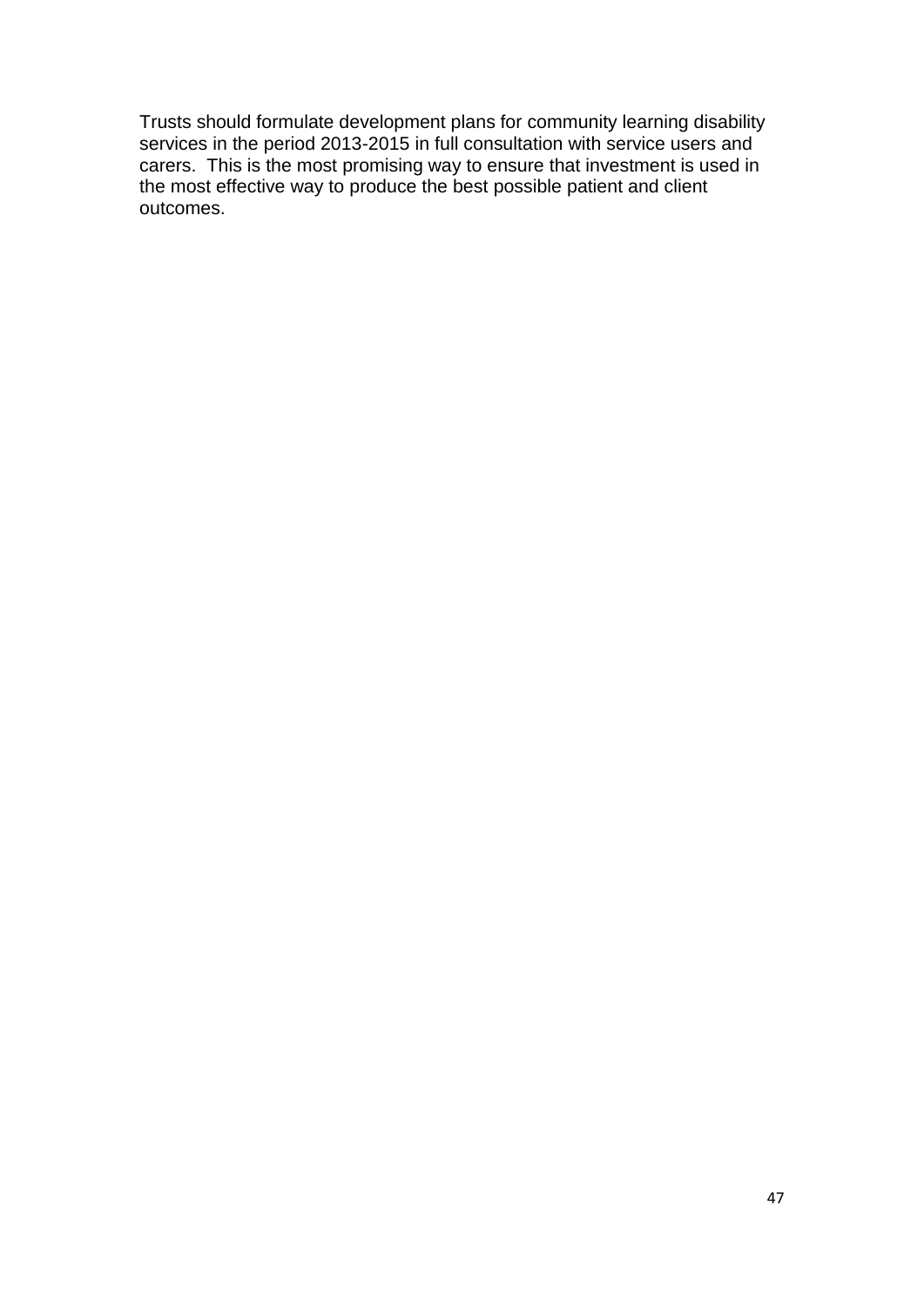Trusts should formulate development plans for community learning disability services in the period 2013-2015 in full consultation with service users and carers. This is the most promising way to ensure that investment is used in the most effective way to produce the best possible patient and client outcomes.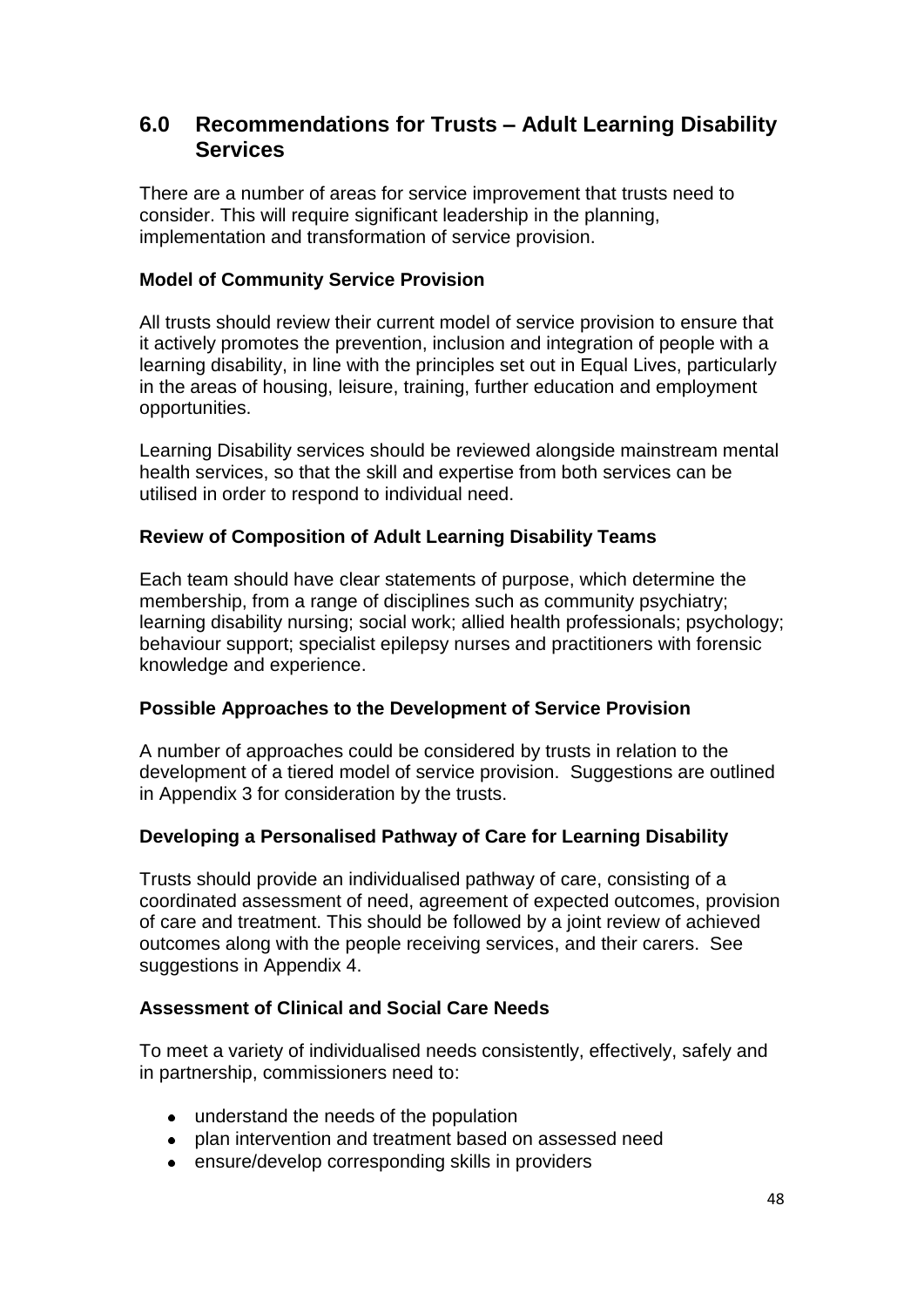## 6.0 Recommendations for Trusts – Adult Learning Disability Services

There are a number of areas for service improvement that trusts need to consider. This will require significant leadership in the planning, implementation and transformation of service provision.

### Model of Community Service Provision

All trusts should review their current model of service provision to ensure that it actively promotes the prevention, inclusion and integration of people with a learning disability, in line with the principles set out in Equal Lives, particularly in the areas of housing, leisure, training, further education and employment opportunities.

Learning Disability services should be reviewed alongside mainstream mental health services, so that the skill and expertise from both services can be utilised in order to respond to individual need.

### Review of Composition of Adult Learning Disability Teams

Each team should have clear statements of purpose, which determine the membership, from a range of disciplines such as community psychiatry; learning disability nursing; social work; allied health professionals; psychology; behaviour support; specialist epilepsy nurses and practitioners with forensic knowledge and experience.

### Possible Approaches to the Development of Service Provision

A number of approaches could be considered by trusts in relation to the development of a tiered model of service provision. Suggestions are outlined in Appendix 3 for consideration by the trusts.

### Developing a Personalised Pathway of Care for Learning Disability

Trusts should provide an individualised pathway of care, consisting of a coordinated assessment of need, agreement of expected outcomes, provision of care and treatment. This should be followed by a joint review of achieved outcomes along with the people receiving services, and their carers. See suggestions in Appendix 4.

### Assessment of Clinical and Social Care Needs

To meet a variety of individualised needs consistently, effectively, safely and in partnership, commissioners need to:

- understand the needs of the population
- plan intervention and treatment based on assessed need
- ensure/develop corresponding skills in providers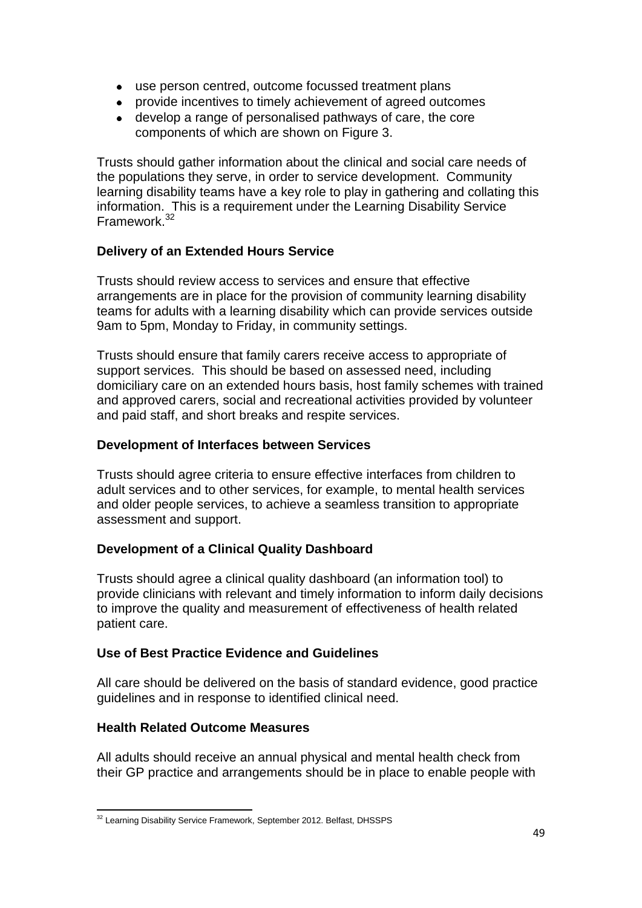- use person centred, outcome focussed treatment plans
- provide incentives to timely achievement of agreed outcomes
- develop a range of personalised pathways of care, the core components of which are shown on Figure 3.

Trusts should gather information about the clinical and social care needs of the populations they serve, in order to service development. Community learning disability teams have a key role to play in gathering and collating this information. This is a requirement under the Learning Disability Service Framework.[32]

**Delivery of an Extended Hours Service**

Trusts should review access to services and ensure that effective arrangements are in place for the provision of community learning disability teams for adults with a learning disability which can provide services outside 9am to 5pm, Monday to Friday, in community settings.

Trusts should ensure that family carers receive access to appropriate of support services. This should be based on assessed need, including domiciliary care on an extended hours basis, host family schemes with trained and approved carers, social and recreational activities provided by volunteer and paid staff, and short breaks and respite services.

**Development of Interfaces between Services**

Trusts should agree criteria to ensure effective interfaces from children to adult services and to other services, for example, to mental health services and older people services, to achieve a seamless transition to appropriate assessment and support.

**Development of a Clinical Quality Dashboard**

Trusts should agree a clinical quality dashboard (an information tool) to provide clinicians with relevant and timely information to inform daily decisions to improve the quality and measurement of effectiveness of health related patient care.

**Use of Best Practice Evidence and Guidelines**

All care should be delivered on the basis of standard evidence, good practice guidelines and in response to identified clinical need.

**Health Related Outcome Measures**

All adults should receive an annual physical and mental health check from their GP practice and arrangements should be in place to enable people with

[32] Learning Disability Service Framework, September 2012. Belfast, DHSSPS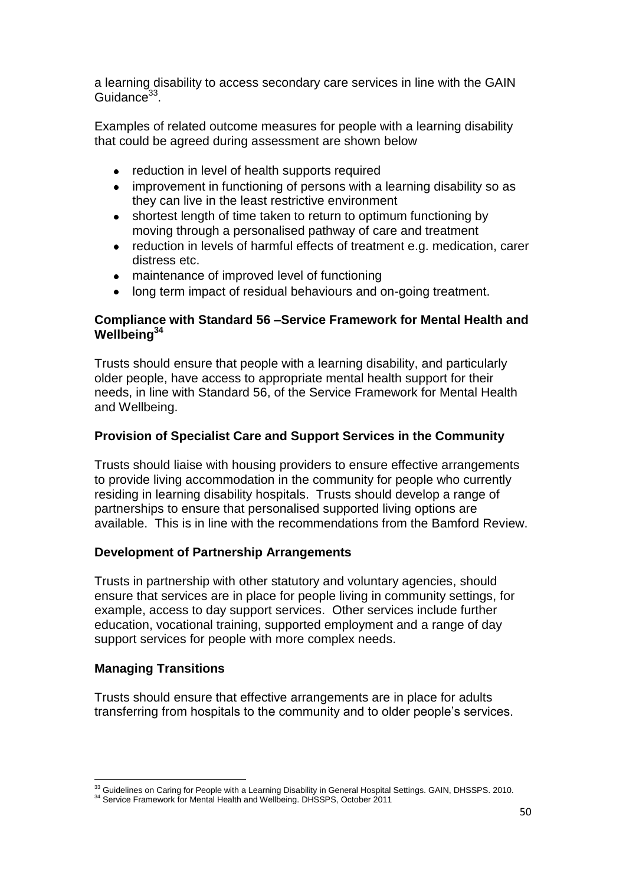a learning disability to access secondary care services in line with the GAIN Guidance[33].

Examples of related outcome measures for people with a learning disability that could be agreed during assessment are shown below

- reduction in level of health supports required
- improvement in functioning of persons with a learning disability so as they can live in the least restrictive environment
- shortest length of time taken to return to optimum functioning by moving through a personalised pathway of care and treatment
- reduction in levels of harmful effects of treatment e.g. medication, carer distress etc.
- maintenance of improved level of functioning
- long term impact of residual behaviours and on-going treatment.

**Compliance with Standard 56 –Service Framework for Mental Health and Wellbeing[34]**

Trusts should ensure that people with a learning disability, and particularly older people, have access to appropriate mental health support for their needs, in line with Standard 56, of the Service Framework for Mental Health and Wellbeing.

**Provision of Specialist Care and Support Services in the Community**

Trusts should liaise with housing providers to ensure effective arrangements to provide living accommodation in the community for people who currently residing in learning disability hospitals. Trusts should develop a range of partnerships to ensure that personalised supported living options are available. This is in line with the recommendations from the Bamford Review.

**Development of Partnership Arrangements**

Trusts in partnership with other statutory and voluntary agencies, should ensure that services are in place for people living in community settings, for example, access to day support services. Other services include further education, vocational training, supported employment and a range of day support services for people with more complex needs.

**Managing Transitions**

Trusts should ensure that effective arrangements are in place for adults transferring from hospitals to the community and to older people's services.

---

[33] Guidelines on Caring for People with a Learning Disability in General Hospital Settings. GAIN, DHSSPS. 2010.

[34] Service Framework for Mental Health and Wellbeing. DHSSPS, October 2011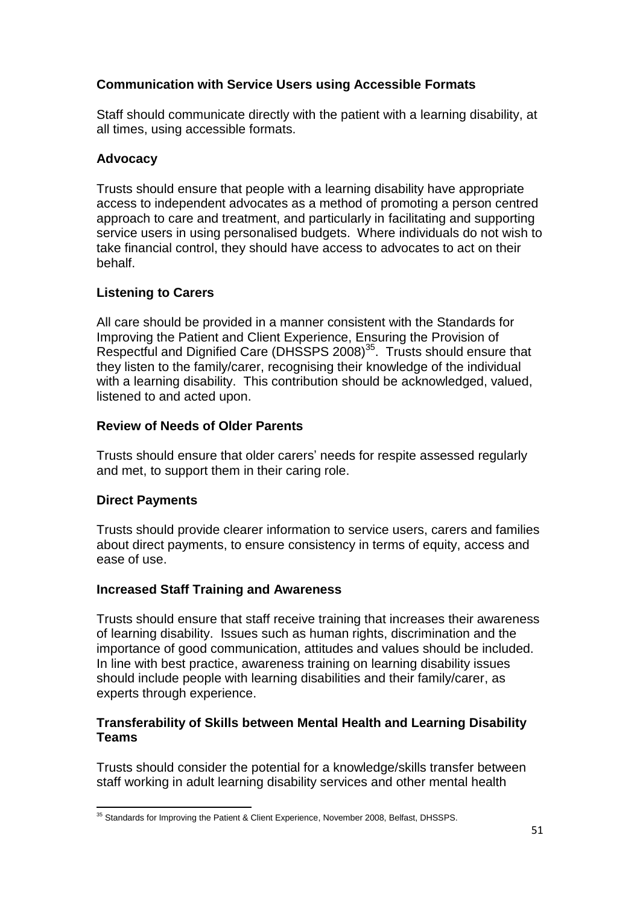**Communication with Service Users using Accessible Formats**

Staff should communicate directly with the patient with a learning disability, at all times, using accessible formats.

**Advocacy**

Trusts should ensure that people with a learning disability have appropriate access to independent advocates as a method of promoting a person centred approach to care and treatment, and particularly in facilitating and supporting service users in using personalised budgets. Where individuals do not wish to take financial control, they should have access to advocates to act on their behalf.

**Listening to Carers**

All care should be provided in a manner consistent with the Standards for Improving the Patient and Client Experience, Ensuring the Provision of Respectful and Dignified Care (DHSSPS 2008)[35]. Trusts should ensure that they listen to the family/carer, recognising their knowledge of the individual with a learning disability. This contribution should be acknowledged, valued, listened to and acted upon.

**Review of Needs of Older Parents**

Trusts should ensure that older carers' needs for respite assessed regularly and met, to support them in their caring role.

**Direct Payments**

Trusts should provide clearer information to service users, carers and families about direct payments, to ensure consistency in terms of equity, access and ease of use.

**Increased Staff Training and Awareness**

Trusts should ensure that staff receive training that increases their awareness of learning disability. Issues such as human rights, discrimination and the importance of good communication, attitudes and values should be included. In line with best practice, awareness training on learning disability issues should include people with learning disabilities and their family/carer, as experts through experience.

**Transferability of Skills between Mental Health and Learning Disability Teams**

Trusts should consider the potential for a knowledge/skills transfer between staff working in adult learning disability services and other mental health

[35] Standards for Improving the Patient & Client Experience, November 2008, Belfast, DHSSPS.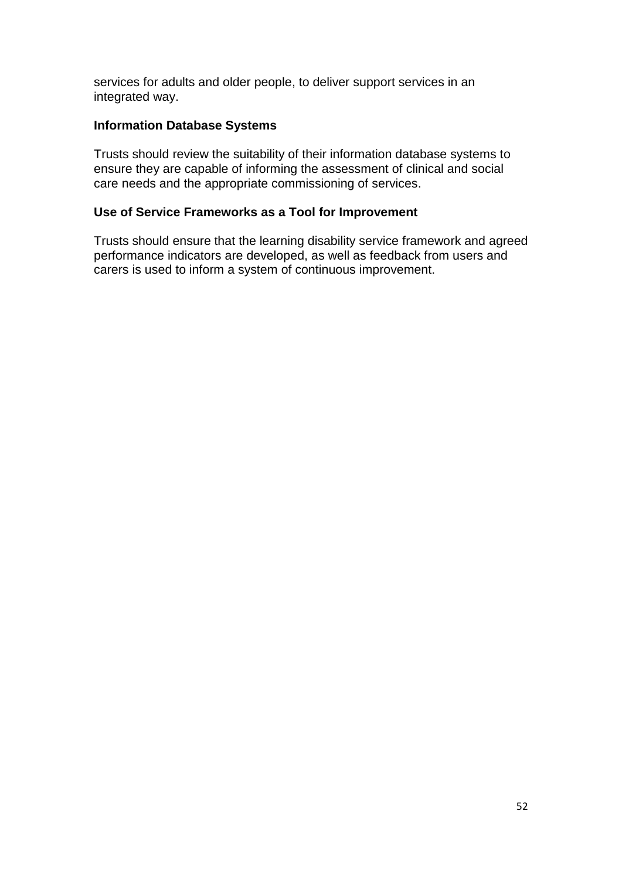services for adults and older people, to deliver support services in an integrated way.

**Information Database Systems**

Trusts should review the suitability of their information database systems to ensure they are capable of informing the assessment of clinical and social care needs and the appropriate commissioning of services.

**Use of Service Frameworks as a Tool for Improvement**

Trusts should ensure that the learning disability service framework and agreed performance indicators are developed, as well as feedback from users and carers is used to inform a system of continuous improvement.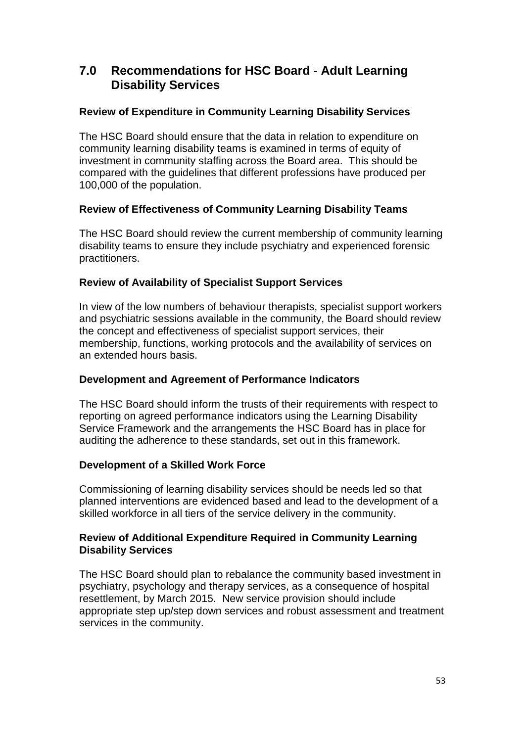## 7.0 Recommendations for HSC Board - Adult Learning Disability Services

**Review of Expenditure in Community Learning Disability Services**

The HSC Board should ensure that the data in relation to expenditure on community learning disability teams is examined in terms of equity of investment in community staffing across the Board area. This should be compared with the guidelines that different professions have produced per 100,000 of the population.

**Review of Effectiveness of Community Learning Disability Teams**

The HSC Board should review the current membership of community learning disability teams to ensure they include psychiatry and experienced forensic practitioners.

**Review of Availability of Specialist Support Services**

In view of the low numbers of behaviour therapists, specialist support workers and psychiatric sessions available in the community, the Board should review the concept and effectiveness of specialist support services, their membership, functions, working protocols and the availability of services on an extended hours basis.

**Development and Agreement of Performance Indicators**

The HSC Board should inform the trusts of their requirements with respect to reporting on agreed performance indicators using the Learning Disability Service Framework and the arrangements the HSC Board has in place for auditing the adherence to these standards, set out in this framework.

**Development of a Skilled Work Force**

Commissioning of learning disability services should be needs led so that planned interventions are evidenced based and lead to the development of a skilled workforce in all tiers of the service delivery in the community.

**Review of Additional Expenditure Required in Community Learning Disability Services**

The HSC Board should plan to rebalance the community based investment in psychiatry, psychology and therapy services, as a consequence of hospital resettlement, by March 2015. New service provision should include appropriate step up/step down services and robust assessment and treatment services in the community.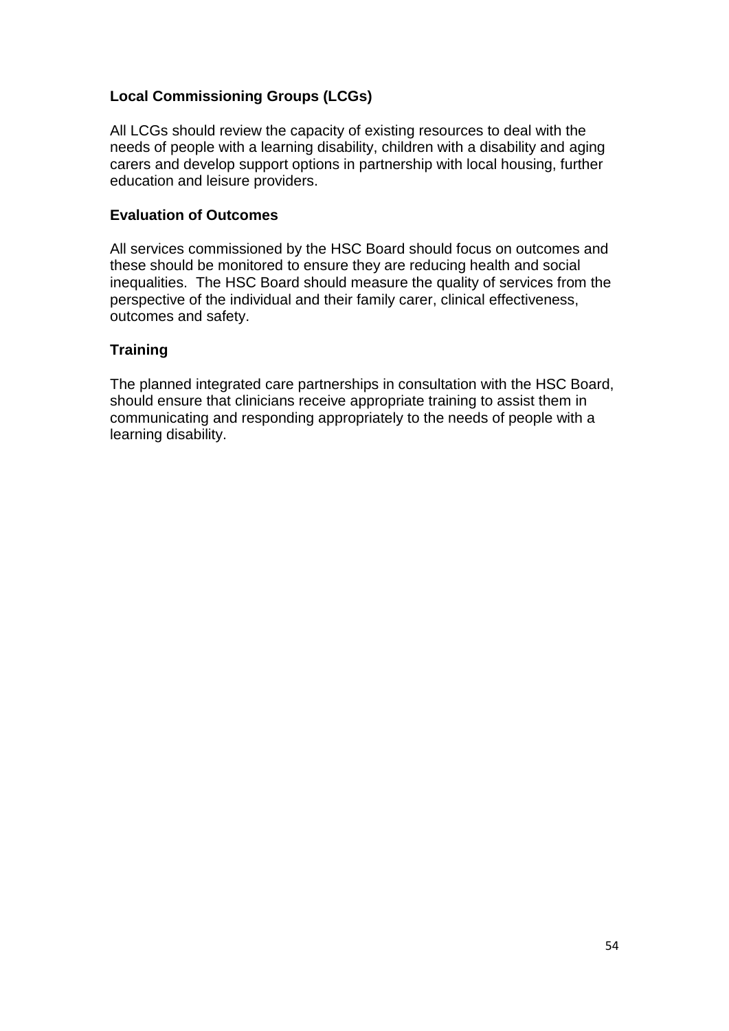**Local Commissioning Groups (LCGs)**

All LCGs should review the capacity of existing resources to deal with the needs of people with a learning disability, children with a disability and aging carers and develop support options in partnership with local housing, further education and leisure providers.

**Evaluation of Outcomes**

All services commissioned by the HSC Board should focus on outcomes and these should be monitored to ensure they are reducing health and social inequalities. The HSC Board should measure the quality of services from the perspective of the individual and their family carer, clinical effectiveness, outcomes and safety.

**Training**

The planned integrated care partnerships in consultation with the HSC Board, should ensure that clinicians receive appropriate training to assist them in communicating and responding appropriately to the needs of people with a learning disability.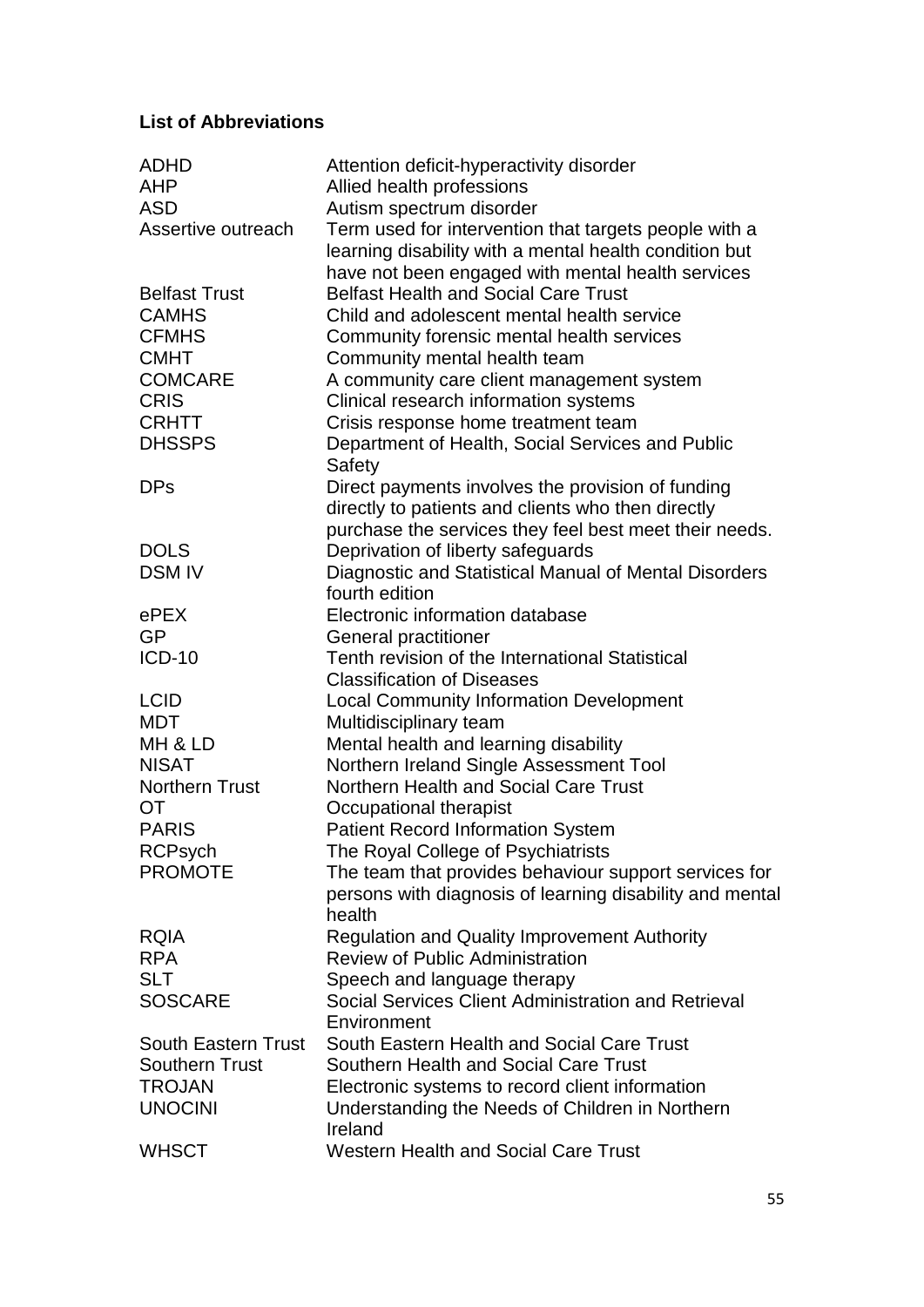**List of Abbreviations**

| | |
|---|---|
| ADHD | Attention deficit-hyperactivity disorder |
| AHP | Allied health professions |
| ASD | Autism spectrum disorder |
| Assertive outreach | Term used for intervention that targets people with a learning disability with a mental health condition but have not been engaged with mental health services |
| Belfast Trust | Belfast Health and Social Care Trust |
| CAMHS | Child and adolescent mental health service |
| CFMHS | Community forensic mental health services |
| CMHT | Community mental health team |
| COMCARE | A community care client management system |
| CRIS | Clinical research information systems |
| CRHTT | Crisis response home treatment team |
| DHSSPS | Department of Health, Social Services and Public Safety |
| DPs | Direct payments involves the provision of funding directly to patients and clients who then directly purchase the services they feel best meet their needs. |
| DOLS | Deprivation of liberty safeguards |
| DSM IV | Diagnostic and Statistical Manual of Mental Disorders fourth edition |
| ePEX | Electronic information database |
| GP | General practitioner |
| ICD-10 | Tenth revision of the International Statistical Classification of Diseases |
| LCID | Local Community Information Development |
| MDT | Multidisciplinary team |
| MH & LD | Mental health and learning disability |
| NISAT | Northern Ireland Single Assessment Tool |
| Northern Trust | Northern Health and Social Care Trust |
| OT | Occupational therapist |
| PARIS | Patient Record Information System |
| RCPsych | The Royal College of Psychiatrists |
| PROMOTE | The team that provides behaviour support services for persons with diagnosis of learning disability and mental health |
| RQIA | Regulation and Quality Improvement Authority |
| RPA | Review of Public Administration |
| SLT | Speech and language therapy |
| SOSCARE | Social Services Client Administration and Retrieval Environment |
| South Eastern Trust | South Eastern Health and Social Care Trust |
| Southern Trust | Southern Health and Social Care Trust |
| TROJAN | Electronic systems to record client information |
| UNOCINI | Understanding the Needs of Children in Northern Ireland |
| WHSCT | Western Health and Social Care Trust |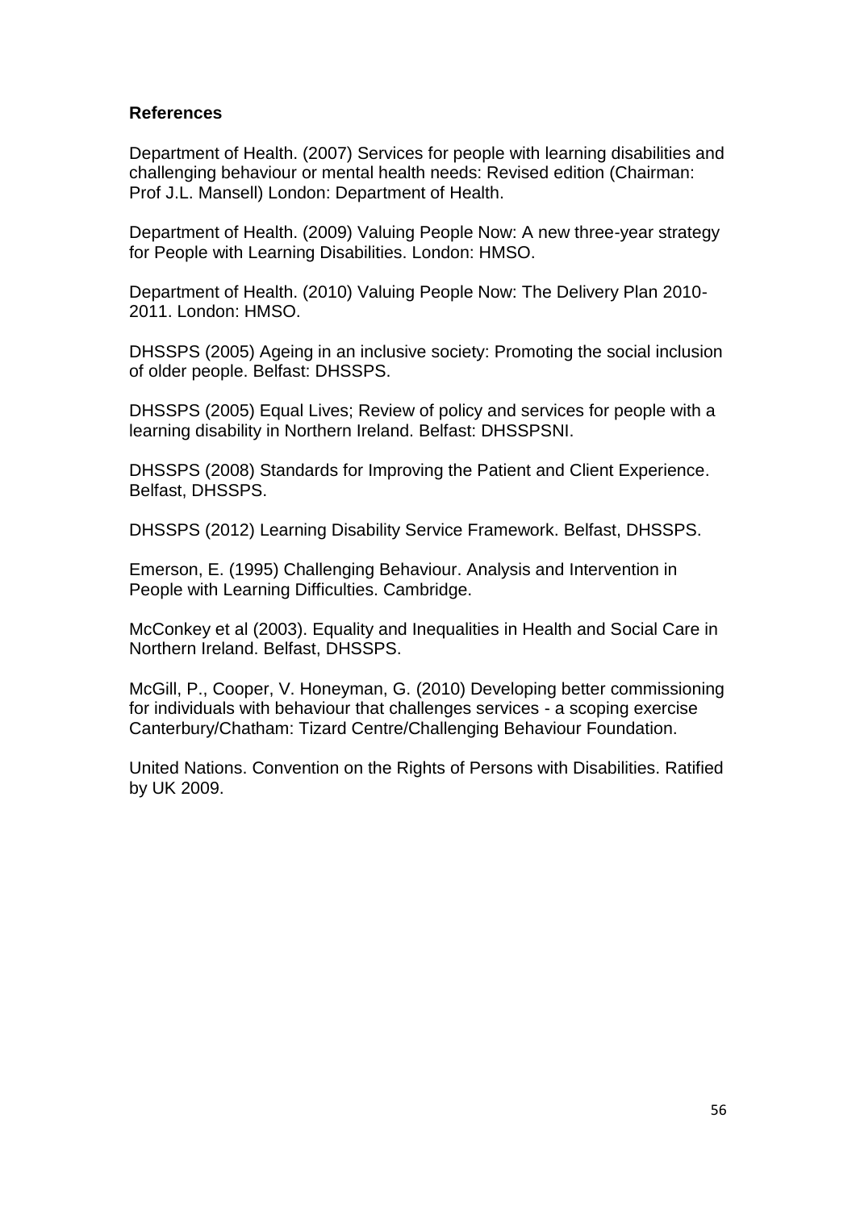**References**

Department of Health. (2007) Services for people with learning disabilities and challenging behaviour or mental health needs: Revised edition (Chairman: Prof J.L. Mansell) London: Department of Health.

Department of Health. (2009) Valuing People Now: A new three-year strategy for People with Learning Disabilities. London: HMSO.

Department of Health. (2010) Valuing People Now: The Delivery Plan 2010-2011. London: HMSO.

DHSSPS (2005) Ageing in an inclusive society: Promoting the social inclusion of older people. Belfast: DHSSPS.

DHSSPS (2005) Equal Lives; Review of policy and services for people with a learning disability in Northern Ireland. Belfast: DHSSPSNI.

DHSSPS (2008) Standards for Improving the Patient and Client Experience. Belfast, DHSSPS.

DHSSPS (2012) Learning Disability Service Framework. Belfast, DHSSPS.

Emerson, E. (1995) Challenging Behaviour. Analysis and Intervention in People with Learning Difficulties. Cambridge.

McConkey et al (2003). Equality and Inequalities in Health and Social Care in Northern Ireland. Belfast, DHSSPS.

McGill, P., Cooper, V. Honeyman, G. (2010) Developing better commissioning for individuals with behaviour that challenges services - a scoping exercise Canterbury/Chatham: Tizard Centre/Challenging Behaviour Foundation.

United Nations. Convention on the Rights of Persons with Disabilities. Ratified by UK 2009.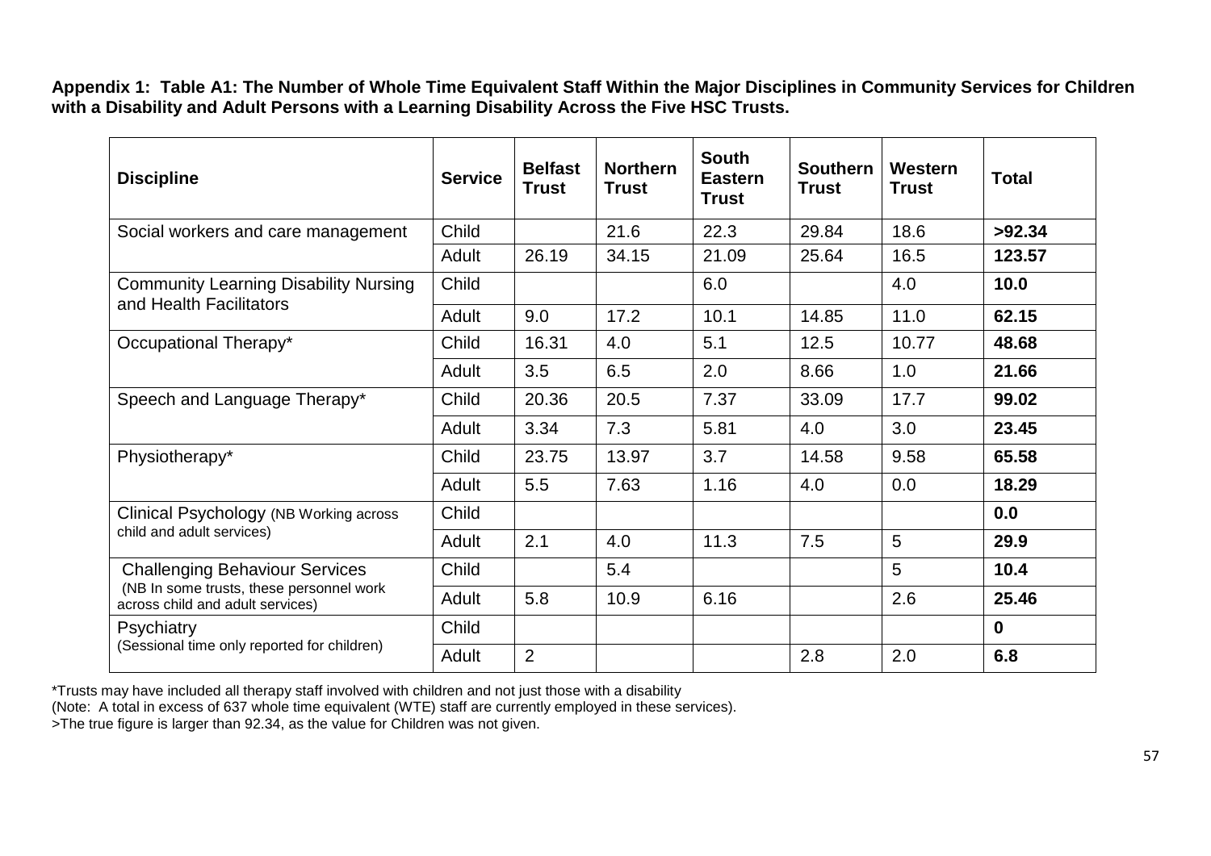**Appendix 1: Table A1: The Number of Whole Time Equivalent Staff Within the Major Disciplines in Community Services for Children with a Disability and Adult Persons with a Learning Disability Across the Five HSC Trusts.**

| Discipline | Service | Belfast Trust | Northern Trust | South Eastern Trust | Southern Trust | Western Trust | Total |
|---|---|---|---|---|---|---|---|
| Social workers and care management | Child | | 21.6 | 22.3 | 29.84 | 18.6 | **>92.34** |
| | Adult | 26.19 | 34.15 | 21.09 | 25.64 | 16.5 | **123.57** |
| Community Learning Disability Nursing and Health Facilitators | Child | | | 6.0 | | 4.0 | **10.0** |
| | Adult | 9.0 | 17.2 | 10.1 | 14.85 | 11.0 | **62.15** |
| Occupational Therapy* | Child | 16.31 | 4.0 | 5.1 | 12.5 | 10.77 | **48.68** |
| | Adult | 3.5 | 6.5 | 2.0 | 8.66 | 1.0 | **21.66** |
| Speech and Language Therapy* | Child | 20.36 | 20.5 | 7.37 | 33.09 | 17.7 | **99.02** |
| | Adult | 3.34 | 7.3 | 5.81 | 4.0 | 3.0 | **23.45** |
| Physiotherapy* | Child | 23.75 | 13.97 | 3.7 | 14.58 | 9.58 | **65.58** |
| | Adult | 5.5 | 7.63 | 1.16 | 4.0 | 0.0 | **18.29** |
| Clinical Psychology (NB Working across child and adult services) | Child | | | | | | **0.0** |
| | Adult | 2.1 | 4.0 | 11.3 | 7.5 | 5 | **29.9** |
| Challenging Behaviour Services (NB In some trusts, these personnel work across child and adult services) | Child | | 5.4 | | | 5 | **10.4** |
| | Adult | 5.8 | 10.9 | 6.16 | | 2.6 | **25.46** |
| Psychiatry (Sessional time only reported for children) | Child | | | | | | **0** |
| | Adult | 2 | | | 2.8 | 2.0 | **6.8** |

*Trusts may have included all therapy staff involved with children and not just those with a disability
(Note: A total in excess of 637 whole time equivalent (WTE) staff are currently employed in these services).
>The true figure is larger than 92.34, as the value for Children was not given.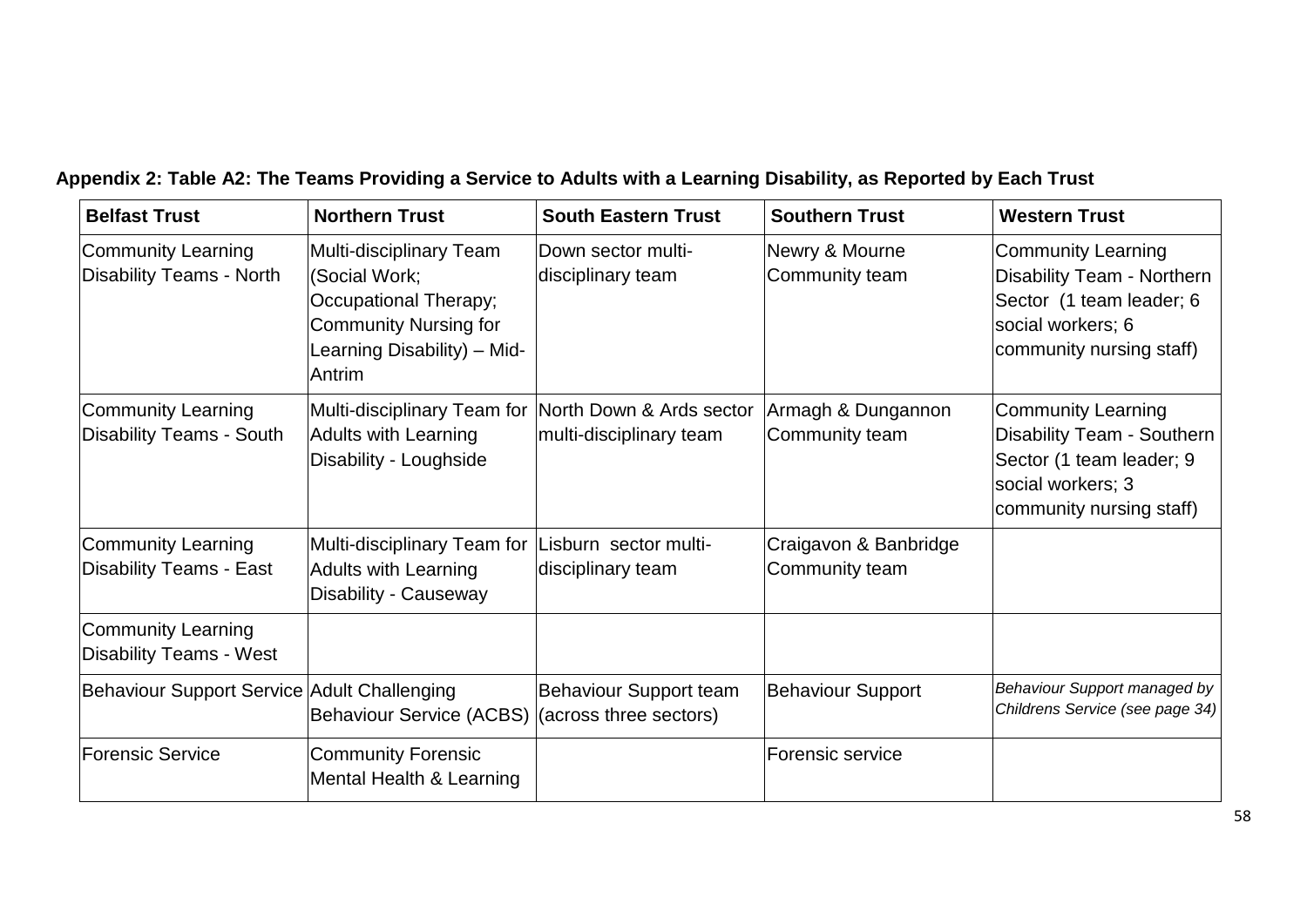**Appendix 2: Table A2: The Teams Providing a Service to Adults with a Learning Disability, as Reported by Each Trust**

| Belfast Trust | Northern Trust | South Eastern Trust | Southern Trust | Western Trust |
|---|---|---|---|---|
| Community Learning Disability Teams - North | Multi-disciplinary Team (Social Work; Occupational Therapy; Community Nursing for Learning Disability) – Mid-Antrim | Down sector multi-disciplinary team | Newry & Mourne Community team | Community Learning Disability Team - Northern Sector (1 team leader; 6 social workers; 6 community nursing staff) |
| Community Learning Disability Teams - South | Multi-disciplinary Team for Adults with Learning Disability - Loughside | North Down & Ards sector multi-disciplinary team | Armagh & Dungannon Community team | Community Learning Disability Team - Southern Sector (1 team leader; 9 social workers; 3 community nursing staff) |
| Community Learning Disability Teams - East | Multi-disciplinary Team for Adults with Learning Disability - Causeway | Lisburn sector multi-disciplinary team | Craigavon & Banbridge Community team | |
| Community Learning Disability Teams - West | | | | |
| Behaviour Support Service | Adult Challenging Behaviour Service (ACBS) | Behaviour Support team (across three sectors) | Behaviour Support | *Behaviour Support managed by Childrens Service (see page 34)* |
| Forensic Service | Community Forensic Mental Health & Learning | | Forensic service | |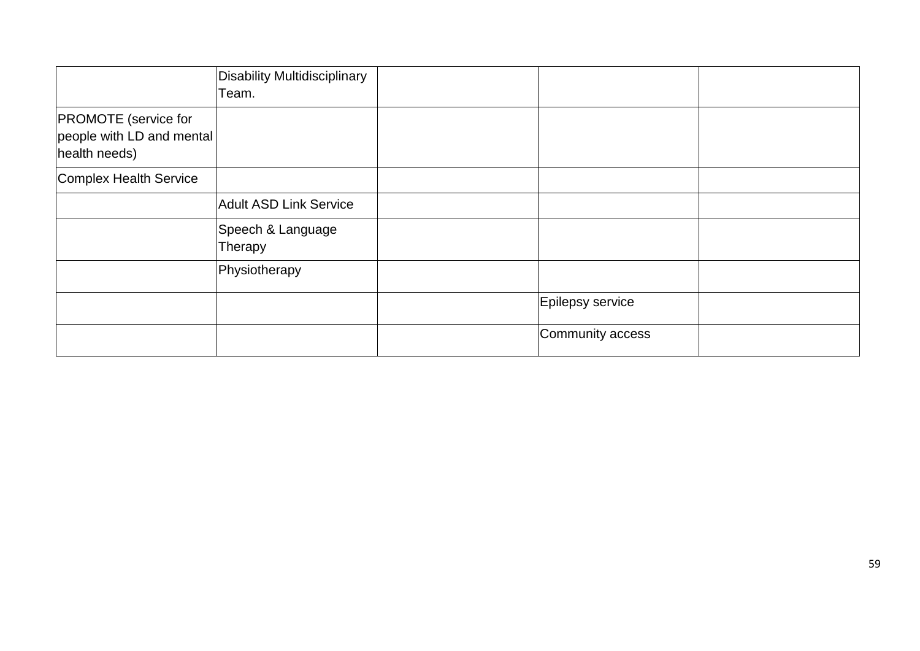| | | | | |
|---|---|---|---|---|
| | Disability Multidisciplinary Team. | | | |
| PROMOTE (service for people with LD and mental health needs) | | | | |
| Complex Health Service | | | | |
| | Adult ASD Link Service | | | |
| | Speech & Language Therapy | | | |
| | Physiotherapy | | | |
| | | | Epilepsy service | |
| | | | Community access | |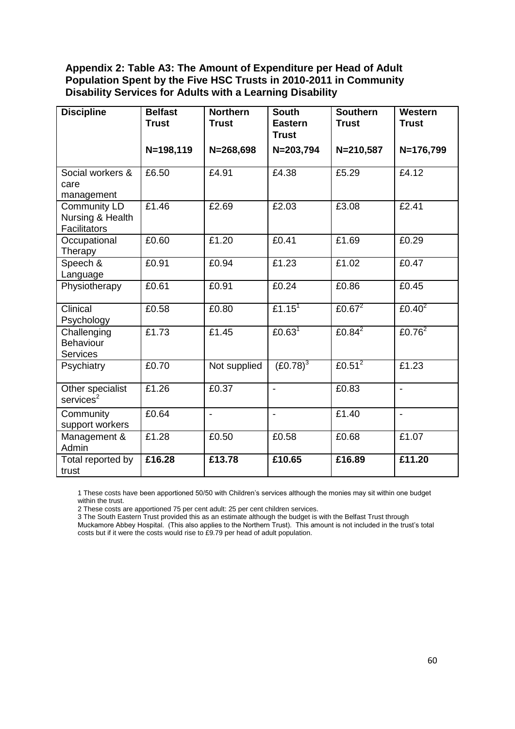**Appendix 2: Table A3: The Amount of Expenditure per Head of Adult Population Spent by the Five HSC Trusts in 2010-2011 in Community Disability Services for Adults with a Learning Disability**

| Discipline | Belfast Trust N=198,119 | Northern Trust N=268,698 | South Eastern Trust N=203,794 | Southern Trust N=210,587 | Western Trust N=176,799 |
|---|---|---|---|---|---|
| Social workers & care management | £6.50 | £4.91 | £4.38 | £5.29 | £4.12 |
| Community LD Nursing & Health Facilitators | £1.46 | £2.69 | £2.03 | £3.08 | £2.41 |
| Occupational Therapy | £0.60 | £1.20 | £0.41 | £1.69 | £0.29 |
| Speech & Language | £0.91 | £0.94 | £1.23 | £1.02 | £0.47 |
| Physiotherapy | £0.61 | £0.91 | £0.24 | £0.86 | £0.45 |
| Clinical Psychology | £0.58 | £0.80 | £1.15[1] | £0.67[2] | £0.40[2] |
| Challenging Behaviour Services | £1.73 | £1.45 | £0.63[1] | £0.84[2] | £0.76[2] |
| Psychiatry | £0.70 | Not supplied | (£0.78)[3] | £0.51[2] | £1.23 |
| Other specialist services[2] | £1.26 | £0.37 | - | £0.83 | - |
| Community support workers | £0.64 | - | - | £1.40 | - |
| Management & Admin | £1.28 | £0.50 | £0.58 | £0.68 | £1.07 |
| Total reported by trust | **£16.28** | **£13.78** | **£10.65** | **£16.89** | **£11.20** |

1 These costs have been apportioned 50/50 with Children's services although the monies may sit within one budget within the trust.

2 These costs are apportioned 75 per cent adult: 25 per cent children services.

3 The South Eastern Trust provided this as an estimate although the budget is with the Belfast Trust through Muckamore Abbey Hospital. (This also applies to the Northern Trust). This amount is not included in the trust's total costs but if it were the costs would rise to £9.79 per head of adult population.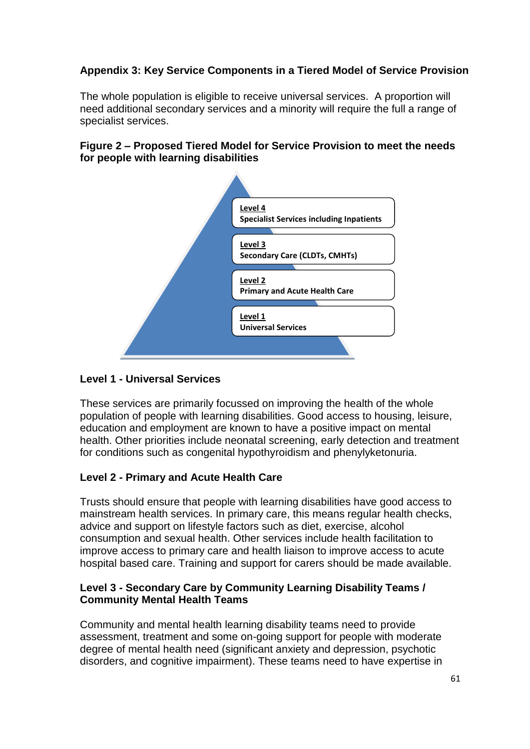## Appendix 3: Key Service Components in a Tiered Model of Service Provision

The whole population is eligible to receive universal services. A proportion will need additional secondary services and a minority will require the full a range of specialist services.

**Figure 2 – Proposed Tiered Model for Service Provision to meet the needs for people with learning disabilities**

**Level 4**
**Specialist Services including Inpatients**

**Level 3**
**Secondary Care (CLDTs, CMHTs)**

**Level 2**
**Primary and Acute Health Care**

**Level 1**
**Universal Services**

### Level 1 - Universal Services

These services are primarily focussed on improving the health of the whole population of people with learning disabilities. Good access to housing, leisure, education and employment are known to have a positive impact on mental health. Other priorities include neonatal screening, early detection and treatment for conditions such as congenital hypothyroidism and phenylketonuria.

### Level 2 - Primary and Acute Health Care

Trusts should ensure that people with learning disabilities have good access to mainstream health services. In primary care, this means regular health checks, advice and support on lifestyle factors such as diet, exercise, alcohol consumption and sexual health. Other services include health facilitation to improve access to primary care and health liaison to improve access to acute hospital based care. Training and support for carers should be made available.

### Level 3 - Secondary Care by Community Learning Disability Teams / Community Mental Health Teams

Community and mental health learning disability teams need to provide assessment, treatment and some on-going support for people with moderate degree of mental health need (significant anxiety and depression, psychotic disorders, and cognitive impairment). These teams need to have expertise in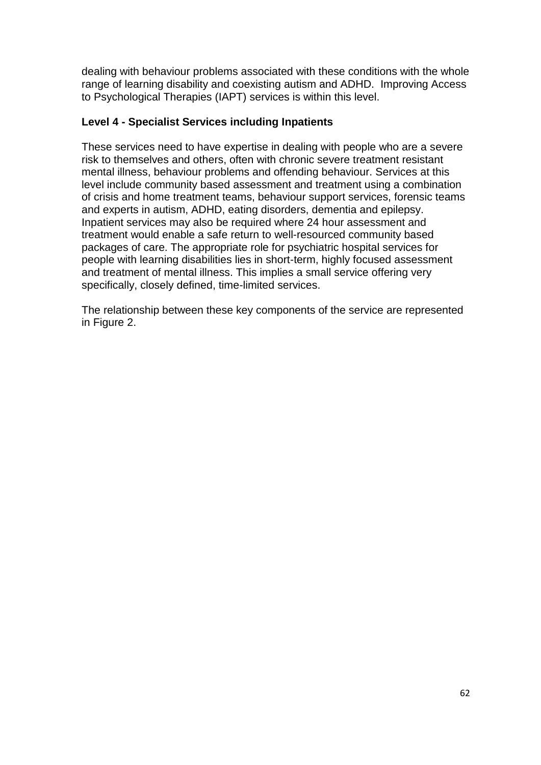dealing with behaviour problems associated with these conditions with the whole range of learning disability and coexisting autism and ADHD. Improving Access to Psychological Therapies (IAPT) services is within this level.

**Level 4 - Specialist Services including Inpatients**

These services need to have expertise in dealing with people who are a severe risk to themselves and others, often with chronic severe treatment resistant mental illness, behaviour problems and offending behaviour. Services at this level include community based assessment and treatment using a combination of crisis and home treatment teams, behaviour support services, forensic teams and experts in autism, ADHD, eating disorders, dementia and epilepsy. Inpatient services may also be required where 24 hour assessment and treatment would enable a safe return to well-resourced community based packages of care. The appropriate role for psychiatric hospital services for people with learning disabilities lies in short-term, highly focused assessment and treatment of mental illness. This implies a small service offering very specifically, closely defined, time-limited services.

The relationship between these key components of the service are represented in Figure 2.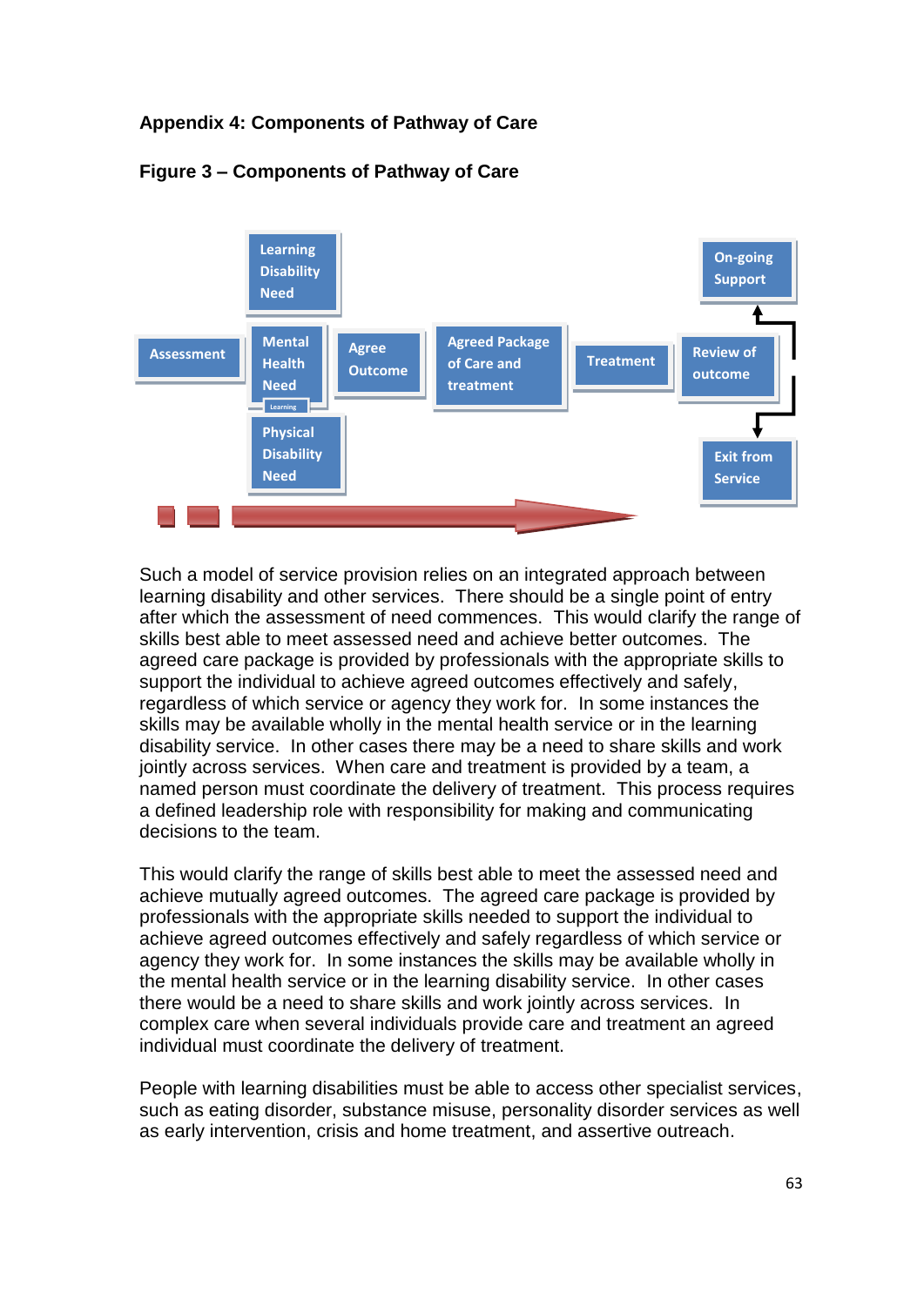## Appendix 4: Components of Pathway of Care

### Figure 3 – Components of Pathway of Care

Assessment

Learning Disability Need

Mental Health Need

Physical Disability Need

Agree Outcome

Agreed Package of Care and treatment

Treatment

Review of outcome

On-going Support

Exit from Service

Such a model of service provision relies on an integrated approach between learning disability and other services. There should be a single point of entry after which the assessment of need commences. This would clarify the range of skills best able to meet assessed need and achieve better outcomes. The agreed care package is provided by professionals with the appropriate skills to support the individual to achieve agreed outcomes effectively and safely, regardless of which service or agency they work for. In some instances the skills may be available wholly in the mental health service or in the learning disability service. In other cases there may be a need to share skills and work jointly across services. When care and treatment is provided by a team, a named person must coordinate the delivery of treatment. This process requires a defined leadership role with responsibility for making and communicating decisions to the team.

This would clarify the range of skills best able to meet the assessed need and achieve mutually agreed outcomes. The agreed care package is provided by professionals with the appropriate skills needed to support the individual to achieve agreed outcomes effectively and safely regardless of which service or agency they work for. In some instances the skills may be available wholly in the mental health service or in the learning disability service. In other cases there would be a need to share skills and work jointly across services. In complex care when several individuals provide care and treatment an agreed individual must coordinate the delivery of treatment.

People with learning disabilities must be able to access other specialist services, such as eating disorder, substance misuse, personality disorder services as well as early intervention, crisis and home treatment, and assertive outreach.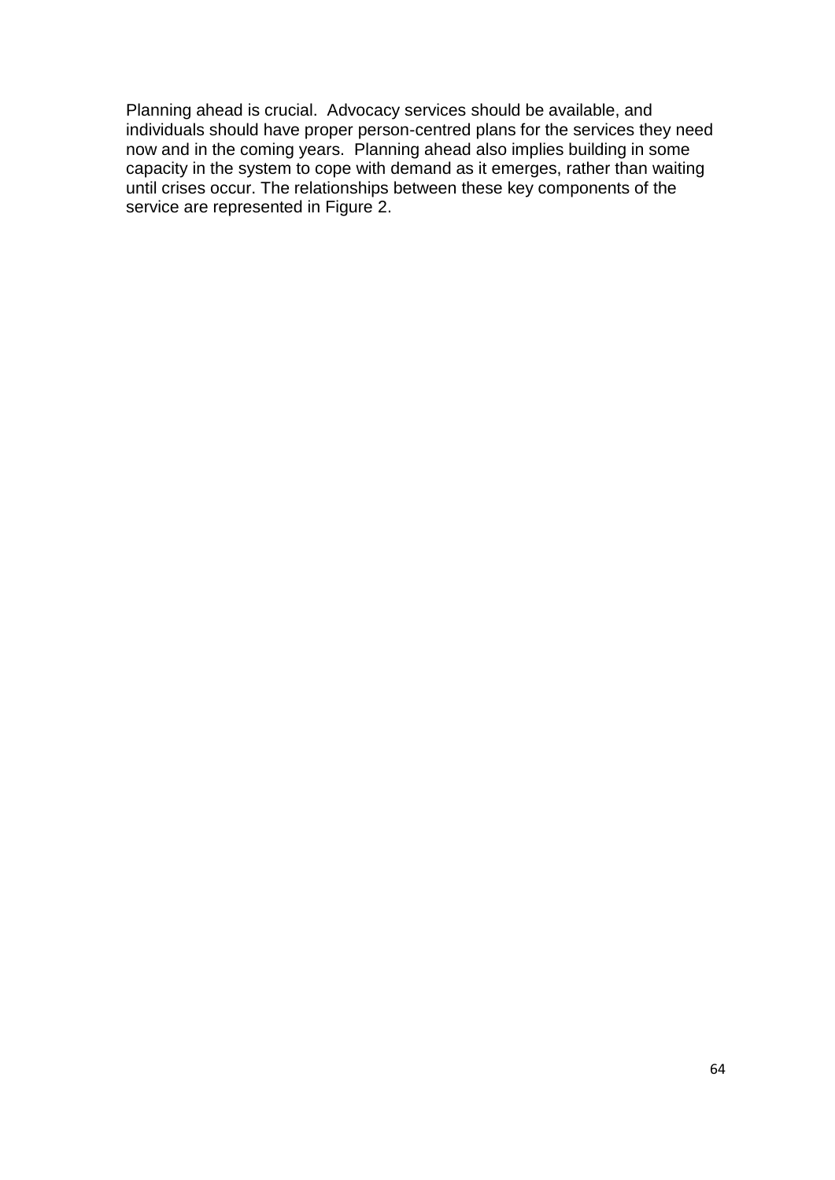Planning ahead is crucial. Advocacy services should be available, and individuals should have proper person-centred plans for the services they need now and in the coming years. Planning ahead also implies building in some capacity in the system to cope with demand as it emerges, rather than waiting until crises occur. The relationships between these key components of the service are represented in Figure 2.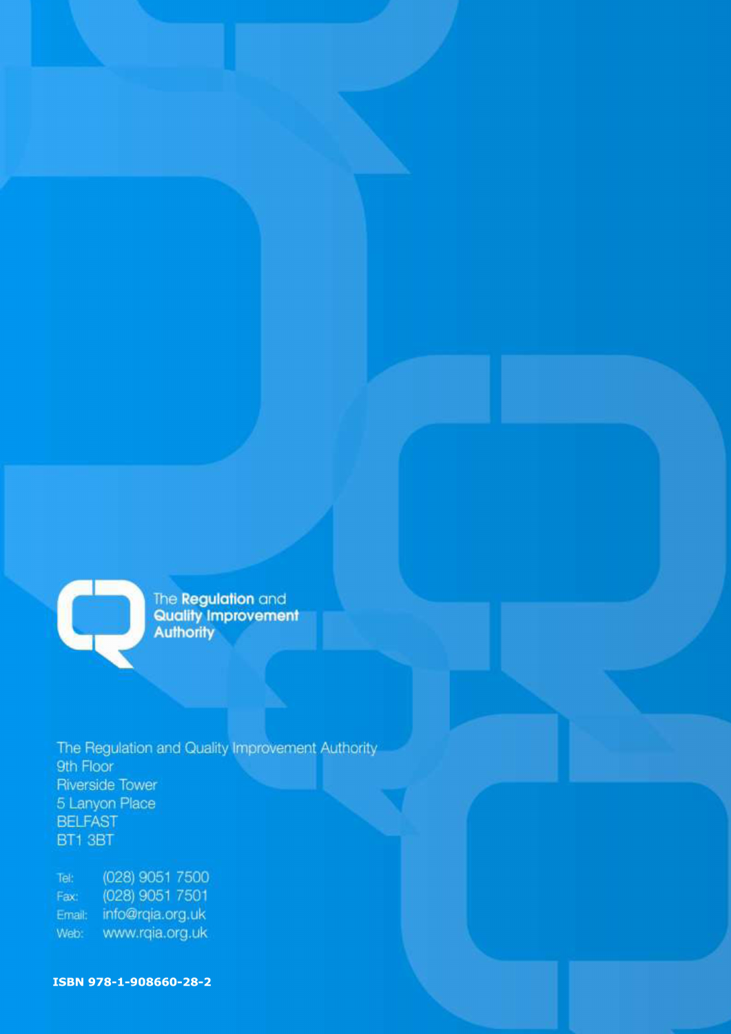The Regulation and Quality Improvement Authority

The Regulation and Quality Improvement Authority
9th Floor
Riverside Tower
5 Lanyon Place
BELFAST
BT1 3BT

Tel: (028) 9051 7500
Fax: (028) 9051 7501
Email: info@rqia.org.uk
Web: www.rqia.org.uk

**ISBN 978-1-908660-28-2**